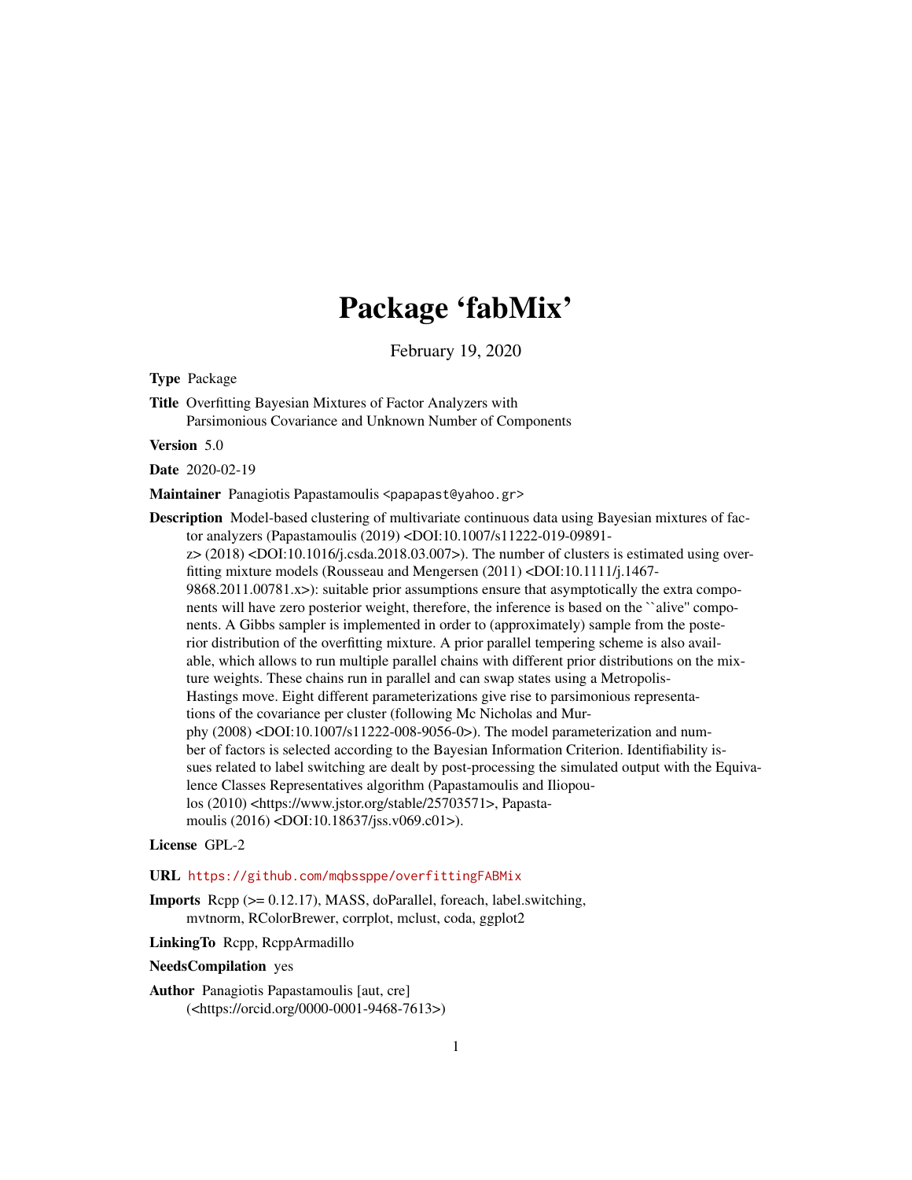# Package 'fabMix'

February 19, 2020

**Type** Package

**Title** Overfitting Bayesian Mixtures of Factor Analyzers with Parsimonious Covariance and Unknown Number of Components

**Version** 5.0

**Date** 2020-02-19

**Maintainer** Panagiotis Papastamoulis <papapast@yahoo.gr>

**Description** Model-based clustering of multivariate continuous data using Bayesian mixtures of factor analyzers (Papastamoulis (2019) <DOI:10.1007/s11222-019-09891-z> (2018) <DOI:10.1016/j.csda.2018.03.007>). The number of clusters is estimated using overfitting mixture models (Rousseau and Mengersen (2011) <DOI:10.1111/j.1467-9868.2011.00781.x>): suitable prior assumptions ensure that asymptotically the extra components will have zero posterior weight, therefore, the inference is based on the ``alive'' components. A Gibbs sampler is implemented in order to (approximately) sample from the posterior distribution of the overfitting mixture. A prior parallel tempering scheme is also available, which allows to run multiple parallel chains with different prior distributions on the mixture weights. These chains run in parallel and can swap states using a Metropolis-Hastings move. Eight different parameterizations give rise to parsimonious representations of the covariance per cluster (following Mc Nicholas and Murphy (2008) <DOI:10.1007/s11222-008-9056-0>). The model parameterization and number of factors is selected according to the Bayesian Information Criterion. Identifiability issues related to label switching are dealt by post-processing the simulated output with the Equivalence Classes Representatives algorithm (Papastamoulis and Iliopoulos (2010) <https://www.jstor.org/stable/25703571>, Papastamoulis (2016) <DOI:10.18637/jss.v069.c01>).

**License** GPL-2

**URL** https://github.com/mqbssppe/overfittingFABMix

**Imports** Rcpp (>= 0.12.17), MASS, doParallel, foreach, label.switching, mvtnorm, RColorBrewer, corrplot, mclust, coda, ggplot2

**LinkingTo** Rcpp, RcppArmadillo

**NeedsCompilation** yes

**Author** Panagiotis Papastamoulis [aut, cre] (<https://orcid.org/0000-0001-9468-7613>)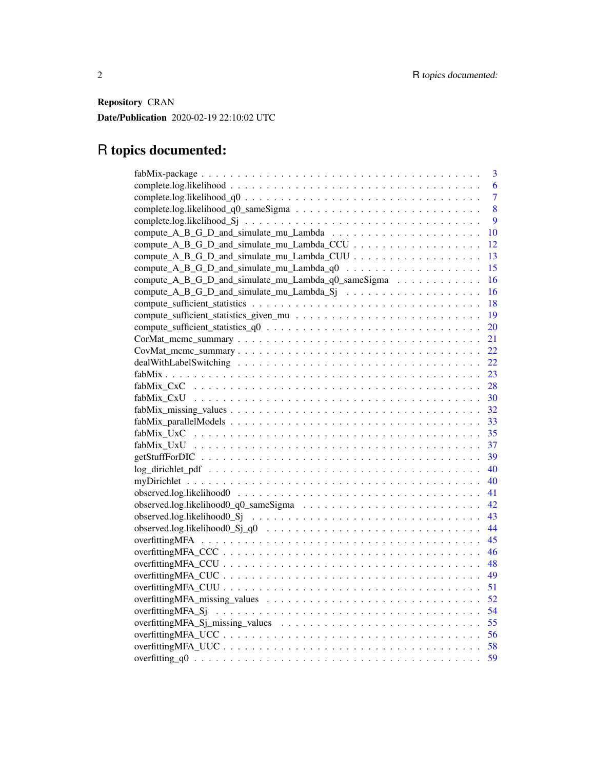**Repository** CRAN

**Date/Publication** 2020-02-19 22:10:02 UTC

# R topics documented:

| | |
|---|---|
| fabMix-package | 3 |
| complete.log.likelihood | 6 |
| complete.log.likelihood_q0 | 7 |
| complete.log.likelihood_q0_sameSigma | 8 |
| complete.log.likelihood_Sj | 9 |
| compute_A_B_G_D_and_simulate_mu_Lambda | 10 |
| compute_A_B_G_D_and_simulate_mu_Lambda_CCU | 12 |
| compute_A_B_G_D_and_simulate_mu_Lambda_CUU | 13 |
| compute_A_B_G_D_and_simulate_mu_Lambda_q0 | 15 |
| compute_A_B_G_D_and_simulate_mu_Lambda_q0_sameSigma | 16 |
| compute_A_B_G_D_and_simulate_mu_Lambda_Sj | 16 |
| compute_sufficient_statistics | 18 |
| compute_sufficient_statistics_given_mu | 19 |
| compute_sufficient_statistics_q0 | 20 |
| CorMat_mcmc_summary | 21 |
| CovMat_mcmc_summary | 22 |
| dealWithLabelSwitching | 22 |
| fabMix | 23 |
| fabMix_CxC | 28 |
| fabMix_CxU | 30 |
| fabMix_missing_values | 32 |
| fabMix_parallelModels | 33 |
| fabMix_UxC | 35 |
| fabMix_UxU | 37 |
| getStuffForDIC | 39 |
| log_dirichlet_pdf | 40 |
| myDirichlet | 40 |
| observed.log.likelihood0 | 41 |
| observed.log.likelihood0_q0_sameSigma | 42 |
| observed.log.likelihood0_Sj | 43 |
| observed.log.likelihood0_Sj_q0 | 44 |
| overfittingMFA | 45 |
| overfittingMFA_CCC | 46 |
| overfittingMFA_CCU | 48 |
| overfittingMFA_CUC | 49 |
| overfittingMFA_CUU | 51 |
| overfittingMFA_missing_values | 52 |
| overfittingMFA_Sj | 54 |
| overfittingMFA_Sj_missing_values | 55 |
| overfittingMFA_UCC | 56 |
| overfittingMFA_UUC | 58 |
| overfitting_q0 | 59 |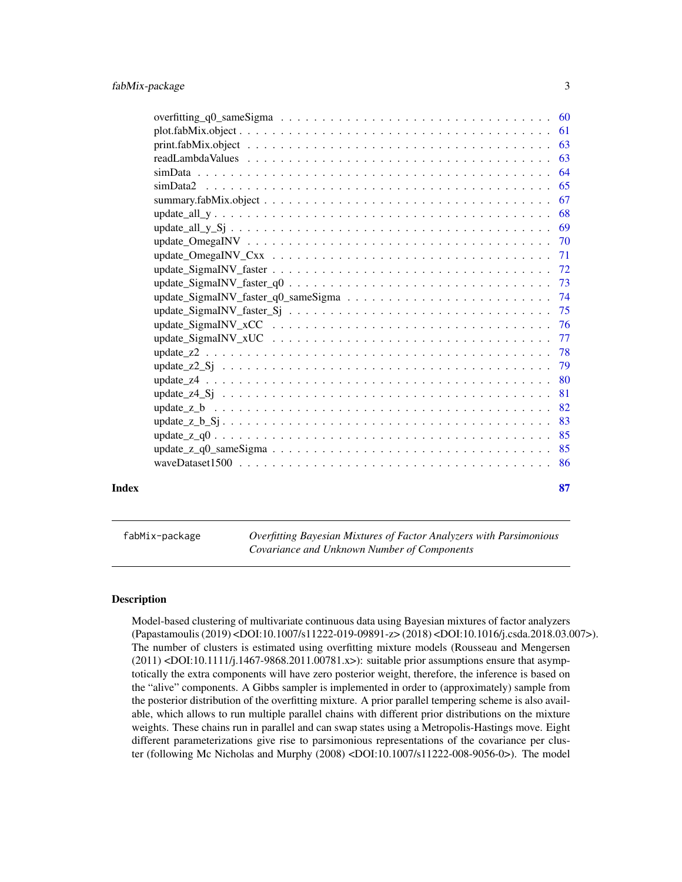| | |
|---|---|
| overfitting_q0_sameSigma | 60 |
| plot.fabMix.object | 61 |
| print.fabMix.object | 63 |
| readLambdaValues | 63 |
| simData | 64 |
| simData2 | 65 |
| summary.fabMix.object | 67 |
| update_all_y | 68 |
| update_all_y_Sj | 69 |
| update_OmegaINV | 70 |
| update_OmegaINV_Cxx | 71 |
| update_SigmaINV_faster | 72 |
| update_SigmaINV_faster_q0 | 73 |
| update_SigmaINV_faster_q0_sameSigma | 74 |
| update_SigmaINV_faster_Sj | 75 |
| update_SigmaINV_xCC | 76 |
| update_SigmaINV_xUC | 77 |
| update_z2 | 78 |
| update_z2_Sj | 79 |
| update_z4 | 80 |
| update_z4_Sj | 81 |
| update_z_b | 82 |
| update_z_b_Sj | 83 |
| update_z_q0 | 85 |
| update_z_q0_sameSigma | 85 |
| waveDataset1500 | 86 |

**Index** **87**

---

fabMix-package *Overfitting Bayesian Mixtures of Factor Analyzers with Parsimonious Covariance and Unknown Number of Components*

---

## Description

Model-based clustering of multivariate continuous data using Bayesian mixtures of factor analyzers (Papastamoulis (2019) <DOI:10.1007/s11222-019-09891-z> (2018) <DOI:10.1016/j.csda.2018.03.007>). The number of clusters is estimated using overfitting mixture models (Rousseau and Mengersen (2011) <DOI:10.1111/j.1467-9868.2011.00781.x>): suitable prior assumptions ensure that asymptotically the extra components will have zero posterior weight, therefore, the inference is based on the "alive" components. A Gibbs sampler is implemented in order to (approximately) sample from the posterior distribution of the overfitting mixture. A prior parallel tempering scheme is also available, which allows to run multiple parallel chains with different prior distributions on the mixture weights. These chains run in parallel and can swap states using a Metropolis-Hastings move. Eight different parameterizations give rise to parsimonious representations of the covariance per cluster (following Mc Nicholas and Murphy (2008) <DOI:10.1007/s11222-008-9056-0>). The model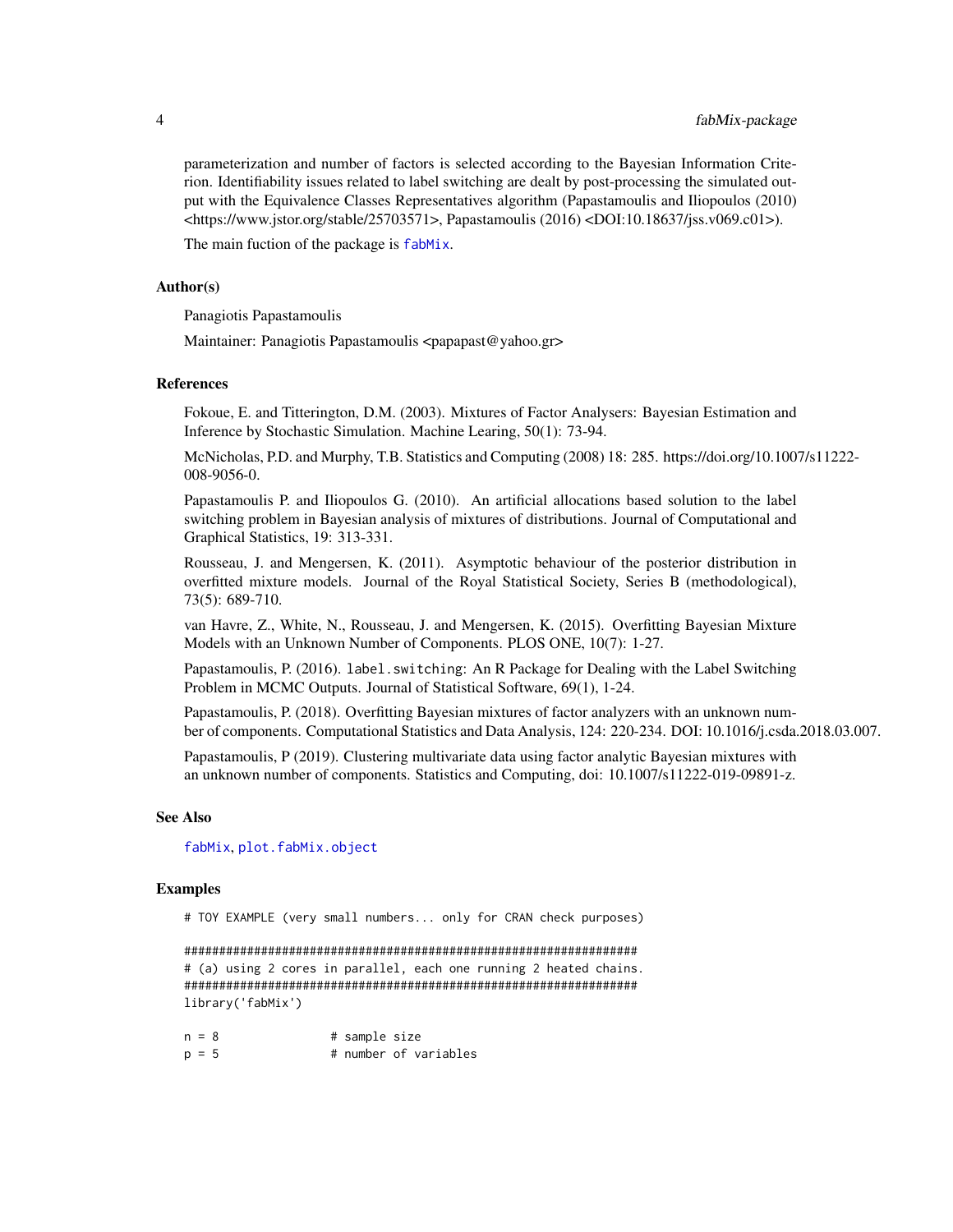parameterization and number of factors is selected according to the Bayesian Information Criterion. Identifiability issues related to label switching are dealt by post-processing the simulated output with the Equivalence Classes Representatives algorithm (Papastamoulis and Iliopoulos (2010) <https://www.jstor.org/stable/25703571>, Papastamoulis (2016) <DOI:10.18637/jss.v069.c01>).

The main fuction of the package is `fabMix`.

### Author(s)

Panagiotis Papastamoulis

Maintainer: Panagiotis Papastamoulis <papapast@yahoo.gr>

### References

Fokoue, E. and Titterington, D.M. (2003). Mixtures of Factor Analysers: Bayesian Estimation and Inference by Stochastic Simulation. Machine Learing, 50(1): 73-94.

McNicholas, P.D. and Murphy, T.B. Statistics and Computing (2008) 18: 285. https://doi.org/10.1007/s11222-008-9056-0.

Papastamoulis P. and Iliopoulos G. (2010). An artificial allocations based solution to the label switching problem in Bayesian analysis of mixtures of distributions. Journal of Computational and Graphical Statistics, 19: 313-331.

Rousseau, J. and Mengersen, K. (2011). Asymptotic behaviour of the posterior distribution in overfitted mixture models. Journal of the Royal Statistical Society, Series B (methodological), 73(5): 689-710.

van Havre, Z., White, N., Rousseau, J. and Mengersen, K. (2015). Overfitting Bayesian Mixture Models with an Unknown Number of Components. PLOS ONE, 10(7): 1-27.

Papastamoulis, P. (2016). `label.switching`: An R Package for Dealing with the Label Switching Problem in MCMC Outputs. Journal of Statistical Software, 69(1), 1-24.

Papastamoulis, P. (2018). Overfitting Bayesian mixtures of factor analyzers with an unknown number of components. Computational Statistics and Data Analysis, 124: 220-234. DOI: 10.1016/j.csda.2018.03.007.

Papastamoulis, P (2019). Clustering multivariate data using factor analytic Bayesian mixtures with an unknown number of components. Statistics and Computing, doi: 10.1007/s11222-019-09891-z.

### See Also

`fabMix`, `plot.fabMix.object`

### Examples

```
# TOY EXAMPLE (very small numbers... only for CRAN check purposes)

#################################################################
# (a) using 2 cores in parallel, each one running 2 heated chains.
#################################################################
library('fabMix')

n = 8                # sample size
p = 5                # number of variables
```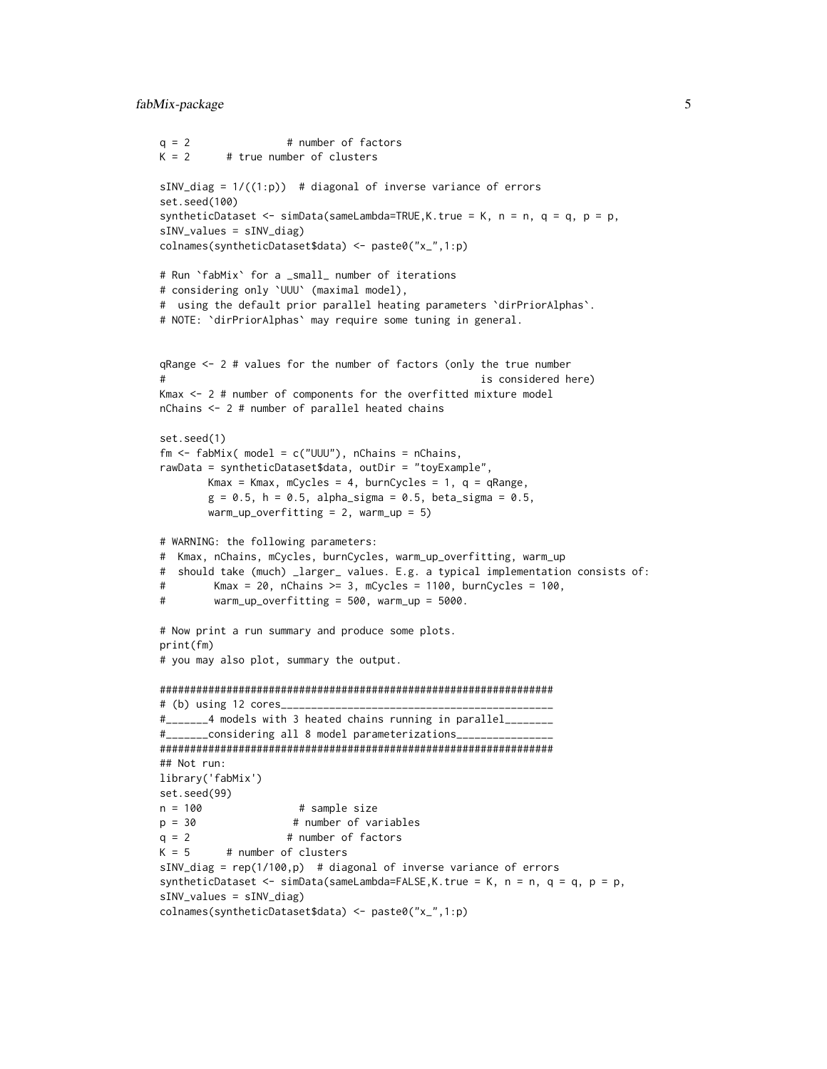```
q = 2               # number of factors
K = 2     # true number of clusters

sINV_diag = 1/((1:p))  # diagonal of inverse variance of errors
set.seed(100)
syntheticDataset <- simData(sameLambda=TRUE,K.true = K, n = n, q = q, p = p,
sINV_values = sINV_diag)
colnames(syntheticDataset$data) <- paste0("x_",1:p)

# Run `fabMix` for a _small_ number of iterations
# considering only `UUU` (maximal model),
#  using the default prior parallel heating parameters `dirPriorAlphas`.
# NOTE: `dirPriorAlphas` may require some tuning in general.


qRange <- 2 # values for the number of factors (only the true number
#                                                    is considered here)
Kmax <- 2 # number of components for the overfitted mixture model
nChains <- 2 # number of parallel heated chains

set.seed(1)
fm <- fabMix( model = c("UUU"), nChains = nChains,
rawData = syntheticDataset$data, outDir = "toyExample",
        Kmax = Kmax, mCycles = 4, burnCycles = 1, q = qRange,
        g = 0.5, h = 0.5, alpha_sigma = 0.5, beta_sigma = 0.5,
        warm_up_overfitting = 2, warm_up = 5)

# WARNING: the following parameters:
#  Kmax, nChains, mCycles, burnCycles, warm_up_overfitting, warm_up
#  should take (much) _larger_ values. E.g. a typical implementation consists of:
#        Kmax = 20, nChains >= 3, mCycles = 1100, burnCycles = 100,
#        warm_up_overfitting = 500, warm_up = 5000.

# Now print a run summary and produce some plots.
print(fm)
# you may also plot, summary the output.

#################################################################
# (b) using 12 cores____________________________________________
#_______4 models with 3 heated chains running in parallel_______
#_______considering all 8 model parameterizations_______________
#################################################################
## Not run:
library('fabMix')
set.seed(99)
n = 100                # sample size
p = 30                # number of variables
q = 2               # number of factors
K = 5     # number of clusters
sINV_diag = rep(1/100,p)  # diagonal of inverse variance of errors
syntheticDataset <- simData(sameLambda=FALSE,K.true = K, n = n, q = q, p = p,
sINV_values = sINV_diag)
colnames(syntheticDataset$data) <- paste0("x_",1:p)
```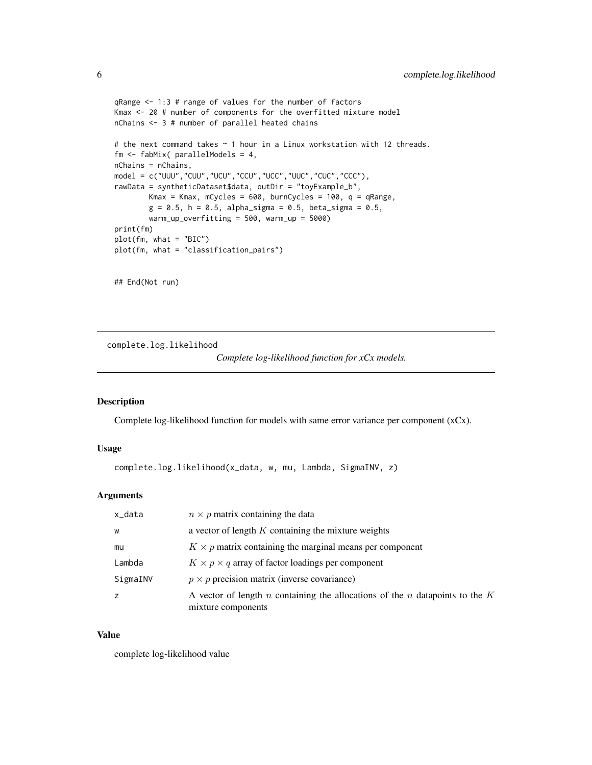```
qRange <- 1:3 # range of values for the number of factors
Kmax <- 20 # number of components for the overfitted mixture model
nChains <- 3 # number of parallel heated chains

# the next command takes ~ 1 hour in a Linux workstation with 12 threads.
fm <- fabMix( parallelModels = 4,
nChains = nChains,
model = c("UUU","CUU","UCU","CCU","UCC","UUC","CUC","CCC"),
rawData = syntheticDataset$data, outDir = "toyExample_b",
        Kmax = Kmax, mCycles = 600, burnCycles = 100, q = qRange,
        g = 0.5, h = 0.5, alpha_sigma = 0.5, beta_sigma = 0.5,
        warm_up_overfitting = 500, warm_up = 5000)
print(fm)
plot(fm, what = "BIC")
plot(fm, what = "classification_pairs")

## End(Not run)
```

---

# complete.log.likelihood — *Complete log-likelihood function for xCx models.*

## Description

Complete log-likelihood function for models with same error variance per component (xCx).

## Usage

```
complete.log.likelihood(x_data, w, mu, Lambda, SigmaINV, z)
```

## Arguments

| | |
|---|---|
| x_data | $n \times p$ matrix containing the data |
| w | a vector of length $K$ containing the mixture weights |
| mu | $K \times p$ matrix containing the marginal means per component |
| Lambda | $K \times p \times q$ array of factor loadings per component |
| SigmaINV | $p \times p$ precision matrix (inverse covariance) |
| z | A vector of length $n$ containing the allocations of the $n$ datapoints to the $K$ mixture components |

## Value

complete log-likelihood value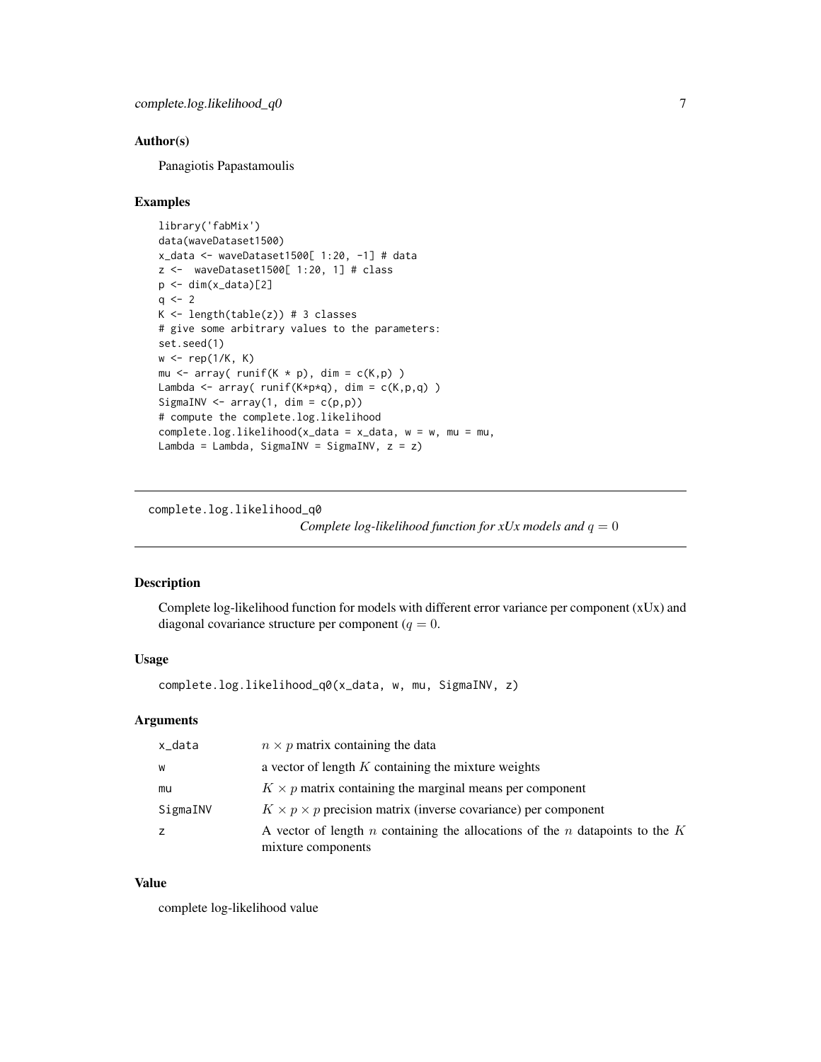## Author(s)

Panagiotis Papastamoulis

## Examples

```
library('fabMix')
data(waveDataset1500)
x_data <- waveDataset1500[ 1:20, -1] # data
z <-  waveDataset1500[ 1:20, 1] # class
p <- dim(x_data)[2]
q <- 2
K <- length(table(z)) # 3 classes
# give some arbitrary values to the parameters:
set.seed(1)
w <- rep(1/K, K)
mu <- array( runif(K * p), dim = c(K,p) )
Lambda <- array( runif(K*p*q), dim = c(K,p,q) )
SigmaINV <- array(1, dim = c(p,p))
# compute the complete.log.likelihood
complete.log.likelihood(x_data = x_data, w = w, mu = mu,
Lambda = Lambda, SigmaINV = SigmaINV, z = z)
```

---

# complete.log.likelihood_q0

*Complete log-likelihood function for xUx models and $q = 0$*

## Description

Complete log-likelihood function for models with different error variance per component (xUx) and diagonal covariance structure per component ($q = 0$.

## Usage

```
complete.log.likelihood_q0(x_data, w, mu, SigmaINV, z)
```

## Arguments

| | |
|---|---|
| x_data | $n \times p$ matrix containing the data |
| w | a vector of length $K$ containing the mixture weights |
| mu | $K \times p$ matrix containing the marginal means per component |
| SigmaINV | $K \times p \times p$ precision matrix (inverse covariance) per component |
| z | A vector of length $n$ containing the allocations of the $n$ datapoints to the $K$ mixture components |

## Value

complete log-likelihood value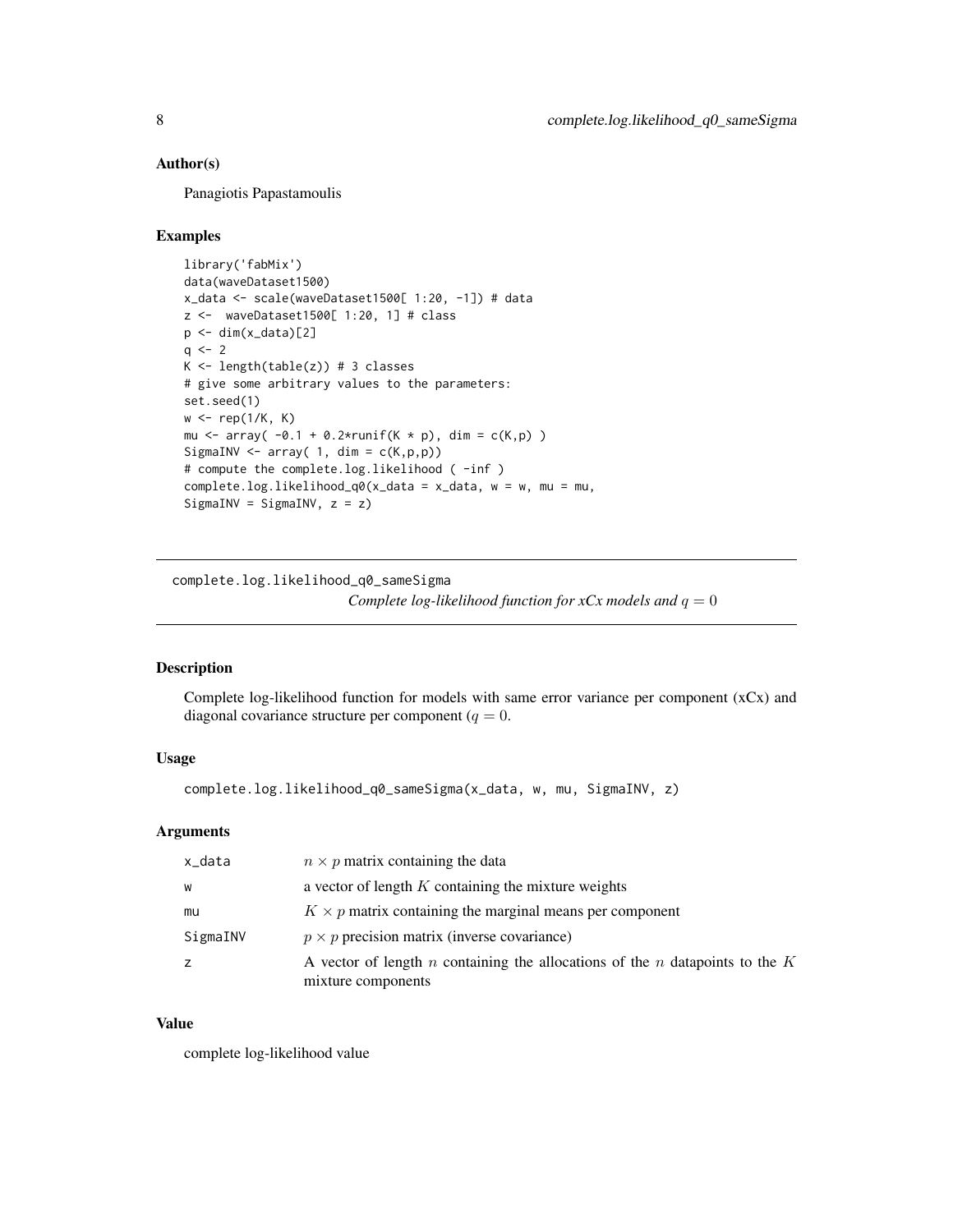## Author(s)

Panagiotis Papastamoulis

## Examples

```
library('fabMix')
data(waveDataset1500)
x_data <- scale(waveDataset1500[ 1:20, -1]) # data
z <-  waveDataset1500[ 1:20, 1] # class
p <- dim(x_data)[2]
q <- 2
K <- length(table(z)) # 3 classes
# give some arbitrary values to the parameters:
set.seed(1)
w <- rep(1/K, K)
mu <- array( -0.1 + 0.2*runif(K * p), dim = c(K,p) )
SigmaINV <- array( 1, dim = c(K,p,p))
# compute the complete.log.likelihood ( -inf )
complete.log.likelihood_q0(x_data = x_data, w = w, mu = mu,
SigmaINV = SigmaINV, z = z)
```

---

# complete.log.likelihood_q0_sameSigma

*Complete log-likelihood function for xCx models and $q = 0$*

## Description

Complete log-likelihood function for models with same error variance per component (xCx) and diagonal covariance structure per component ($q = 0$.

## Usage

```
complete.log.likelihood_q0_sameSigma(x_data, w, mu, SigmaINV, z)
```

## Arguments

| | |
|---|---|
| x_data | $n \times p$ matrix containing the data |
| w | a vector of length $K$ containing the mixture weights |
| mu | $K \times p$ matrix containing the marginal means per component |
| SigmaINV | $p \times p$ precision matrix (inverse covariance) |
| z | A vector of length $n$ containing the allocations of the $n$ datapoints to the $K$ mixture components |

## Value

complete log-likelihood value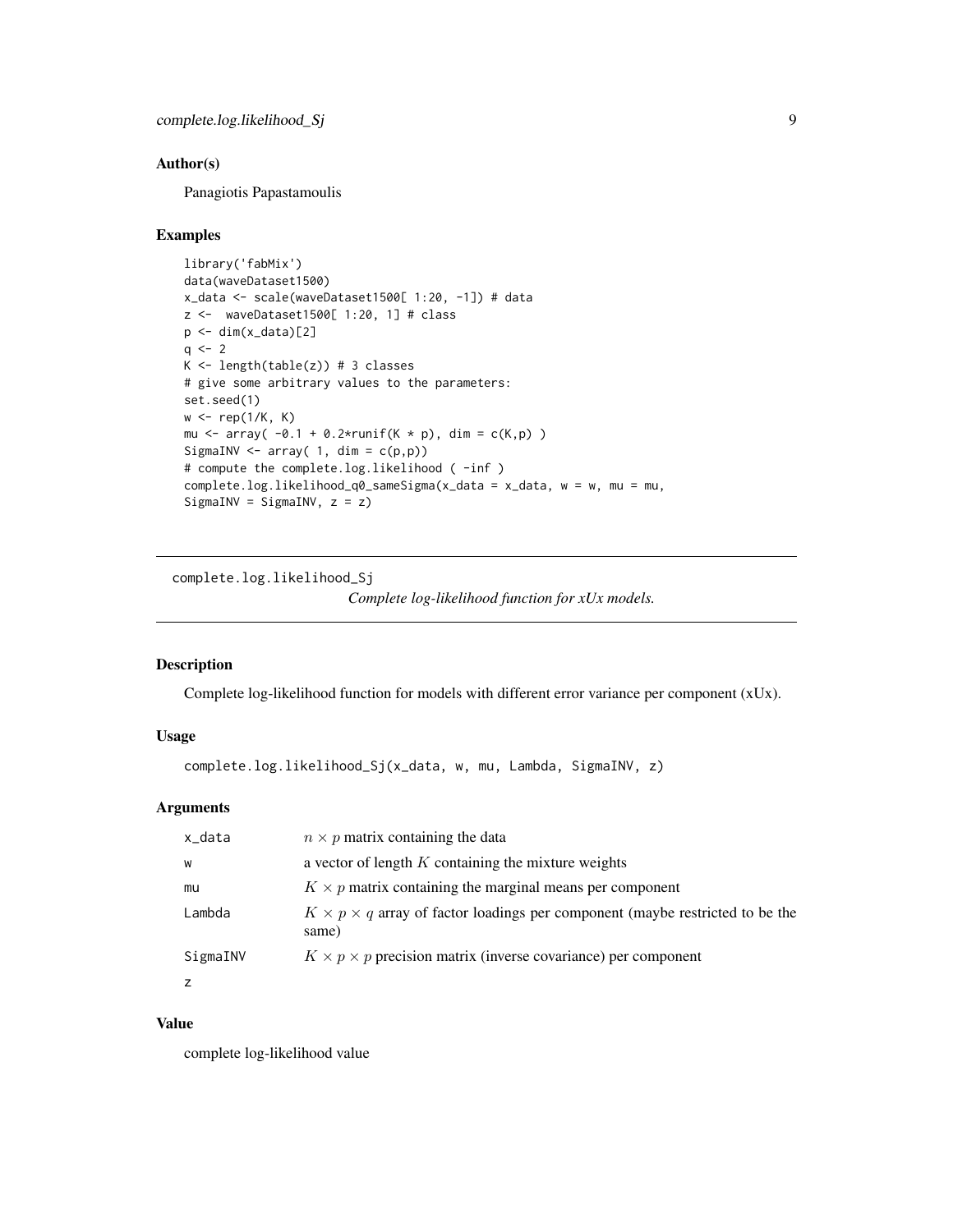## Author(s)

Panagiotis Papastamoulis

## Examples

```
library('fabMix')
data(waveDataset1500)
x_data <- scale(waveDataset1500[ 1:20, -1]) # data
z <-  waveDataset1500[ 1:20, 1] # class
p <- dim(x_data)[2]
q <- 2
K <- length(table(z)) # 3 classes
# give some arbitrary values to the parameters:
set.seed(1)
w <- rep(1/K, K)
mu <- array( -0.1 + 0.2*runif(K * p), dim = c(K,p) )
SigmaINV <- array( 1, dim = c(p,p))
# compute the complete.log.likelihood ( -inf )
complete.log.likelihood_q0_sameSigma(x_data = x_data, w = w, mu = mu,
SigmaINV = SigmaINV, z = z)
```

---

# complete.log.likelihood_Sj

*Complete log-likelihood function for xUx models.*

---

## Description

Complete log-likelihood function for models with different error variance per component (xUx).

## Usage

```
complete.log.likelihood_Sj(x_data, w, mu, Lambda, SigmaINV, z)
```

## Arguments

| | |
|---|---|
| x_data | $n \times p$ matrix containing the data |
| w | a vector of length $K$ containing the mixture weights |
| mu | $K \times p$ matrix containing the marginal means per component |
| Lambda | $K \times p \times q$ array of factor loadings per component (maybe restricted to be the same) |
| SigmaINV | $K \times p \times p$ precision matrix (inverse covariance) per component |
| z | |

## Value

complete log-likelihood value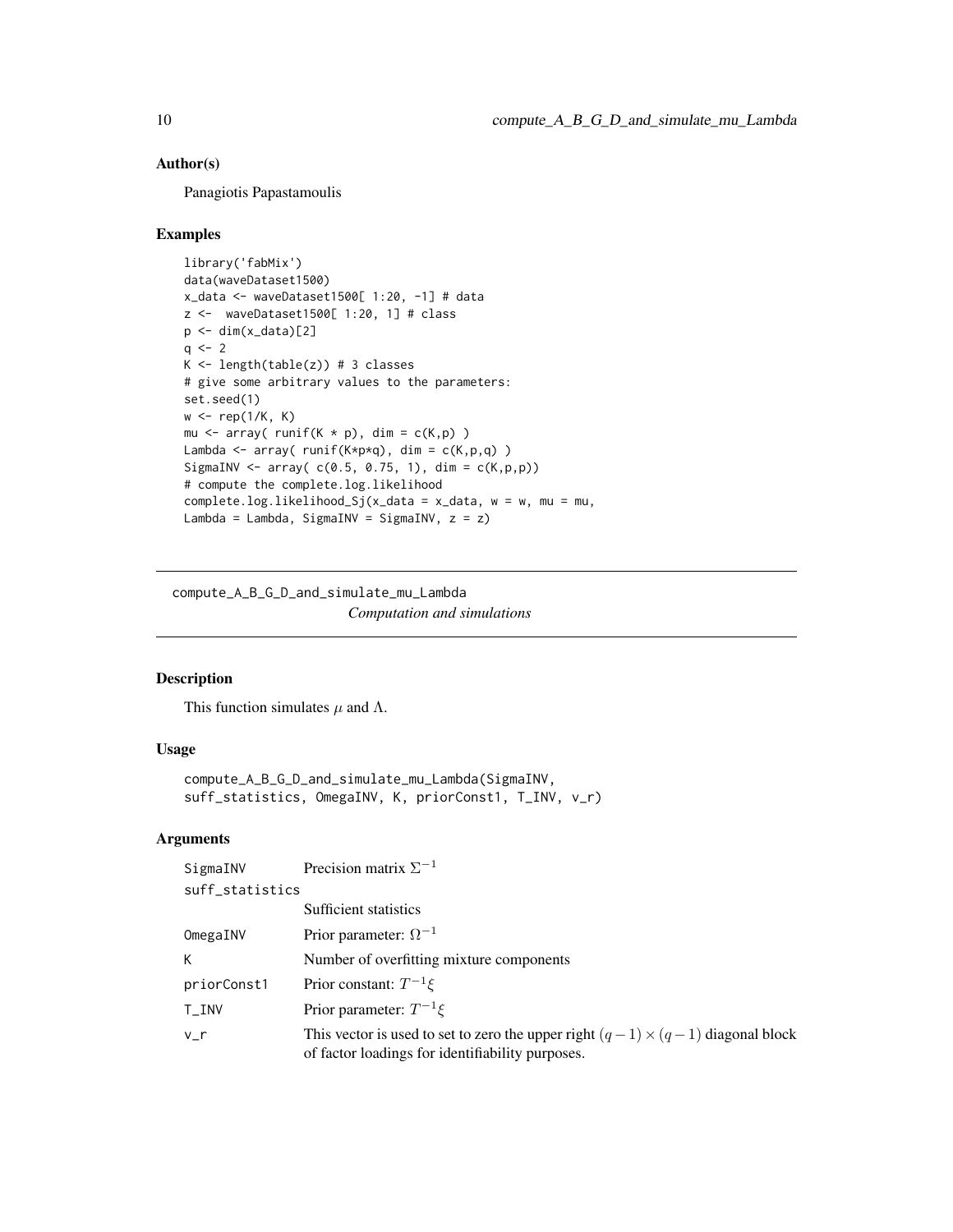## Author(s)

Panagiotis Papastamoulis

## Examples

```
library('fabMix')
data(waveDataset1500)
x_data <- waveDataset1500[ 1:20, -1] # data
z <-  waveDataset1500[ 1:20, 1] # class
p <- dim(x_data)[2]
q <- 2
K <- length(table(z)) # 3 classes
# give some arbitrary values to the parameters:
set.seed(1)
w <- rep(1/K, K)
mu <- array( runif(K * p), dim = c(K,p) )
Lambda <- array( runif(K*p*q), dim = c(K,p,q) )
SigmaINV <- array( c(0.5, 0.75, 1), dim = c(K,p,p))
# compute the complete.log.likelihood
complete.log.likelihood_Sj(x_data = x_data, w = w, mu = mu,
Lambda = Lambda, SigmaINV = SigmaINV, z = z)
```

---

# compute_A_B_G_D_and_simulate_mu_Lambda

*Computation and simulations*

---

## Description

This function simulates $\mu$ and $\Lambda$.

## Usage

```
compute_A_B_G_D_and_simulate_mu_Lambda(SigmaINV,
suff_statistics, OmegaINV, K, priorConst1, T_INV, v_r)
```

## Arguments

| Argument | Description |
| --- | --- |
| SigmaINV | Precision matrix $\Sigma^{-1}$ |
| suff_statistics | Sufficient statistics |
| OmegaINV | Prior parameter: $\Omega^{-1}$ |
| K | Number of overfitting mixture components |
| priorConst1 | Prior constant: $T^{-1}\xi$ |
| T_INV | Prior parameter: $T^{-1}\xi$ |
| v_r | This vector is used to set to zero the upper right $(q-1)\times(q-1)$ diagonal block of factor loadings for identifiability purposes. |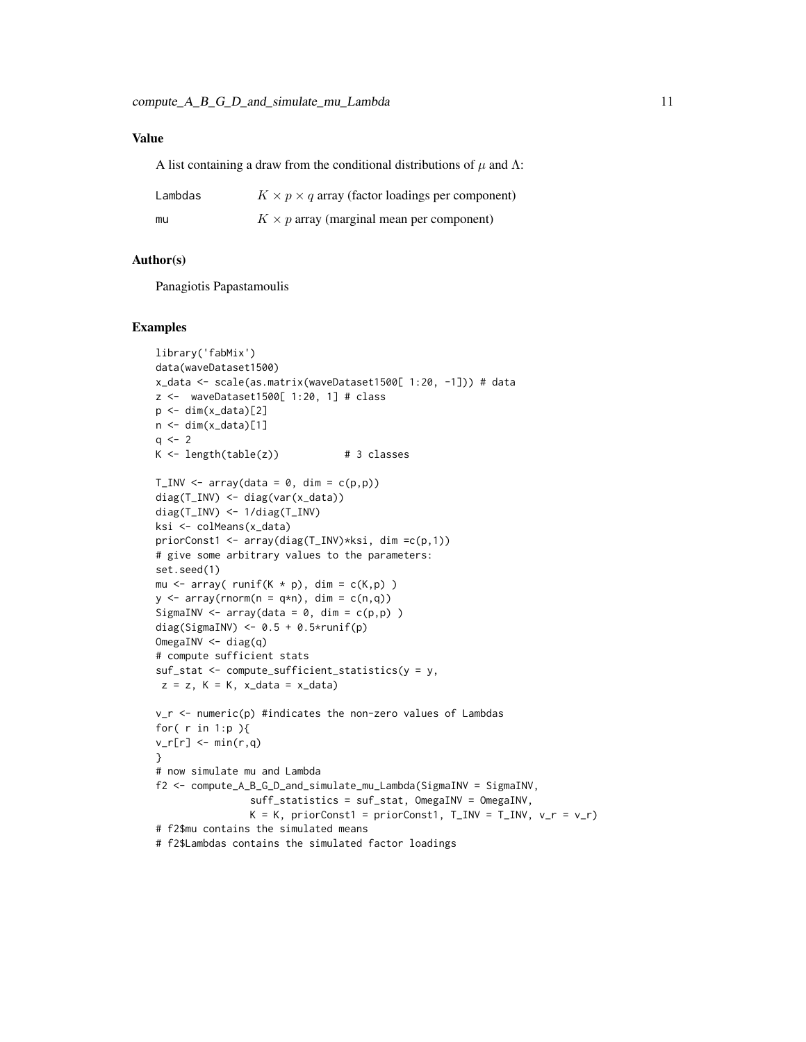## Value

A list containing a draw from the conditional distributions of $\mu$ and $\Lambda$:

| | |
|---|---|
| Lambdas | $K \times p \times q$ array (factor loadings per component) |
| mu | $K \times p$ array (marginal mean per component) |

## Author(s)

Panagiotis Papastamoulis

## Examples

```
library('fabMix')
data(waveDataset1500)
x_data <- scale(as.matrix(waveDataset1500[ 1:20, -1])) # data
z <-  waveDataset1500[ 1:20, 1] # class
p <- dim(x_data)[2]
n <- dim(x_data)[1]
q <- 2
K <- length(table(z))           # 3 classes

T_INV <- array(data = 0, dim = c(p,p))
diag(T_INV) <- diag(var(x_data))
diag(T_INV) <- 1/diag(T_INV)
ksi <- colMeans(x_data)
priorConst1 <- array(diag(T_INV)*ksi, dim =c(p,1))
# give some arbitrary values to the parameters:
set.seed(1)
mu <- array( runif(K * p), dim = c(K,p) )
y <- array(rnorm(n = q*n), dim = c(n,q))
SigmaINV <- array(data = 0, dim = c(p,p) )
diag(SigmaINV) <- 0.5 + 0.5*runif(p)
OmegaINV <- diag(q)
# compute sufficient stats
suf_stat <- compute_sufficient_statistics(y = y,
 z = z, K = K, x_data = x_data)

v_r <- numeric(p) #indicates the non-zero values of Lambdas
for( r in 1:p ){
v_r[r] <- min(r,q)
}
# now simulate mu and Lambda
f2 <- compute_A_B_G_D_and_simulate_mu_Lambda(SigmaINV = SigmaINV,
                suff_statistics = suf_stat, OmegaINV = OmegaINV,
                K = K, priorConst1 = priorConst1, T_INV = T_INV, v_r = v_r)
# f2$mu contains the simulated means
# f2$Lambdas contains the simulated factor loadings
```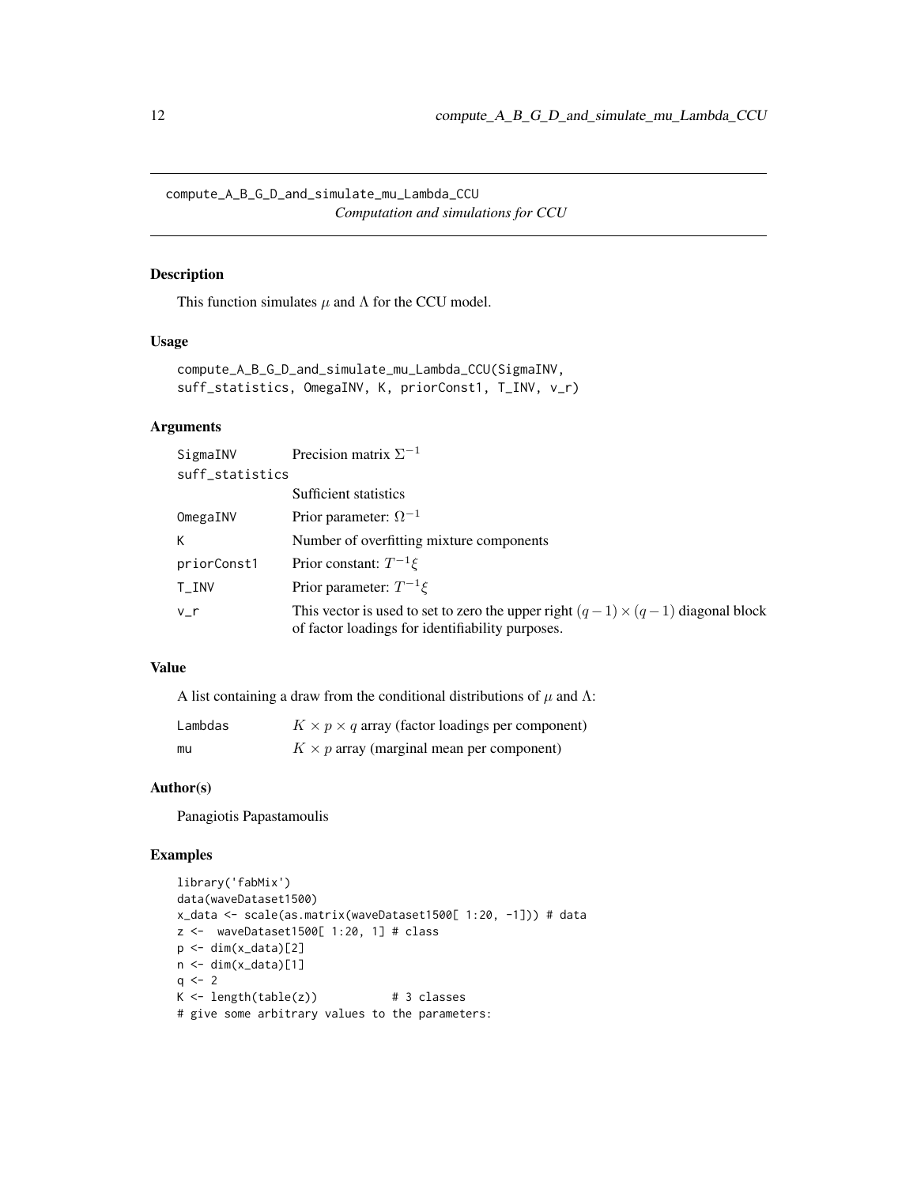compute_A_B_G_D_and_simulate_mu_Lambda_CCU

*Computation and simulations for CCU*

## Description

This function simulates $\mu$ and $\Lambda$ for the CCU model.

## Usage

```
compute_A_B_G_D_and_simulate_mu_Lambda_CCU(SigmaINV,
suff_statistics, OmegaINV, K, priorConst1, T_INV, v_r)
```

## Arguments

| | |
|---|---|
| SigmaINV | Precision matrix $\Sigma^{-1}$ |
| suff_statistics | Sufficient statistics |
| OmegaINV | Prior parameter: $\Omega^{-1}$ |
| K | Number of overfitting mixture components |
| priorConst1 | Prior constant: $T^{-1}\xi$ |
| T_INV | Prior parameter: $T^{-1}\xi$ |
| v_r | This vector is used to set to zero the upper right $(q-1)\times(q-1)$ diagonal block of factor loadings for identifiability purposes. |

## Value

A list containing a draw from the conditional distributions of $\mu$ and $\Lambda$:

| | |
|---|---|
| Lambdas | $K \times p \times q$ array (factor loadings per component) |
| mu | $K \times p$ array (marginal mean per component) |

## Author(s)

Panagiotis Papastamoulis

## Examples

```
library('fabMix')
data(waveDataset1500)
x_data <- scale(as.matrix(waveDataset1500[ 1:20, -1])) # data
z <-  waveDataset1500[ 1:20, 1] # class
p <- dim(x_data)[2]
n <- dim(x_data)[1]
q <- 2
K <- length(table(z))           # 3 classes
# give some arbitrary values to the parameters:
```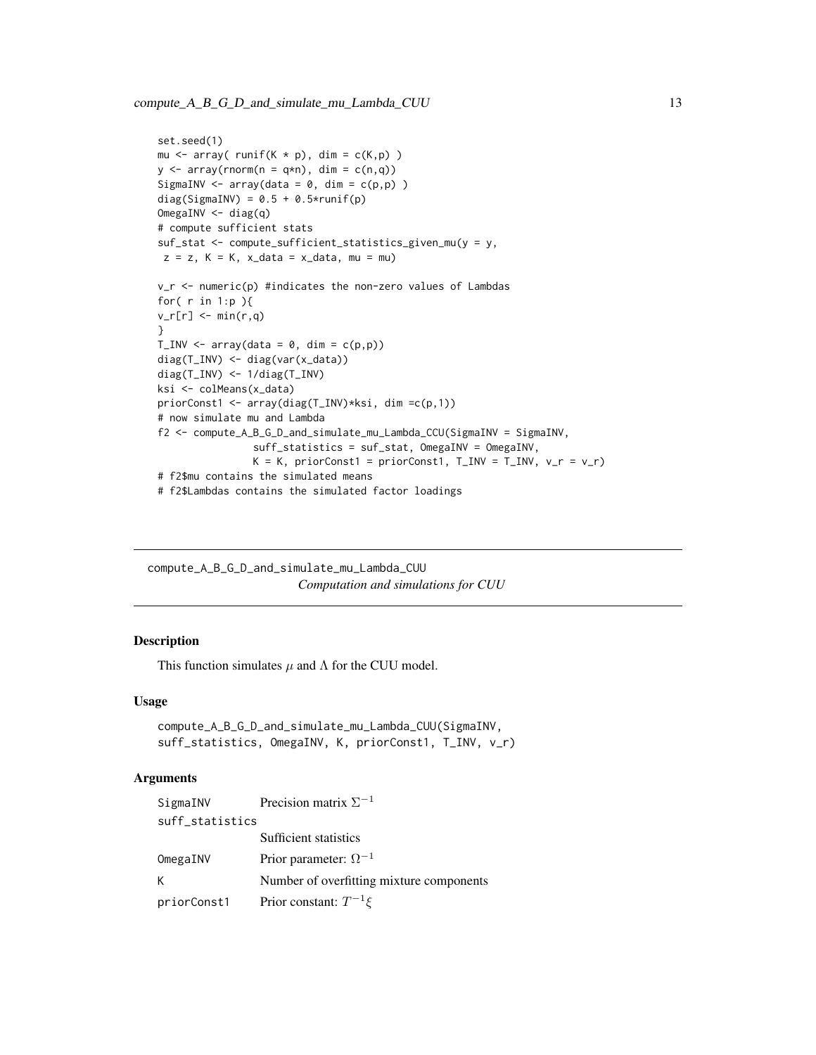```
set.seed(1)
mu <- array( runif(K * p), dim = c(K,p) )
y <- array(rnorm(n = q*n), dim = c(n,q))
SigmaINV <- array(data = 0, dim = c(p,p) )
diag(SigmaINV) = 0.5 + 0.5*runif(p)
OmegaINV <- diag(q)
# compute sufficient stats
suf_stat <- compute_sufficient_statistics_given_mu(y = y,
 z = z, K = K, x_data = x_data, mu = mu)

v_r <- numeric(p) #indicates the non-zero values of Lambdas
for( r in 1:p ){
v_r[r] <- min(r,q)
}
T_INV <- array(data = 0, dim = c(p,p))
diag(T_INV) <- diag(var(x_data))
diag(T_INV) <- 1/diag(T_INV)
ksi <- colMeans(x_data)
priorConst1 <- array(diag(T_INV)*ksi, dim =c(p,1))
# now simulate mu and Lambda
f2 <- compute_A_B_G_D_and_simulate_mu_Lambda_CCU(SigmaINV = SigmaINV,
                suff_statistics = suf_stat, OmegaINV = OmegaINV,
                K = K, priorConst1 = priorConst1, T_INV = T_INV, v_r = v_r)
# f2$mu contains the simulated means
# f2$Lambdas contains the simulated factor loadings
```

## compute_A_B_G_D_and_simulate_mu_Lambda_CUU — *Computation and simulations for CUU*

### Description

This function simulates $\mu$ and $\Lambda$ for the CUU model.

### Usage

```
compute_A_B_G_D_and_simulate_mu_Lambda_CUU(SigmaINV,
suff_statistics, OmegaINV, K, priorConst1, T_INV, v_r)
```

### Arguments

| | |
|---|---|
| SigmaINV | Precision matrix $\Sigma^{-1}$ |
| suff_statistics | Sufficient statistics |
| OmegaINV | Prior parameter: $\Omega^{-1}$ |
| K | Number of overfitting mixture components |
| priorConst1 | Prior constant: $T^{-1}\xi$ |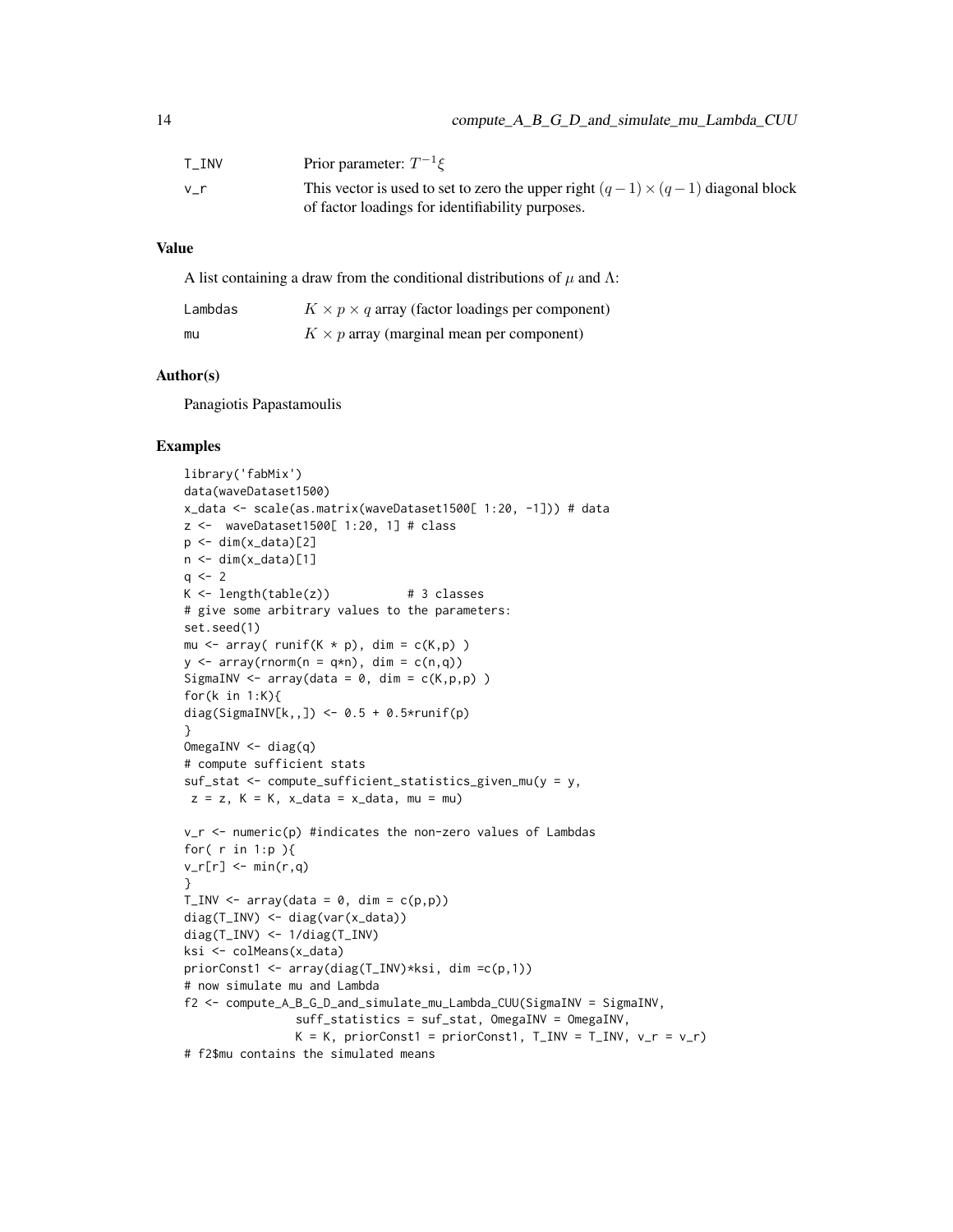| | |
|---|---|
| T_INV | Prior parameter: $T^{-1}\xi$ |
| v_r | This vector is used to set to zero the upper right $(q-1)\times(q-1)$ diagonal block of factor loadings for identifiability purposes. |

## Value

A list containing a draw from the conditional distributions of $\mu$ and $\Lambda$:

| | |
|---|---|
| Lambdas | $K \times p \times q$ array (factor loadings per component) |
| mu | $K \times p$ array (marginal mean per component) |

## Author(s)

Panagiotis Papastamoulis

## Examples

```
library('fabMix')
data(waveDataset1500)
x_data <- scale(as.matrix(waveDataset1500[ 1:20, -1])) # data
z <-  waveDataset1500[ 1:20, 1] # class
p <- dim(x_data)[2]
n <- dim(x_data)[1]
q <- 2
K <- length(table(z))           # 3 classes
# give some arbitrary values to the parameters:
set.seed(1)
mu <- array( runif(K * p), dim = c(K,p) )
y <- array(rnorm(n = q*n), dim = c(n,q))
SigmaINV <- array(data = 0, dim = c(K,p,p) )
for(k in 1:K){
diag(SigmaINV[k,,]) <- 0.5 + 0.5*runif(p)
}
OmegaINV <- diag(q)
# compute sufficient stats
suf_stat <- compute_sufficient_statistics_given_mu(y = y,
 z = z, K = K, x_data = x_data, mu = mu)

v_r <- numeric(p) #indicates the non-zero values of Lambdas
for( r in 1:p ){
v_r[r] <- min(r,q)
}
T_INV <- array(data = 0, dim = c(p,p))
diag(T_INV) <- diag(var(x_data))
diag(T_INV) <- 1/diag(T_INV)
ksi <- colMeans(x_data)
priorConst1 <- array(diag(T_INV)*ksi, dim =c(p,1))
# now simulate mu and Lambda
f2 <- compute_A_B_G_D_and_simulate_mu_Lambda_CUU(SigmaINV = SigmaINV,
                suff_statistics = suf_stat, OmegaINV = OmegaINV,
                K = K, priorConst1 = priorConst1, T_INV = T_INV, v_r = v_r)
# f2$mu contains the simulated means
```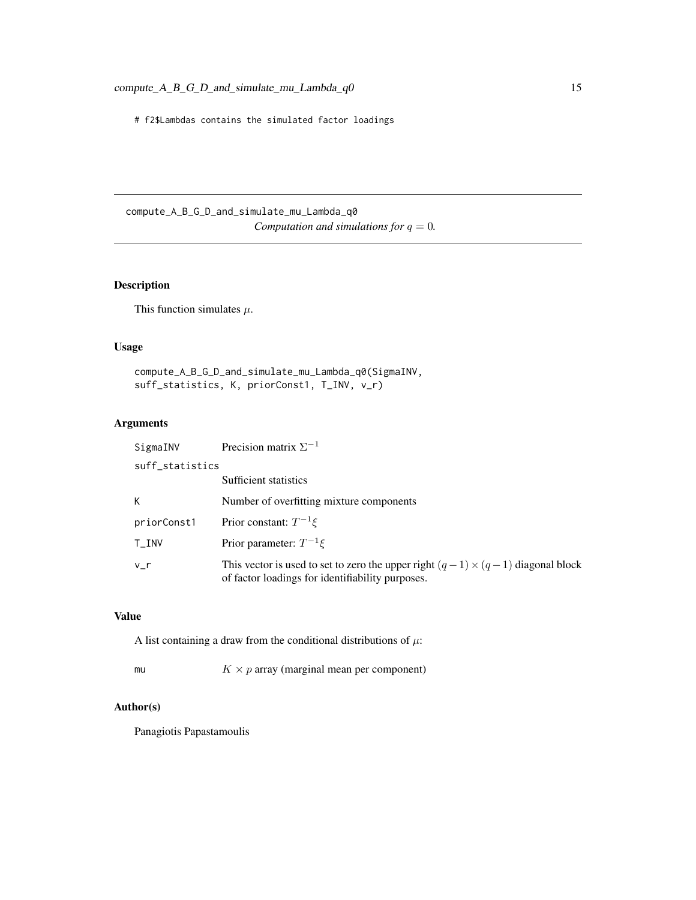```
# f2$Lambdas contains the simulated factor loadings
```

## compute_A_B_G_D_and_simulate_mu_Lambda_q0

*Computation and simulations for $q = 0$.*

### Description

This function simulates $\mu$.

### Usage

```
compute_A_B_G_D_and_simulate_mu_Lambda_q0(SigmaINV,
suff_statistics, K, priorConst1, T_INV, v_r)
```

### Arguments

| | |
|---|---|
| SigmaINV | Precision matrix $\Sigma^{-1}$ |
| suff_statistics | Sufficient statistics |
| K | Number of overfitting mixture components |
| priorConst1 | Prior constant: $T^{-1}\xi$ |
| T_INV | Prior parameter: $T^{-1}\xi$ |
| v_r | This vector is used to set to zero the upper right $(q-1)\times(q-1)$ diagonal block of factor loadings for identifiability purposes. |

### Value

A list containing a draw from the conditional distributions of $\mu$:

| | |
|---|---|
| mu | $K \times p$ array (marginal mean per component) |

### Author(s)

Panagiotis Papastamoulis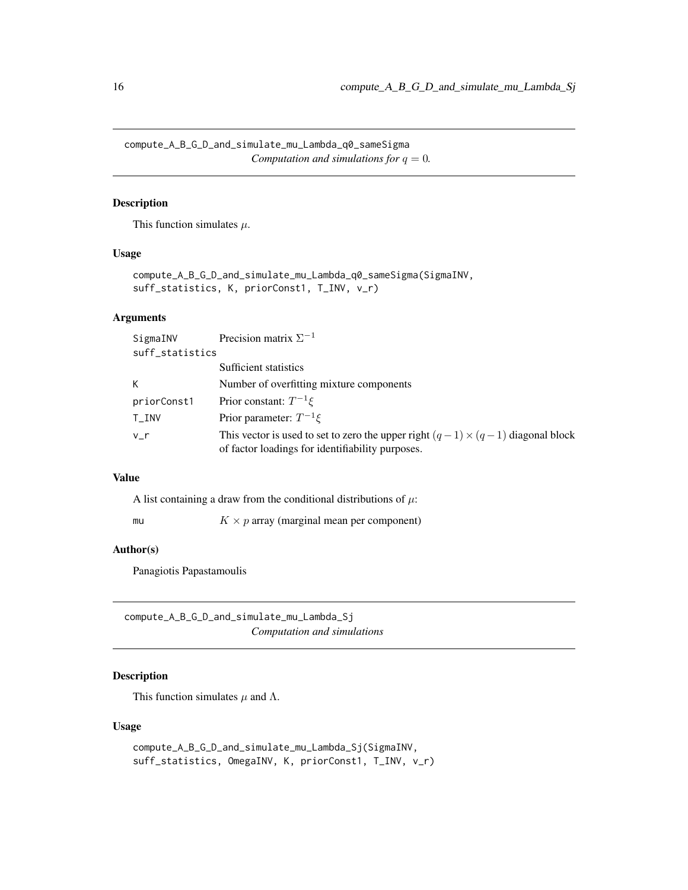## compute_A_B_G_D_and_simulate_mu_Lambda_q0_sameSigma

*Computation and simulations for $q = 0$.*

### Description

This function simulates $\mu$.

### Usage

```
compute_A_B_G_D_and_simulate_mu_Lambda_q0_sameSigma(SigmaINV,
suff_statistics, K, priorConst1, T_INV, v_r)
```

### Arguments

| | |
|---|---|
| SigmaINV | Precision matrix $\Sigma^{-1}$ |
| suff_statistics | Sufficient statistics |
| K | Number of overfitting mixture components |
| priorConst1 | Prior constant: $T^{-1}\xi$ |
| T_INV | Prior parameter: $T^{-1}\xi$ |
| v_r | This vector is used to set to zero the upper right $(q-1) \times (q-1)$ diagonal block of factor loadings for identifiability purposes. |

### Value

A list containing a draw from the conditional distributions of $\mu$:

| | |
|---|---|
| mu | $K \times p$ array (marginal mean per component) |

### Author(s)

Panagiotis Papastamoulis

## compute_A_B_G_D_and_simulate_mu_Lambda_Sj

*Computation and simulations*

### Description

This function simulates $\mu$ and $\Lambda$.

### Usage

```
compute_A_B_G_D_and_simulate_mu_Lambda_Sj(SigmaINV,
suff_statistics, OmegaINV, K, priorConst1, T_INV, v_r)
```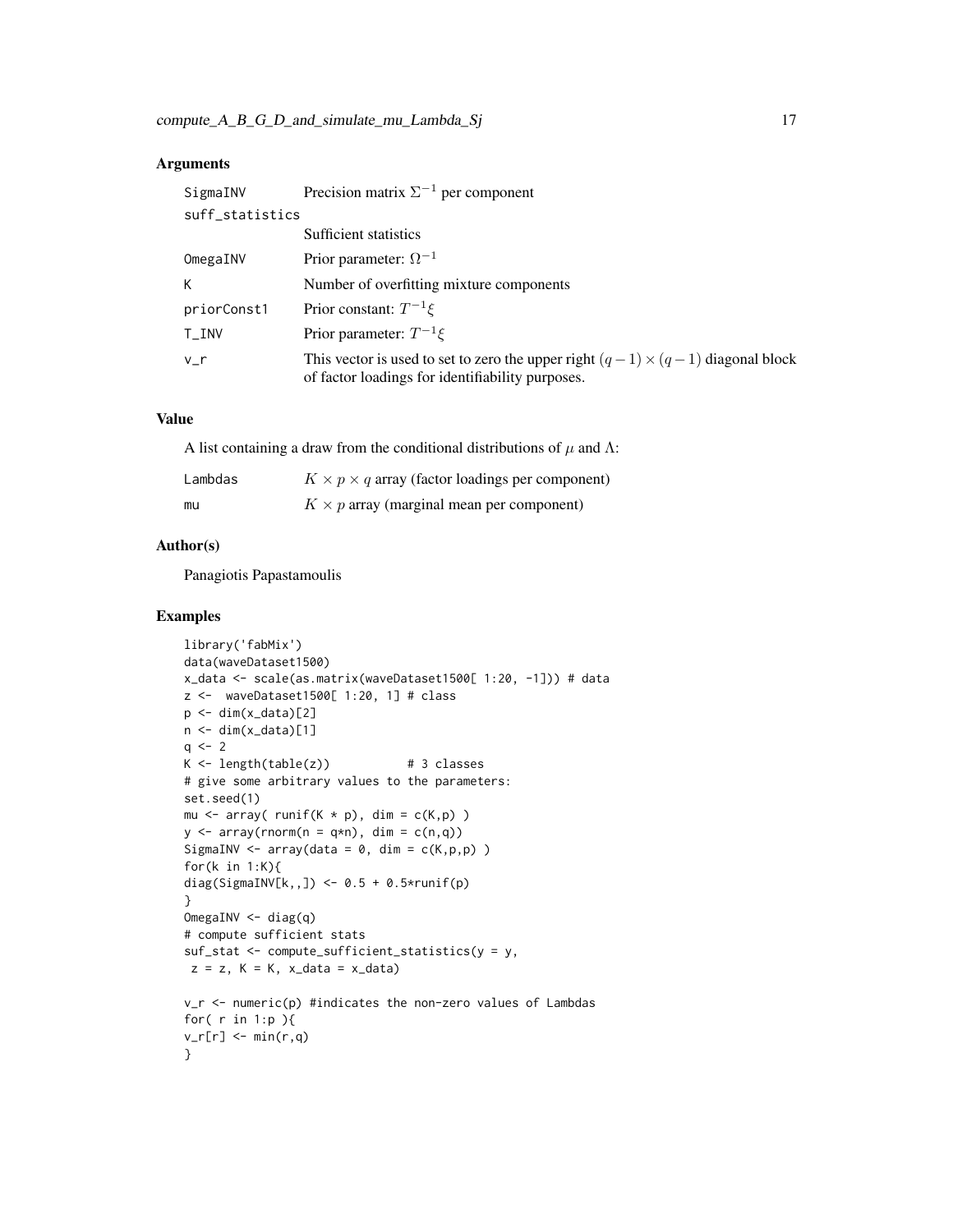## Arguments

| | |
|---|---|
| SigmaINV | Precision matrix $\Sigma^{-1}$ per component |
| suff_statistics | Sufficient statistics |
| OmegaINV | Prior parameter: $\Omega^{-1}$ |
| K | Number of overfitting mixture components |
| priorConst1 | Prior constant: $T^{-1}\xi$ |
| T_INV | Prior parameter: $T^{-1}\xi$ |
| v_r | This vector is used to set to zero the upper right $(q-1)\times(q-1)$ diagonal block of factor loadings for identifiability purposes. |

## Value

A list containing a draw from the conditional distributions of $\mu$ and $\Lambda$:

| | |
|---|---|
| Lambdas | $K \times p \times q$ array (factor loadings per component) |
| mu | $K \times p$ array (marginal mean per component) |

## Author(s)

Panagiotis Papastamoulis

## Examples

```
library('fabMix')
data(waveDataset1500)
x_data <- scale(as.matrix(waveDataset1500[ 1:20, -1])) # data
z <-  waveDataset1500[ 1:20, 1] # class
p <- dim(x_data)[2]
n <- dim(x_data)[1]
q <- 2
K <- length(table(z))           # 3 classes
# give some arbitrary values to the parameters:
set.seed(1)
mu <- array( runif(K * p), dim = c(K,p) )
y <- array(rnorm(n = q*n), dim = c(n,q))
SigmaINV <- array(data = 0, dim = c(K,p,p) )
for(k in 1:K){
diag(SigmaINV[k,,]) <- 0.5 + 0.5*runif(p)
}
OmegaINV <- diag(q)
# compute sufficient stats
suf_stat <- compute_sufficient_statistics(y = y,
 z = z, K = K, x_data = x_data)

v_r <- numeric(p) #indicates the non-zero values of Lambdas
for( r in 1:p ){
v_r[r] <- min(r,q)
}
```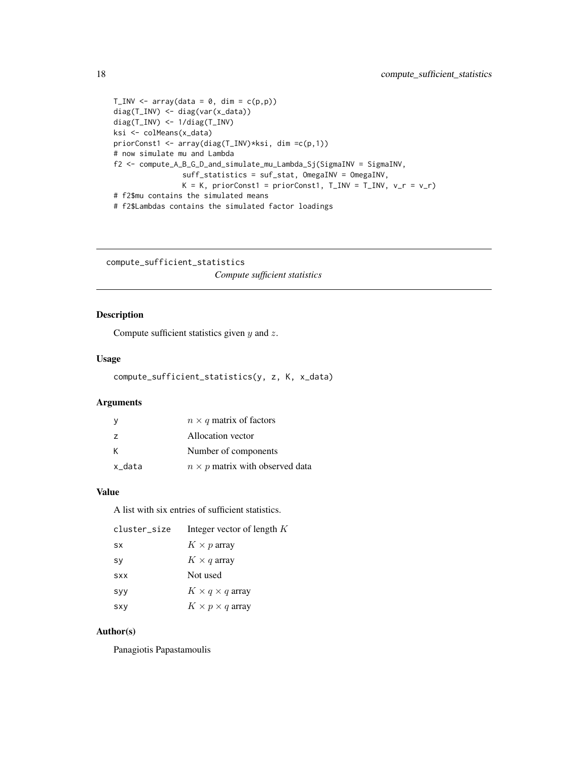```
T_INV <- array(data = 0, dim = c(p,p))
diag(T_INV) <- diag(var(x_data))
diag(T_INV) <- 1/diag(T_INV)
ksi <- colMeans(x_data)
priorConst1 <- array(diag(T_INV)*ksi, dim =c(p,1))
# now simulate mu and Lambda
f2 <- compute_A_B_G_D_and_simulate_mu_Lambda_Sj(SigmaINV = SigmaINV,
                suff_statistics = suf_stat, OmegaINV = OmegaINV,
                K = K, priorConst1 = priorConst1, T_INV = T_INV, v_r = v_r)
# f2$mu contains the simulated means
# f2$Lambdas contains the simulated factor loadings
```

---

## compute_sufficient_statistics

*Compute sufficient statistics*

---

### Description

Compute sufficient statistics given $y$ and $z$.

### Usage

```
compute_sufficient_statistics(y, z, K, x_data)
```

### Arguments

| | |
|---|---|
| y | $n \times q$ matrix of factors |
| z | Allocation vector |
| K | Number of components |
| x_data | $n \times p$ matrix with observed data |

### Value

A list with six entries of sufficient statistics.

| | |
|---|---|
| cluster_size | Integer vector of length $K$ |
| sx | $K \times p$ array |
| sy | $K \times q$ array |
| sxx | Not used |
| syy | $K \times q \times q$ array |
| sxy | $K \times p \times q$ array |

### Author(s)

Panagiotis Papastamoulis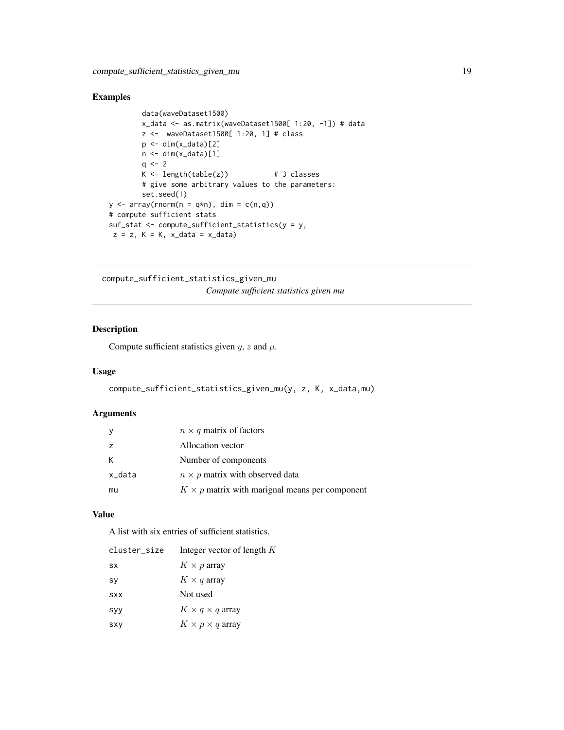## Examples

```
        data(waveDataset1500)
        x_data <- as.matrix(waveDataset1500[ 1:20, -1]) # data
        z <-  waveDataset1500[ 1:20, 1] # class
        p <- dim(x_data)[2]
        n <- dim(x_data)[1]
        q <- 2
        K <- length(table(z))           # 3 classes
        # give some arbitrary values to the parameters:
        set.seed(1)
y <- array(rnorm(n = q*n), dim = c(n,q))
# compute sufficient stats
suf_stat <- compute_sufficient_statistics(y = y,
 z = z, K = K, x_data = x_data)
```

---

# compute_sufficient_statistics_given_mu

*Compute sufficient statistics given mu*

---

## Description

Compute sufficient statistics given $y$, $z$ and $\mu$.

## Usage

```
compute_sufficient_statistics_given_mu(y, z, K, x_data,mu)
```

## Arguments

| | |
|---|---|
| y | $n \times q$ matrix of factors |
| z | Allocation vector |
| K | Number of components |
| x_data | $n \times p$ matrix with observed data |
| mu | $K \times p$ matrix with marignal means per component |

## Value

A list with six entries of sufficient statistics.

| | |
|---|---|
| cluster_size | Integer vector of length $K$ |
| sx | $K \times p$ array |
| sy | $K \times q$ array |
| sxx | Not used |
| syy | $K \times q \times q$ array |
| sxy | $K \times p \times q$ array |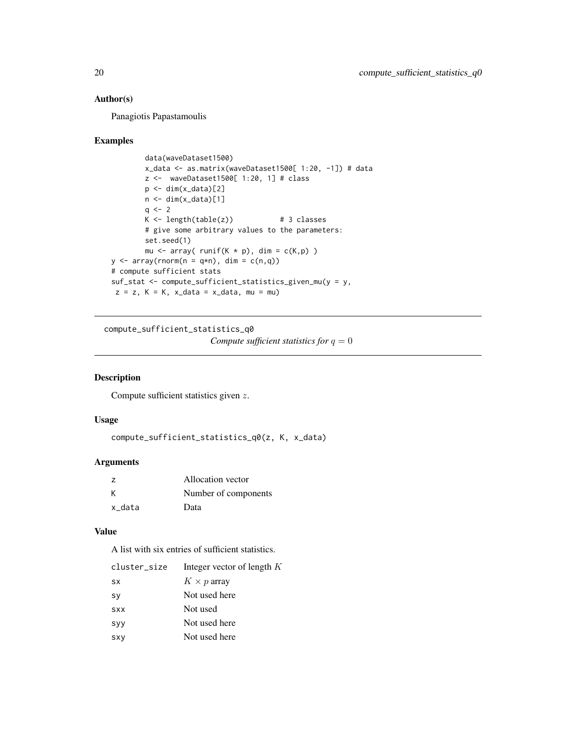## Author(s)

Panagiotis Papastamoulis

## Examples

```
        data(waveDataset1500)
        x_data <- as.matrix(waveDataset1500[ 1:20, -1]) # data
        z <-  waveDataset1500[ 1:20, 1] # class
        p <- dim(x_data)[2]
        n <- dim(x_data)[1]
        q <- 2
        K <- length(table(z))           # 3 classes
        # give some arbitrary values to the parameters:
        set.seed(1)
        mu <- array( runif(K * p), dim = c(K,p) )
y <- array(rnorm(n = q*n), dim = c(n,q))
# compute sufficient stats
suf_stat <- compute_sufficient_statistics_given_mu(y = y,
 z = z, K = K, x_data = x_data, mu = mu)
```

---

# compute_sufficient_statistics_q0 — *Compute sufficient statistics for $q = 0$*

## Description

Compute sufficient statistics given $z$.

## Usage

```
compute_sufficient_statistics_q0(z, K, x_data)
```

## Arguments

| | |
|---|---|
| z | Allocation vector |
| K | Number of components |
| x_data | Data |

## Value

A list with six entries of sufficient statistics.

| | |
|---|---|
| cluster_size | Integer vector of length $K$ |
| sx | $K \times p$ array |
| sy | Not used here |
| sxx | Not used |
| syy | Not used here |
| sxy | Not used here |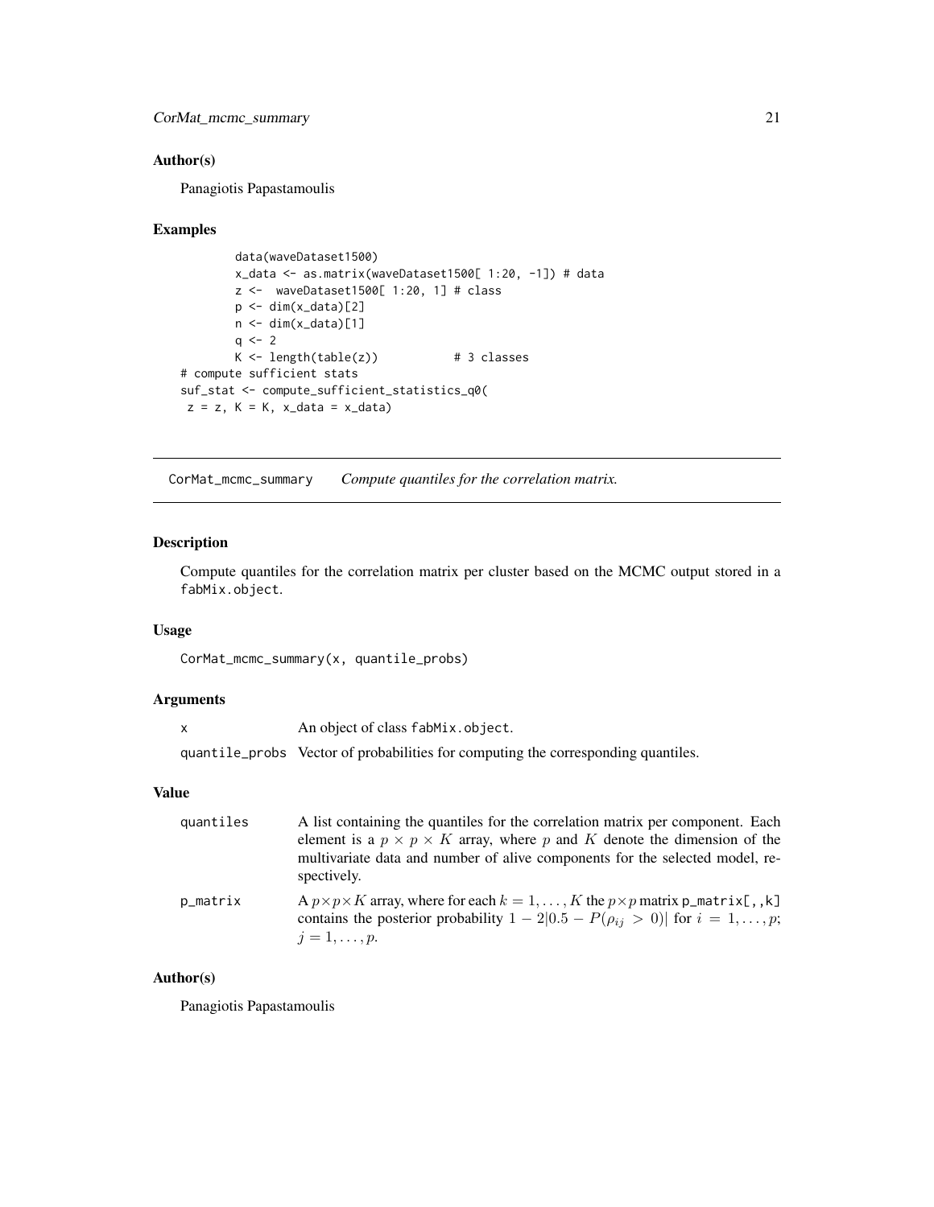## Author(s)

Panagiotis Papastamoulis

## Examples

```
        data(waveDataset1500)
        x_data <- as.matrix(waveDataset1500[ 1:20, -1]) # data
        z <-  waveDataset1500[ 1:20, 1] # class
        p <- dim(x_data)[2]
        n <- dim(x_data)[1]
        q <- 2
        K <- length(table(z))           # 3 classes
# compute sufficient stats
suf_stat <- compute_sufficient_statistics_q0(
 z = z, K = K, x_data = x_data)
```

---

# CorMat_mcmc_summary    *Compute quantiles for the correlation matrix.*

---

## Description

Compute quantiles for the correlation matrix per cluster based on the MCMC output stored in a fabMix.object.

## Usage

```
CorMat_mcmc_summary(x, quantile_probs)
```

## Arguments

| | |
|---|---|
| x | An object of class fabMix.object. |
| quantile_probs | Vector of probabilities for computing the corresponding quantiles. |

## Value

| | |
|---|---|
| quantiles | A list containing the quantiles for the correlation matrix per component. Each element is a $p \times p \times K$ array, where $p$ and $K$ denote the dimension of the multivariate data and number of alive components for the selected model, respectively. |
| p_matrix | A $p \times p \times K$ array, where for each $k = 1, \ldots, K$ the $p \times p$ matrix p_matrix[,,k] contains the posterior probability $1 - 2\|0.5 - P(\rho_{ij} > 0)\|$ for $i = 1, \ldots, p$; $j = 1, \ldots, p$. |

## Author(s)

Panagiotis Papastamoulis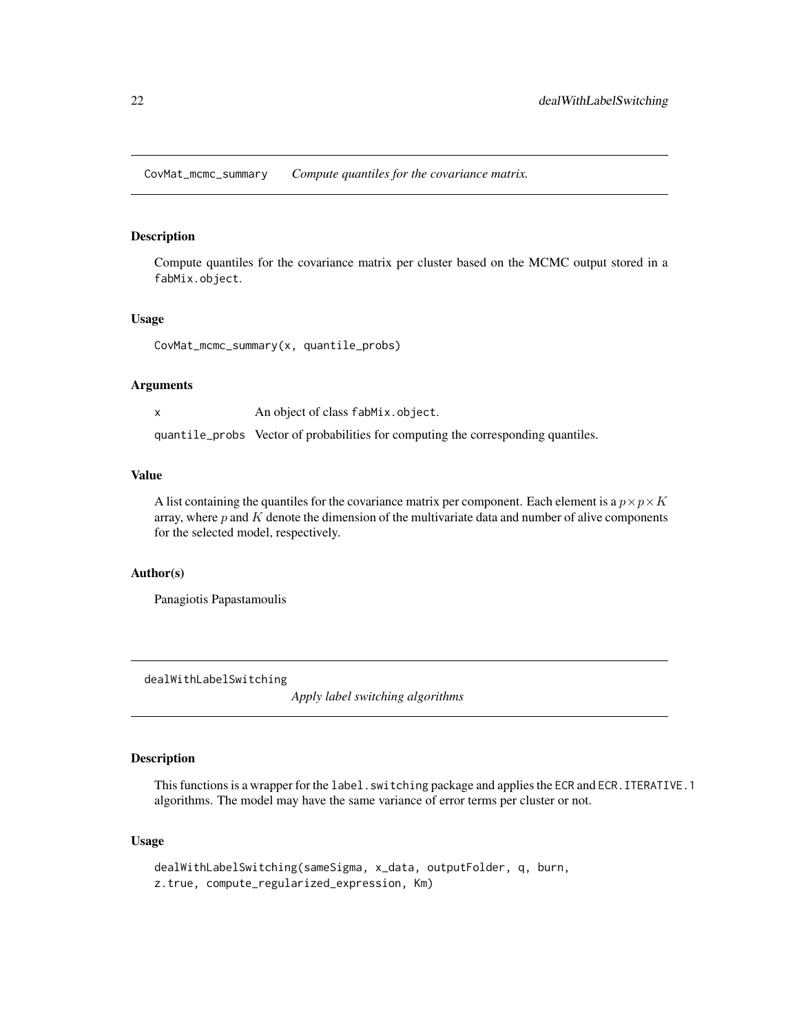## CovMat_mcmc_summary — *Compute quantiles for the covariance matrix.*

### Description

Compute quantiles for the covariance matrix per cluster based on the MCMC output stored in a `fabMix.object`.

### Usage

```
CovMat_mcmc_summary(x, quantile_probs)
```

### Arguments

| | |
|---|---|
| `x` | An object of class `fabMix.object`. |
| `quantile_probs` | Vector of probabilities for computing the corresponding quantiles. |

### Value

A list containing the quantiles for the covariance matrix per component. Each element is a $p \times p \times K$ array, where $p$ and $K$ denote the dimension of the multivariate data and number of alive components for the selected model, respectively.

### Author(s)

Panagiotis Papastamoulis

## dealWithLabelSwitching — *Apply label switching algorithms*

### Description

This functions is a wrapper for the `label.switching` package and applies the `ECR` and `ECR.ITERATIVE.1` algorithms. The model may have the same variance of error terms per cluster or not.

### Usage

```
dealWithLabelSwitching(sameSigma, x_data, outputFolder, q, burn,
z.true, compute_regularized_expression, Km)
```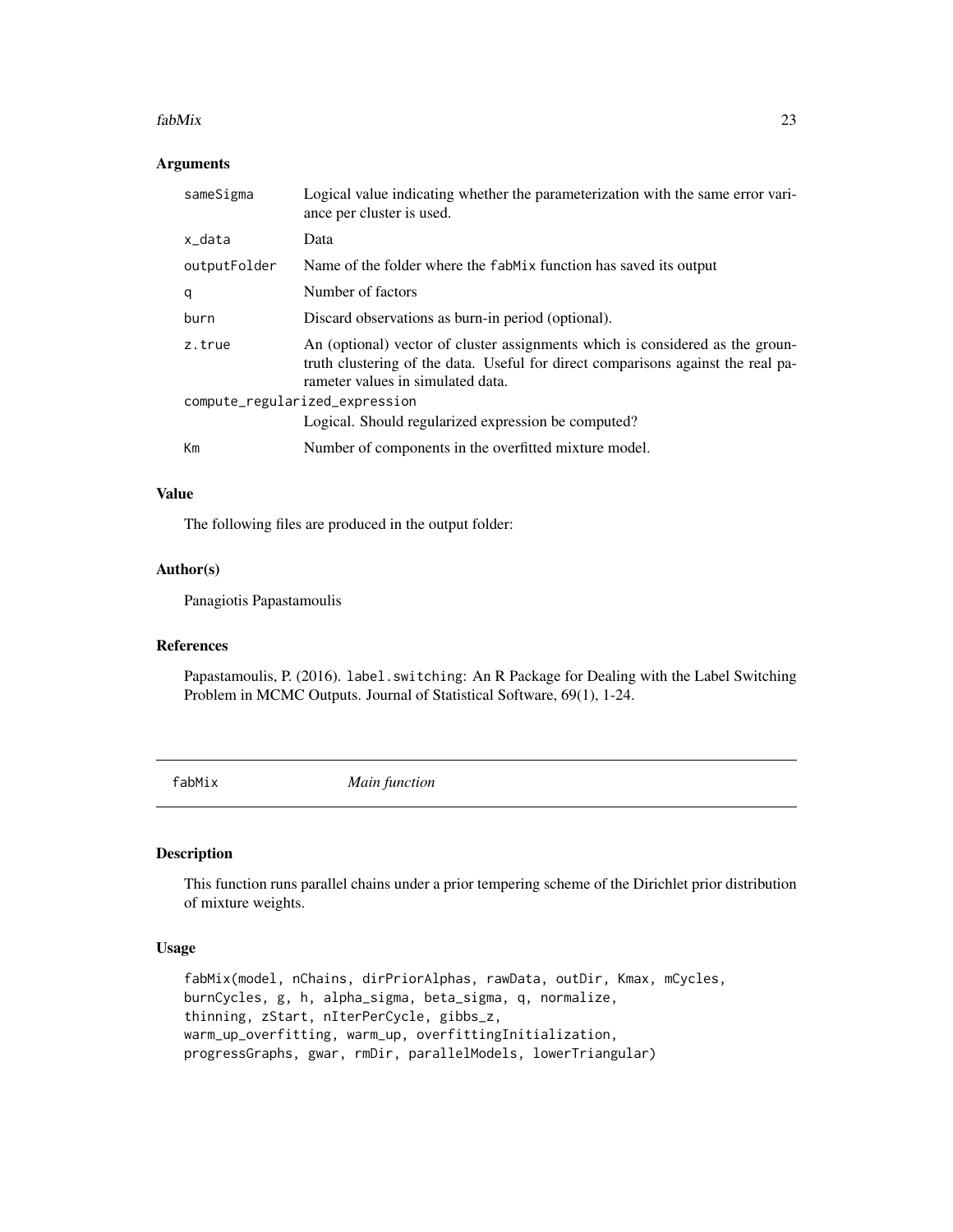### Arguments

| | |
|---|---|
| sameSigma | Logical value indicating whether the parameterization with the same error variance per cluster is used. |
| x_data | Data |
| outputFolder | Name of the folder where the fabMix function has saved its output |
| q | Number of factors |
| burn | Discard observations as burn-in period (optional). |
| z.true | An (optional) vector of cluster assignments which is considered as the groun-truth clustering of the data. Useful for direct comparisons against the real parameter values in simulated data. |
| compute_regularized_expression | Logical. Should regularized expression be computed? |
| Km | Number of components in the overfitted mixture model. |

### Value

The following files are produced in the output folder:

### Author(s)

Panagiotis Papastamoulis

### References

Papastamoulis, P. (2016). label.switching: An R Package for Dealing with the Label Switching Problem in MCMC Outputs. Journal of Statistical Software, 69(1), 1-24.

---

## fabMix *Main function*

### Description

This function runs parallel chains under a prior tempering scheme of the Dirichlet prior distribution of mixture weights.

### Usage

```
fabMix(model, nChains, dirPriorAlphas, rawData, outDir, Kmax, mCycles,
burnCycles, g, h, alpha_sigma, beta_sigma, q, normalize,
thinning, zStart, nIterPerCycle, gibbs_z,
warm_up_overfitting, warm_up, overfittingInitialization,
progressGraphs, gwar, rmDir, parallelModels, lowerTriangular)
```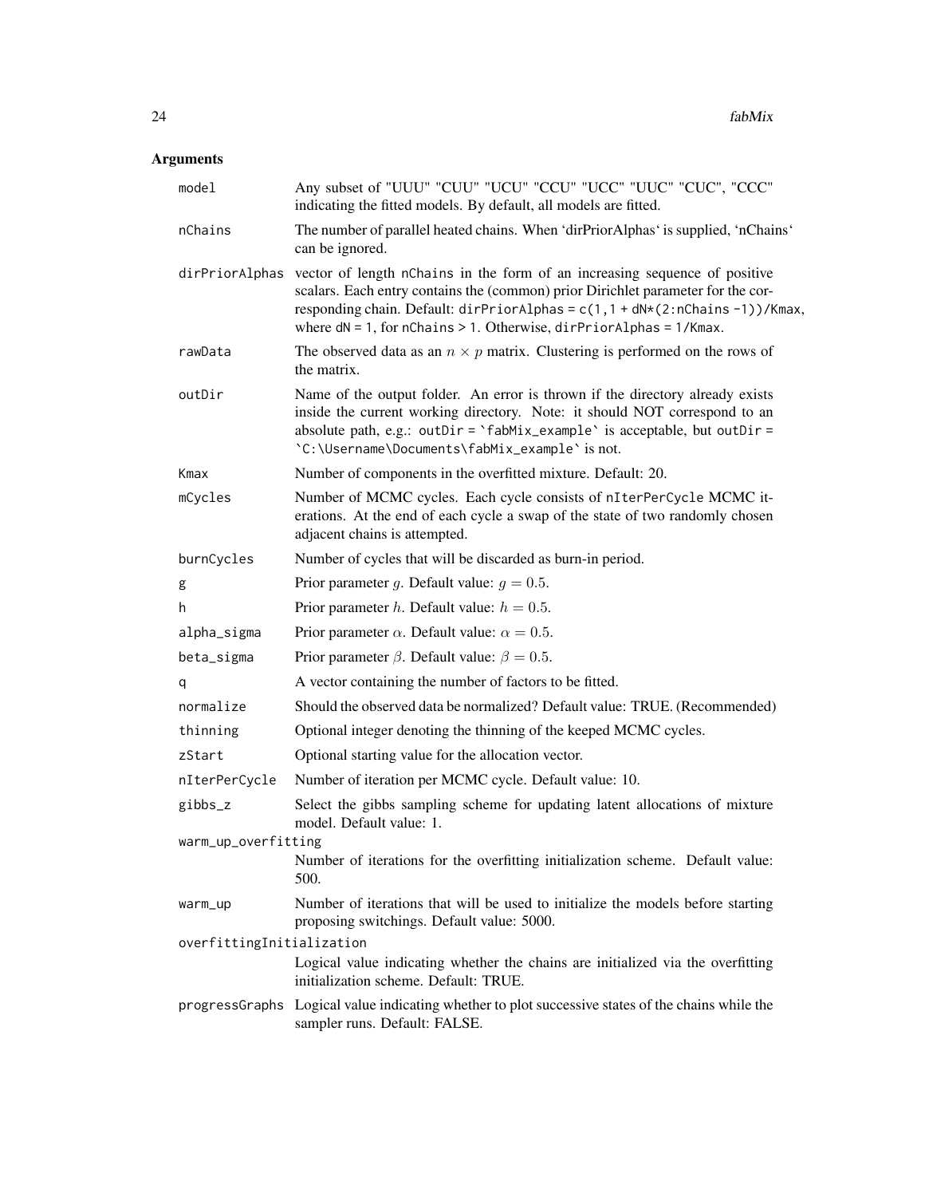## Arguments

| | |
|---|---|
| model | Any subset of "UUU" "CUU" "UCU" "CCU" "UCC" "UUC" "CUC", "CCC" indicating the fitted models. By default, all models are fitted. |
| nChains | The number of parallel heated chains. When 'dirPriorAlphas' is supplied, 'nChains' can be ignored. |
| dirPriorAlphas | vector of length nChains in the form of an increasing sequence of positive scalars. Each entry contains the (common) prior Dirichlet parameter for the corresponding chain. Default: `dirPriorAlphas = c(1,1 + dN*(2:nChains -1))/Kmax`, where `dN = 1`, for `nChains > 1`. Otherwise, `dirPriorAlphas = 1/Kmax`. |
| rawData | The observed data as an $n \times p$ matrix. Clustering is performed on the rows of the matrix. |
| outDir | Name of the output folder. An error is thrown if the directory already exists inside the current working directory. Note: it should NOT correspond to an absolute path, e.g.: ``outDir = `fabMix_example` `` is acceptable, but ``outDir = `C:\Username\Documents\fabMix_example` `` is not. |
| Kmax | Number of components in the overfitted mixture. Default: 20. |
| mCycles | Number of MCMC cycles. Each cycle consists of nIterPerCycle MCMC iterations. At the end of each cycle a swap of the state of two randomly chosen adjacent chains is attempted. |
| burnCycles | Number of cycles that will be discarded as burn-in period. |
| g | Prior parameter $g$. Default value: $g = 0.5$. |
| h | Prior parameter $h$. Default value: $h = 0.5$. |
| alpha_sigma | Prior parameter $\alpha$. Default value: $\alpha = 0.5$. |
| beta_sigma | Prior parameter $\beta$. Default value: $\beta = 0.5$. |
| q | A vector containing the number of factors to be fitted. |
| normalize | Should the observed data be normalized? Default value: TRUE. (Recommended) |
| thinning | Optional integer denoting the thinning of the keeped MCMC cycles. |
| zStart | Optional starting value for the allocation vector. |
| nIterPerCycle | Number of iteration per MCMC cycle. Default value: 10. |
| gibbs_z | Select the gibbs sampling scheme for updating latent allocations of mixture model. Default value: 1. |
| warm_up_overfitting | Number of iterations for the overfitting initialization scheme. Default value: 500. |
| warm_up | Number of iterations that will be used to initialize the models before starting proposing switchings. Default value: 5000. |
| overfittingInitialization | Logical value indicating whether the chains are initialized via the overfitting initialization scheme. Default: TRUE. |
| progressGraphs | Logical value indicating whether to plot successive states of the chains while the sampler runs. Default: FALSE. |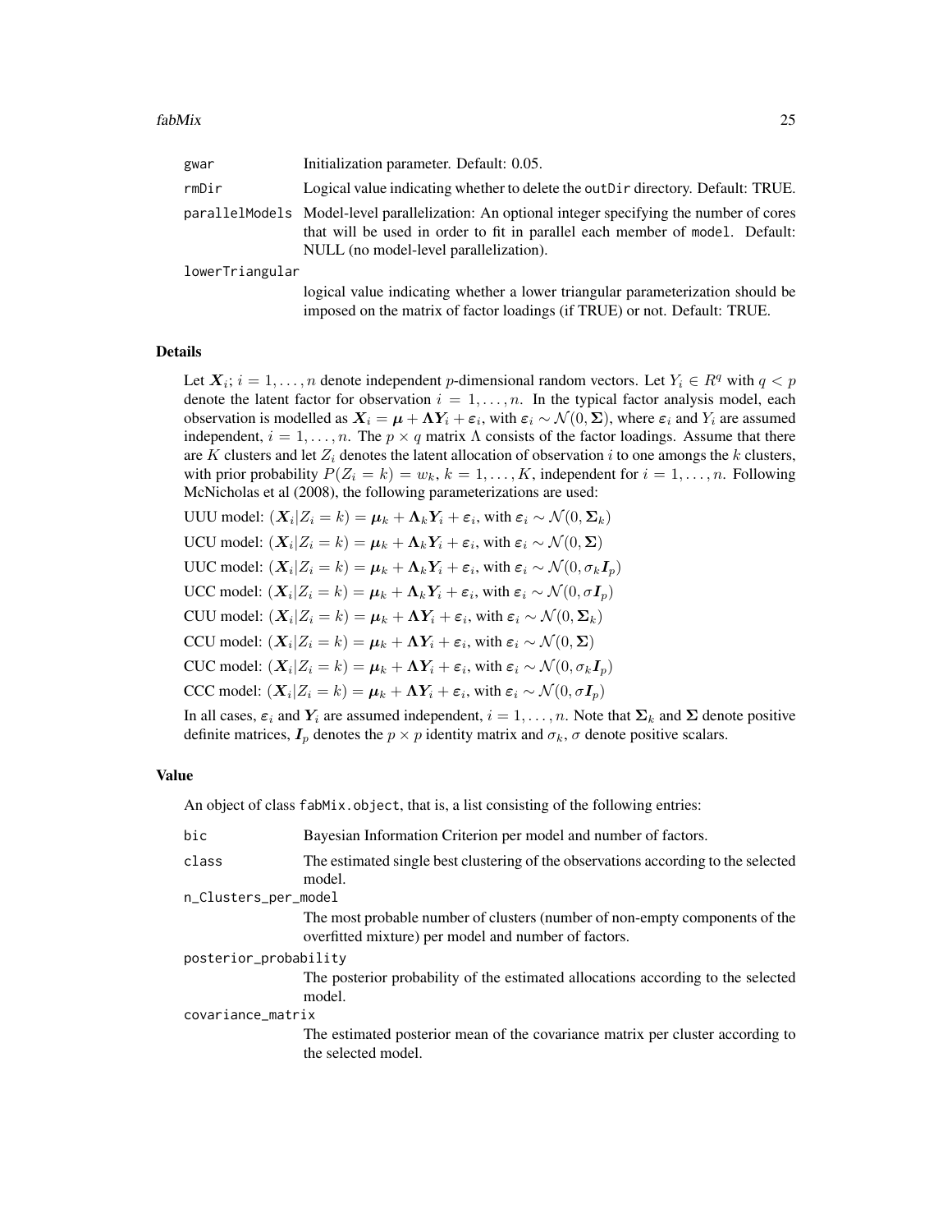| | |
|---|---|
| gwar | Initialization parameter. Default: 0.05. |
| rmDir | Logical value indicating whether to delete the outDir directory. Default: TRUE. |
| parallelModels | Model-level parallelization: An optional integer specifying the number of cores that will be used in order to fit in parallel each member of model. Default: NULL (no model-level parallelization). |
| lowerTriangular | logical value indicating whether a lower triangular parameterization should be imposed on the matrix of factor loadings (if TRUE) or not. Default: TRUE. |

## Details

Let $\boldsymbol{X}_i$; $i = 1, \ldots, n$ denote independent $p$-dimensional random vectors. Let $Y_i \in R^q$ with $q < p$ denote the latent factor for observation $i = 1, \ldots, n$. In the typical factor analysis model, each observation is modelled as $\boldsymbol{X}_i = \boldsymbol{\mu} + \boldsymbol{\Lambda} \boldsymbol{Y}_i + \boldsymbol{\varepsilon}_i$, with $\boldsymbol{\varepsilon}_i \sim \mathcal{N}(0, \boldsymbol{\Sigma})$, where $\boldsymbol{\varepsilon}_i$ and $Y_i$ are assumed independent, $i = 1, \ldots, n$. The $p \times q$ matrix $\Lambda$ consists of the factor loadings. Assume that there are $K$ clusters and let $Z_i$ denotes the latent allocation of observation $i$ to one amongs the $k$ clusters, with prior probability $P(Z_i = k) = w_k$, $k = 1, \ldots, K$, independent for $i = 1, \ldots, n$. Following McNicholas et al (2008), the following parameterizations are used:

UUU model: $(\boldsymbol{X}_i | Z_i = k) = \boldsymbol{\mu}_k + \boldsymbol{\Lambda}_k \boldsymbol{Y}_i + \boldsymbol{\varepsilon}_i$, with $\boldsymbol{\varepsilon}_i \sim \mathcal{N}(0, \boldsymbol{\Sigma}_k)$

UCU model: $(\boldsymbol{X}_i | Z_i = k) = \boldsymbol{\mu}_k + \boldsymbol{\Lambda}_k \boldsymbol{Y}_i + \boldsymbol{\varepsilon}_i$, with $\boldsymbol{\varepsilon}_i \sim \mathcal{N}(0, \boldsymbol{\Sigma})$

UUC model: $(\boldsymbol{X}_i | Z_i = k) = \boldsymbol{\mu}_k + \boldsymbol{\Lambda}_k \boldsymbol{Y}_i + \boldsymbol{\varepsilon}_i$, with $\boldsymbol{\varepsilon}_i \sim \mathcal{N}(0, \sigma_k \boldsymbol{I}_p)$

UCC model: $(\boldsymbol{X}_i | Z_i = k) = \boldsymbol{\mu}_k + \boldsymbol{\Lambda}_k \boldsymbol{Y}_i + \boldsymbol{\varepsilon}_i$, with $\boldsymbol{\varepsilon}_i \sim \mathcal{N}(0, \sigma \boldsymbol{I}_p)$

CUU model: $(\boldsymbol{X}_i | Z_i = k) = \boldsymbol{\mu}_k + \boldsymbol{\Lambda} \boldsymbol{Y}_i + \boldsymbol{\varepsilon}_i$, with $\boldsymbol{\varepsilon}_i \sim \mathcal{N}(0, \boldsymbol{\Sigma}_k)$

CCU model: $(\boldsymbol{X}_i | Z_i = k) = \boldsymbol{\mu}_k + \boldsymbol{\Lambda} \boldsymbol{Y}_i + \boldsymbol{\varepsilon}_i$, with $\boldsymbol{\varepsilon}_i \sim \mathcal{N}(0, \boldsymbol{\Sigma})$

CUC model: $(\boldsymbol{X}_i | Z_i = k) = \boldsymbol{\mu}_k + \boldsymbol{\Lambda} \boldsymbol{Y}_i + \boldsymbol{\varepsilon}_i$, with $\boldsymbol{\varepsilon}_i \sim \mathcal{N}(0, \sigma_k \boldsymbol{I}_p)$

CCC model: $(\boldsymbol{X}_i | Z_i = k) = \boldsymbol{\mu}_k + \boldsymbol{\Lambda} \boldsymbol{Y}_i + \boldsymbol{\varepsilon}_i$, with $\boldsymbol{\varepsilon}_i \sim \mathcal{N}(0, \sigma \boldsymbol{I}_p)$

In all cases, $\boldsymbol{\varepsilon}_i$ and $\boldsymbol{Y}_i$ are assumed independent, $i = 1, \ldots, n$. Note that $\boldsymbol{\Sigma}_k$ and $\boldsymbol{\Sigma}$ denote positive definite matrices, $\boldsymbol{I}_p$ denotes the $p \times p$ identity matrix and $\sigma_k$, $\sigma$ denote positive scalars.

## Value

An object of class fabMix.object, that is, a list consisting of the following entries:

| | |
|---|---|
| bic | Bayesian Information Criterion per model and number of factors. |
| class | The estimated single best clustering of the observations according to the selected model. |
| n_Clusters_per_model | The most probable number of clusters (number of non-empty components of the overfitted mixture) per model and number of factors. |
| posterior_probability | The posterior probability of the estimated allocations according to the selected model. |
| covariance_matrix | The estimated posterior mean of the covariance matrix per cluster according to the selected model. |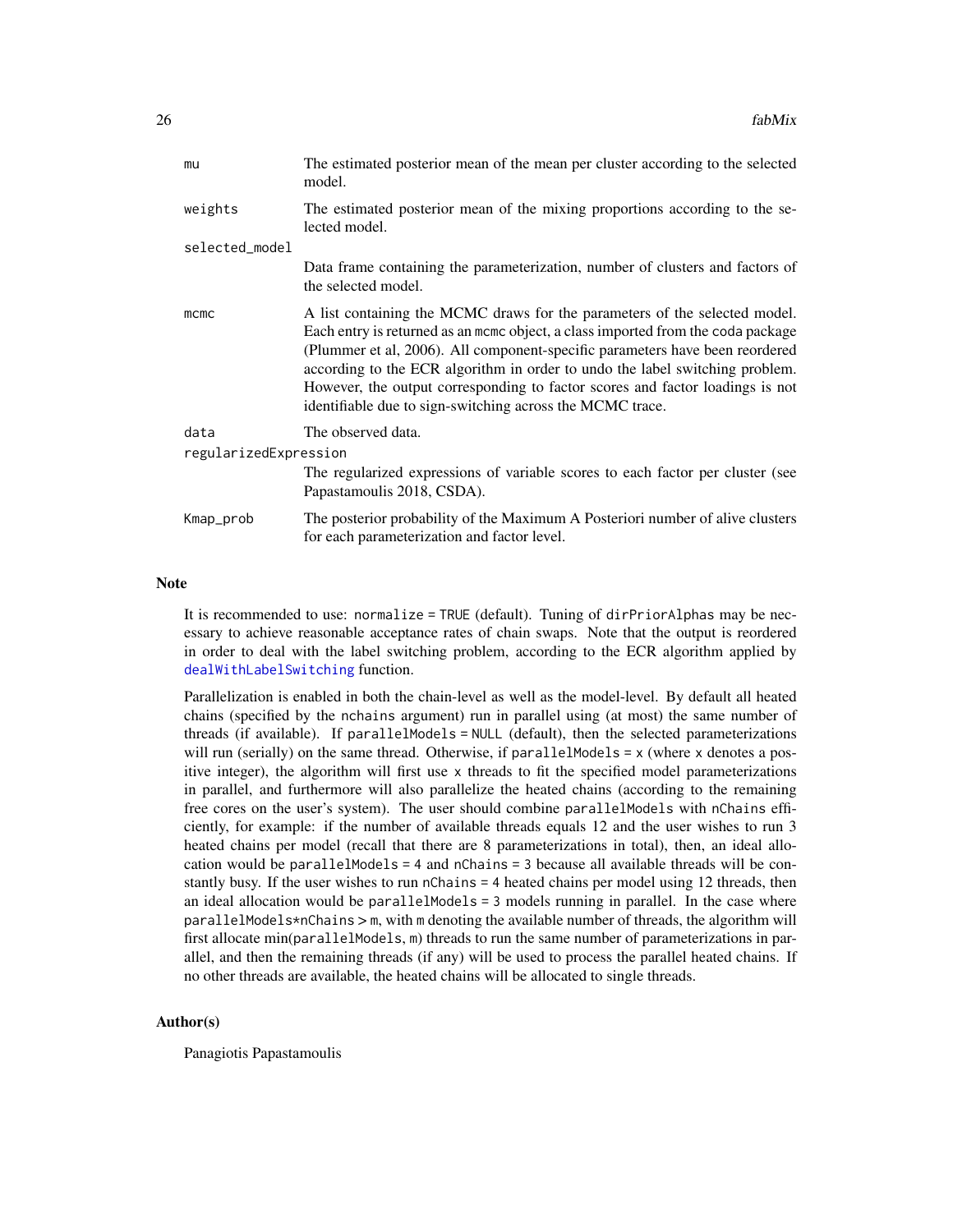`mu` The estimated posterior mean of the mean per cluster according to the selected model.

`weights` The estimated posterior mean of the mixing proportions according to the selected model.

`selected_model` Data frame containing the parameterization, number of clusters and factors of the selected model.

`mcmc` A list containing the MCMC draws for the parameters of the selected model. Each entry is returned as an `mcmc` object, a class imported from the coda package (Plummer et al, 2006). All component-specific parameters have been reordered according to the ECR algorithm in order to undo the label switching problem. However, the output corresponding to factor scores and factor loadings is not identifiable due to sign-switching across the MCMC trace.

`data` The observed data.

`regularizedExpression` The regularized expressions of variable scores to each factor per cluster (see Papastamoulis 2018, CSDA).

`Kmap_prob` The posterior probability of the Maximum A Posteriori number of alive clusters for each parameterization and factor level.

## Note

It is recommended to use: `normalize = TRUE` (default). Tuning of `dirPriorAlphas` may be necessary to achieve reasonable acceptance rates of chain swaps. Note that the output is reordered in order to deal with the label switching problem, according to the ECR algorithm applied by `dealWithLabelSwitching` function.

Parallelization is enabled in both the chain-level as well as the model-level. By default all heated chains (specified by the `nchains` argument) run in parallel using (at most) the same number of threads (if available). If `parallelModels = NULL` (default), then the selected parameterizations will run (serially) on the same thread. Otherwise, if `parallelModels = x` (where `x` denotes a positive integer), the algorithm will first use `x` threads to fit the specified model parameterizations in parallel, and furthermore will also parallelize the heated chains (according to the remaining free cores on the user's system). The user should combine `parallelModels` with `nChains` efficiently, for example: if the number of available threads equals 12 and the user wishes to run 3 heated chains per model (recall that there are 8 parameterizations in total), then, an ideal allocation would be `parallelModels = 4` and `nChains = 3` because all available threads will be constantly busy. If the user wishes to run `nChains = 4` heated chains per model using 12 threads, then an ideal allocation would be `parallelModels = 3` models running in parallel. In the case where `parallelModels*nChains > m`, with `m` denoting the available number of threads, the algorithm will first allocate min(`parallelModels`, `m`) threads to run the same number of parameterizations in parallel, and then the remaining threads (if any) will be used to process the parallel heated chains. If no other threads are available, the heated chains will be allocated to single threads.

## Author(s)

Panagiotis Papastamoulis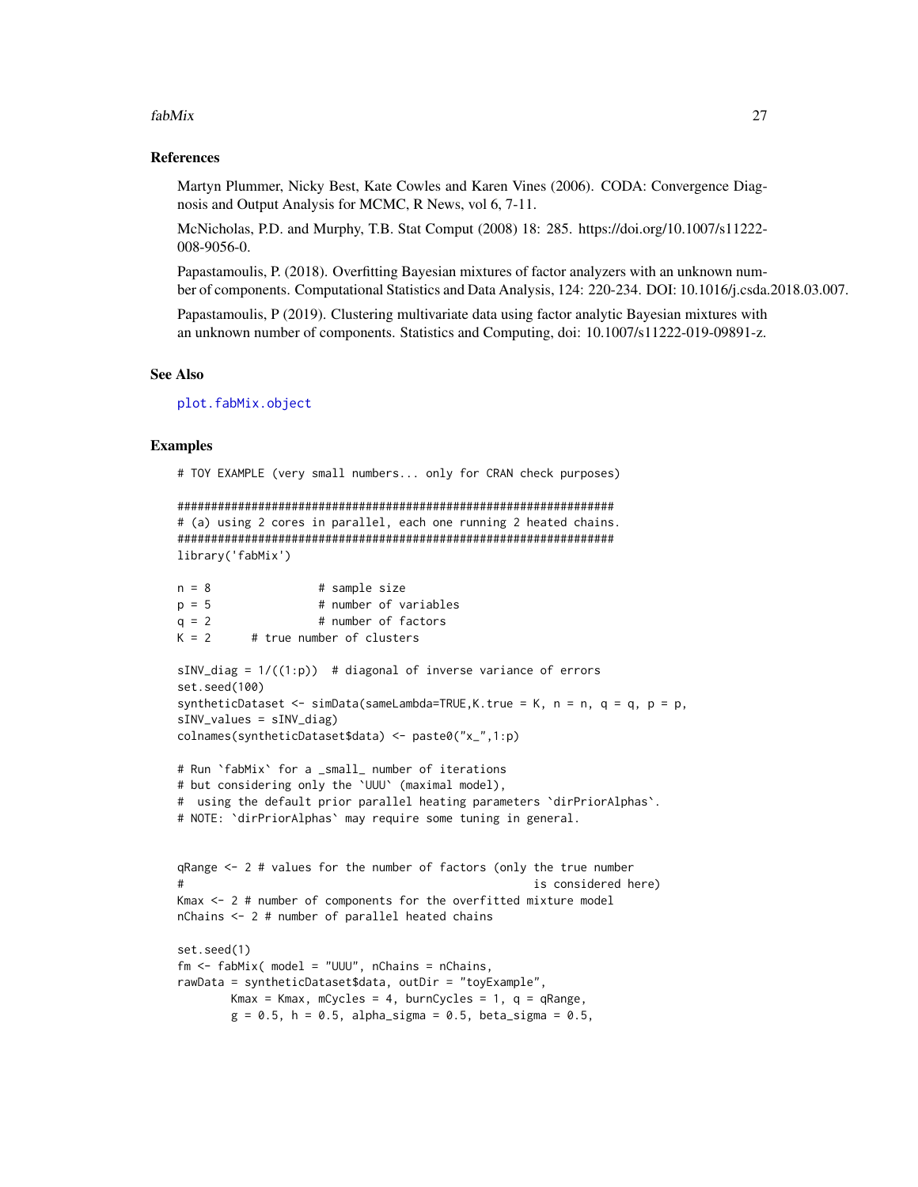## References

Martyn Plummer, Nicky Best, Kate Cowles and Karen Vines (2006). CODA: Convergence Diagnosis and Output Analysis for MCMC, R News, vol 6, 7-11.

McNicholas, P.D. and Murphy, T.B. Stat Comput (2008) 18: 285. https://doi.org/10.1007/s11222-008-9056-0.

Papastamoulis, P. (2018). Overfitting Bayesian mixtures of factor analyzers with an unknown number of components. Computational Statistics and Data Analysis, 124: 220-234. DOI: 10.1016/j.csda.2018.03.007.

Papastamoulis, P (2019). Clustering multivariate data using factor analytic Bayesian mixtures with an unknown number of components. Statistics and Computing, doi: 10.1007/s11222-019-09891-z.

## See Also

plot.fabMix.object

## Examples

```
# TOY EXAMPLE (very small numbers... only for CRAN check purposes)

#################################################################
# (a) using 2 cores in parallel, each one running 2 heated chains.
#################################################################
library('fabMix')

n = 8                # sample size
p = 5                # number of variables
q = 2                # number of factors
K = 2      # true number of clusters

sINV_diag = 1/((1:p))  # diagonal of inverse variance of errors
set.seed(100)
syntheticDataset <- simData(sameLambda=TRUE,K.true = K, n = n, q = q, p = p,
sINV_values = sINV_diag)
colnames(syntheticDataset$data) <- paste0("x_",1:p)

# Run `fabMix` for a _small_ number of iterations
# but considering only the `UUU` (maximal model),
#  using the default prior parallel heating parameters `dirPriorAlphas`.
# NOTE: `dirPriorAlphas` may require some tuning in general.


qRange <- 2 # values for the number of factors (only the true number
#                                                    is considered here)
Kmax <- 2 # number of components for the overfitted mixture model
nChains <- 2 # number of parallel heated chains

set.seed(1)
fm <- fabMix( model = "UUU", nChains = nChains,
rawData = syntheticDataset$data, outDir = "toyExample",
        Kmax = Kmax, mCycles = 4, burnCycles = 1, q = qRange,
        g = 0.5, h = 0.5, alpha_sigma = 0.5, beta_sigma = 0.5,
```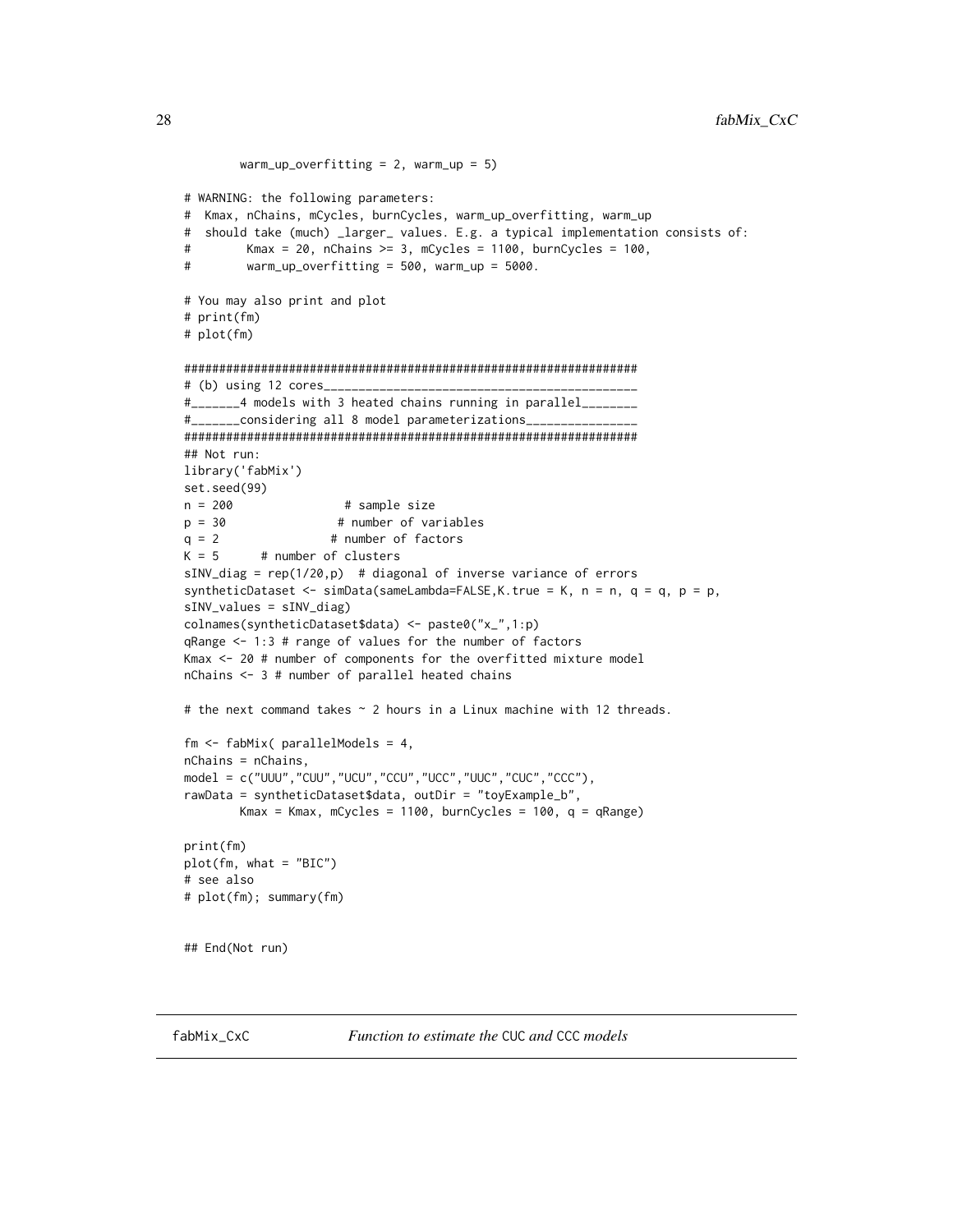```
        warm_up_overfitting = 2, warm_up = 5)

# WARNING: the following parameters:
#  Kmax, nChains, mCycles, burnCycles, warm_up_overfitting, warm_up
#  should take (much) _larger_ values. E.g. a typical implementation consists of:
#        Kmax = 20, nChains >= 3, mCycles = 1100, burnCycles = 100,
#        warm_up_overfitting = 500, warm_up = 5000.

# You may also print and plot
# print(fm)
# plot(fm)

#################################################################
# (b) using 12 cores_____________________________________________
#_______4 models with 3 heated chains running in parallel________
#_______considering all 8 model parameterizations________________
#################################################################
## Not run:
library('fabMix')
set.seed(99)
n = 200                # sample size
p = 30                # number of variables
q = 2                # number of factors
K = 5      # number of clusters
sINV_diag = rep(1/20,p)  # diagonal of inverse variance of errors
syntheticDataset <- simData(sameLambda=FALSE,K.true = K, n = n, q = q, p = p,
sINV_values = sINV_diag)
colnames(syntheticDataset$data) <- paste0("x_",1:p)
qRange <- 1:3 # range of values for the number of factors
Kmax <- 20 # number of components for the overfitted mixture model
nChains <- 3 # number of parallel heated chains

# the next command takes ~ 2 hours in a Linux machine with 12 threads.

fm <- fabMix( parallelModels = 4,
nChains = nChains,
model = c("UUU","CUU","UCU","CCU","UCC","UUC","CUC","CCC"),
rawData = syntheticDataset$data, outDir = "toyExample_b",
        Kmax = Kmax, mCycles = 1100, burnCycles = 100, q = qRange)

print(fm)
plot(fm, what = "BIC")
# see also
# plot(fm); summary(fm)


## End(Not run)
```

---

fabMix_CxC — *Function to estimate the* CUC *and* CCC *models*

---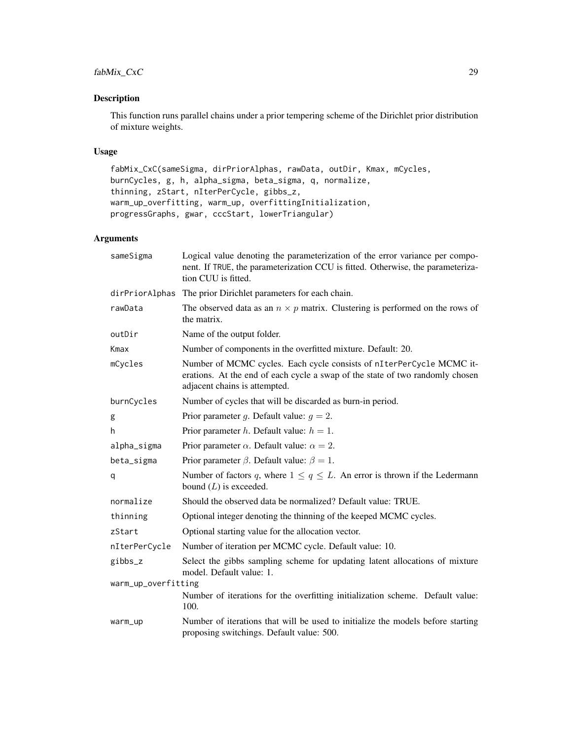## Description

This function runs parallel chains under a prior tempering scheme of the Dirichlet prior distribution of mixture weights.

## Usage

```
fabMix_CxC(sameSigma, dirPriorAlphas, rawData, outDir, Kmax, mCycles,
burnCycles, g, h, alpha_sigma, beta_sigma, q, normalize,
thinning, zStart, nIterPerCycle, gibbs_z,
warm_up_overfitting, warm_up, overfittingInitialization,
progressGraphs, gwar, cccStart, lowerTriangular)
```

## Arguments

| Argument | Description |
|---|---|
| `sameSigma` | Logical value denoting the parameterization of the error variance per component. If `TRUE`, the parameterization CCU is fitted. Otherwise, the parameterization CUU is fitted. |
| `dirPriorAlphas` | The prior Dirichlet parameters for each chain. |
| `rawData` | The observed data as an $n \times p$ matrix. Clustering is performed on the rows of the matrix. |
| `outDir` | Name of the output folder. |
| `Kmax` | Number of components in the overfitted mixture. Default: 20. |
| `mCycles` | Number of MCMC cycles. Each cycle consists of `nIterPerCycle` MCMC iterations. At the end of each cycle a swap of the state of two randomly chosen adjacent chains is attempted. |
| `burnCycles` | Number of cycles that will be discarded as burn-in period. |
| `g` | Prior parameter $g$. Default value: $g = 2$. |
| `h` | Prior parameter $h$. Default value: $h = 1$. |
| `alpha_sigma` | Prior parameter $\alpha$. Default value: $\alpha = 2$. |
| `beta_sigma` | Prior parameter $\beta$. Default value: $\beta = 1$. |
| `q` | Number of factors $q$, where $1 \leq q \leq L$. An error is thrown if the Ledermann bound ($L$) is exceeded. |
| `normalize` | Should the observed data be normalized? Default value: TRUE. |
| `thinning` | Optional integer denoting the thinning of the keeped MCMC cycles. |
| `zStart` | Optional starting value for the allocation vector. |
| `nIterPerCycle` | Number of iteration per MCMC cycle. Default value: 10. |
| `gibbs_z` | Select the gibbs sampling scheme for updating latent allocations of mixture model. Default value: 1. |
| `warm_up_overfitting` | Number of iterations for the overfitting initialization scheme. Default value: 100. |
| `warm_up` | Number of iterations that will be used to initialize the models before starting proposing switchings. Default value: 500. |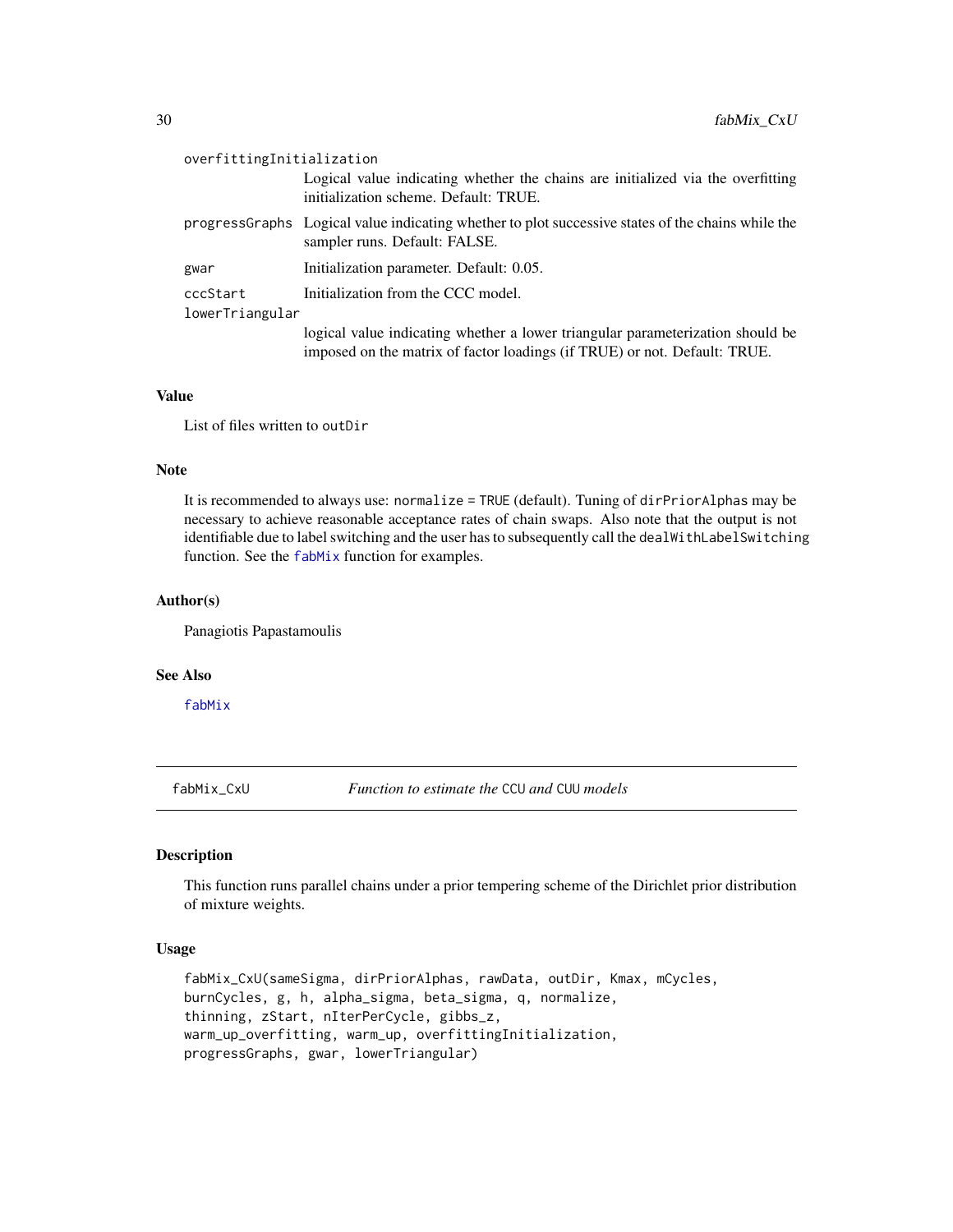| | |
|---|---|
| overfittingInitialization | Logical value indicating whether the chains are initialized via the overfitting initialization scheme. Default: TRUE. |
| progressGraphs | Logical value indicating whether to plot successive states of the chains while the sampler runs. Default: FALSE. |
| gwar | Initialization parameter. Default: 0.05. |
| cccStart | Initialization from the CCC model. |
| lowerTriangular | logical value indicating whether a lower triangular parameterization should be imposed on the matrix of factor loadings (if TRUE) or not. Default: TRUE. |

### Value

List of files written to `outDir`

### Note

It is recommended to always use: `normalize = TRUE` (default). Tuning of `dirPriorAlphas` may be necessary to achieve reasonable acceptance rates of chain swaps. Also note that the output is not identifiable due to label switching and the user has to subsequently call the `dealWithLabelSwitching` function. See the `fabMix` function for examples.

### Author(s)

Panagiotis Papastamoulis

### See Also

`fabMix`

---

## fabMix_CxU — *Function to estimate the* CCU *and* CUU *models*

### Description

This function runs parallel chains under a prior tempering scheme of the Dirichlet prior distribution of mixture weights.

### Usage

```
fabMix_CxU(sameSigma, dirPriorAlphas, rawData, outDir, Kmax, mCycles,
burnCycles, g, h, alpha_sigma, beta_sigma, q, normalize,
thinning, zStart, nIterPerCycle, gibbs_z,
warm_up_overfitting, warm_up, overfittingInitialization,
progressGraphs, gwar, lowerTriangular)
```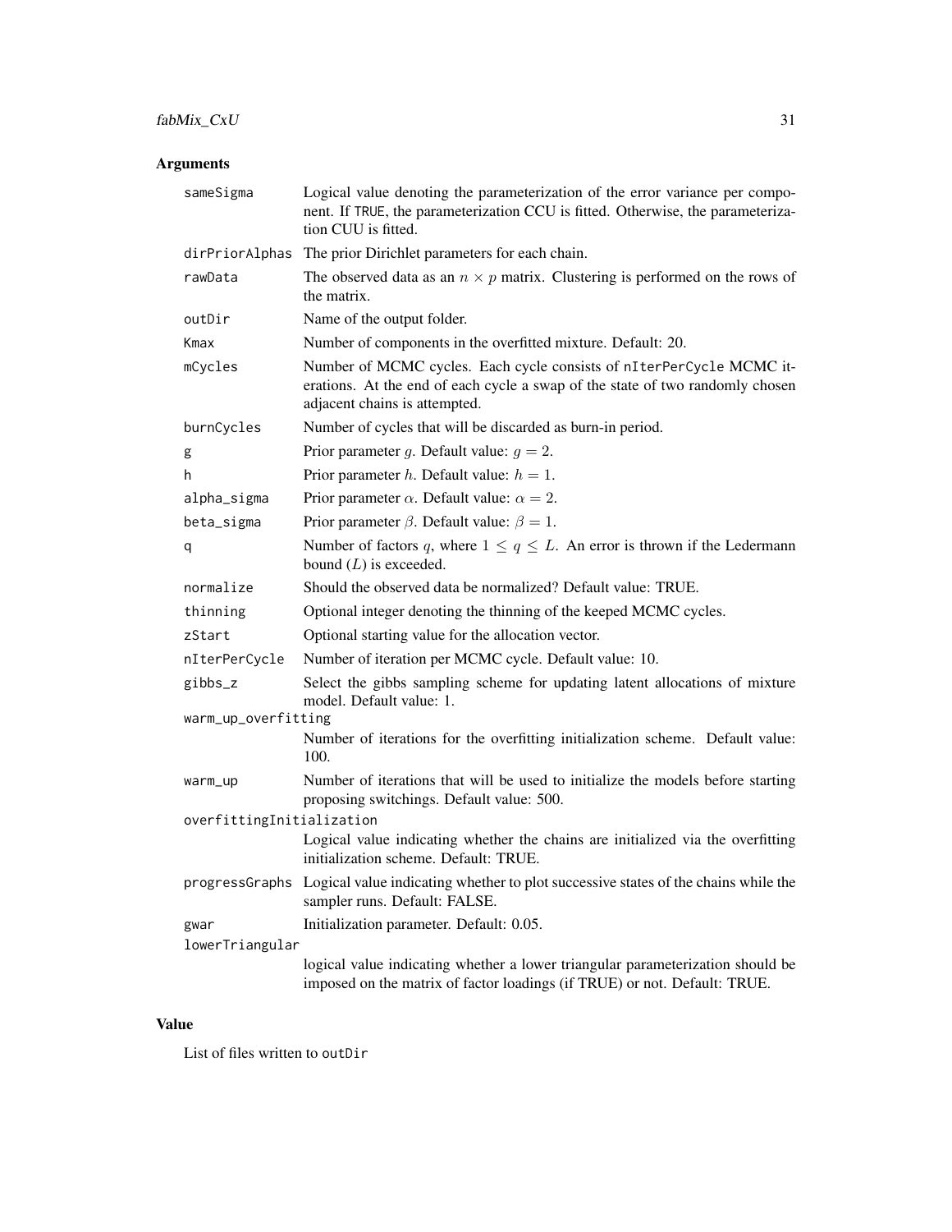## Arguments

| | |
|---|---|
| `sameSigma` | Logical value denoting the parameterization of the error variance per component. If `TRUE`, the parameterization CCU is fitted. Otherwise, the parameterization CUU is fitted. |
| `dirPriorAlphas` | The prior Dirichlet parameters for each chain. |
| `rawData` | The observed data as an $n \times p$ matrix. Clustering is performed on the rows of the matrix. |
| `outDir` | Name of the output folder. |
| `Kmax` | Number of components in the overfitted mixture. Default: 20. |
| `mCycles` | Number of MCMC cycles. Each cycle consists of `nIterPerCycle` MCMC iterations. At the end of each cycle a swap of the state of two randomly chosen adjacent chains is attempted. |
| `burnCycles` | Number of cycles that will be discarded as burn-in period. |
| `g` | Prior parameter $g$. Default value: $g = 2$. |
| `h` | Prior parameter $h$. Default value: $h = 1$. |
| `alpha_sigma` | Prior parameter $\alpha$. Default value: $\alpha = 2$. |
| `beta_sigma` | Prior parameter $\beta$. Default value: $\beta = 1$. |
| `q` | Number of factors $q$, where $1 \leq q \leq L$. An error is thrown if the Ledermann bound ($L$) is exceeded. |
| `normalize` | Should the observed data be normalized? Default value: TRUE. |
| `thinning` | Optional integer denoting the thinning of the keeped MCMC cycles. |
| `zStart` | Optional starting value for the allocation vector. |
| `nIterPerCycle` | Number of iteration per MCMC cycle. Default value: 10. |
| `gibbs_z` | Select the gibbs sampling scheme for updating latent allocations of mixture model. Default value: 1. |
| `warm_up_overfitting` | Number of iterations for the overfitting initialization scheme. Default value: 100. |
| `warm_up` | Number of iterations that will be used to initialize the models before starting proposing switchings. Default value: 500. |
| `overfittingInitialization` | Logical value indicating whether the chains are initialized via the overfitting initialization scheme. Default: TRUE. |
| `progressGraphs` | Logical value indicating whether to plot successive states of the chains while the sampler runs. Default: FALSE. |
| `gwar` | Initialization parameter. Default: 0.05. |
| `lowerTriangular` | logical value indicating whether a lower triangular parameterization should be imposed on the matrix of factor loadings (if TRUE) or not. Default: TRUE. |

## Value

List of files written to `outDir`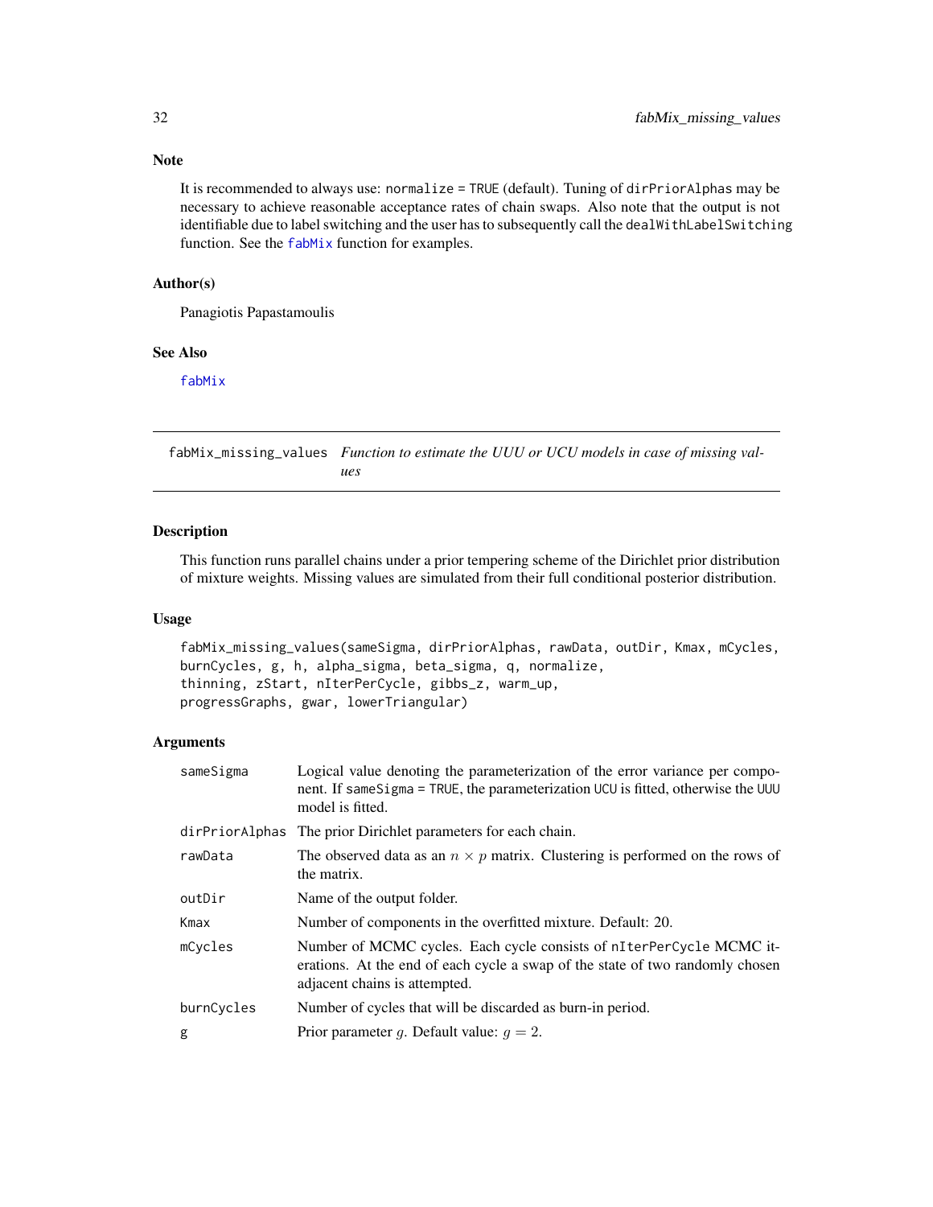### Note

It is recommended to always use: `normalize = TRUE` (default). Tuning of `dirPriorAlphas` may be necessary to achieve reasonable acceptance rates of chain swaps. Also note that the output is not identifiable due to label switching and the user has to subsequently call the `dealWithLabelSwitching` function. See the `fabMix` function for examples.

### Author(s)

Panagiotis Papastamoulis

### See Also

`fabMix`

---

## fabMix_missing_values — *Function to estimate the UUU or UCU models in case of missing values*

---

### Description

This function runs parallel chains under a prior tempering scheme of the Dirichlet prior distribution of mixture weights. Missing values are simulated from their full conditional posterior distribution.

### Usage

```
fabMix_missing_values(sameSigma, dirPriorAlphas, rawData, outDir, Kmax, mCycles,
burnCycles, g, h, alpha_sigma, beta_sigma, q, normalize,
thinning, zStart, nIterPerCycle, gibbs_z, warm_up,
progressGraphs, gwar, lowerTriangular)
```

### Arguments

| | |
|---|---|
| `sameSigma` | Logical value denoting the parameterization of the error variance per component. If `sameSigma = TRUE`, the parameterization UCU is fitted, otherwise the UUU model is fitted. |
| `dirPriorAlphas` | The prior Dirichlet parameters for each chain. |
| `rawData` | The observed data as an $n \times p$ matrix. Clustering is performed on the rows of the matrix. |
| `outDir` | Name of the output folder. |
| `Kmax` | Number of components in the overfitted mixture. Default: 20. |
| `mCycles` | Number of MCMC cycles. Each cycle consists of `nIterPerCycle` MCMC iterations. At the end of each cycle a swap of the state of two randomly chosen adjacent chains is attempted. |
| `burnCycles` | Number of cycles that will be discarded as burn-in period. |
| `g` | Prior parameter $g$. Default value: $g = 2$. |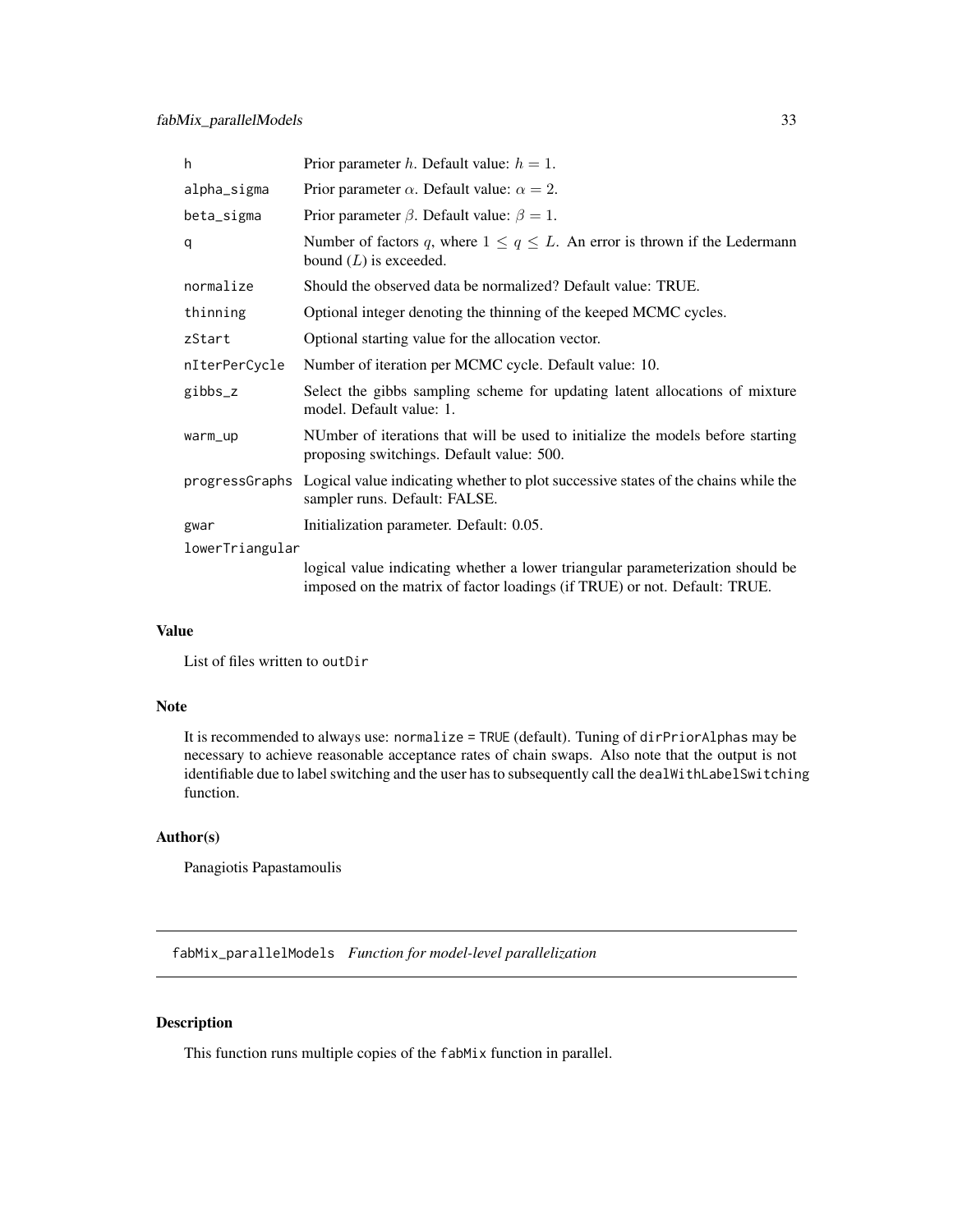| | |
|---|---|
| h | Prior parameter $h$. Default value: $h = 1$. |
| alpha_sigma | Prior parameter $\alpha$. Default value: $\alpha = 2$. |
| beta_sigma | Prior parameter $\beta$. Default value: $\beta = 1$. |
| q | Number of factors $q$, where $1 \leq q \leq L$. An error is thrown if the Ledermann bound ($L$) is exceeded. |
| normalize | Should the observed data be normalized? Default value: TRUE. |
| thinning | Optional integer denoting the thinning of the keeped MCMC cycles. |
| zStart | Optional starting value for the allocation vector. |
| nIterPerCycle | Number of iteration per MCMC cycle. Default value: 10. |
| gibbs_z | Select the gibbs sampling scheme for updating latent allocations of mixture model. Default value: 1. |
| warm_up | NUmber of iterations that will be used to initialize the models before starting proposing switchings. Default value: 500. |
| progressGraphs | Logical value indicating whether to plot successive states of the chains while the sampler runs. Default: FALSE. |
| gwar | Initialization parameter. Default: 0.05. |
| lowerTriangular | logical value indicating whether a lower triangular parameterization should be imposed on the matrix of factor loadings (if TRUE) or not. Default: TRUE. |

## Value

List of files written to `outDir`

## Note

It is recommended to always use: `normalize = TRUE` (default). Tuning of `dirPriorAlphas` may be necessary to achieve reasonable acceptance rates of chain swaps. Also note that the output is not identifiable due to label switching and the user has to subsequently call the `dealWithLabelSwitching` function.

## Author(s)

Panagiotis Papastamoulis

---

# fabMix_parallelModels *Function for model-level parallelization*

## Description

This function runs multiple copies of the `fabMix` function in parallel.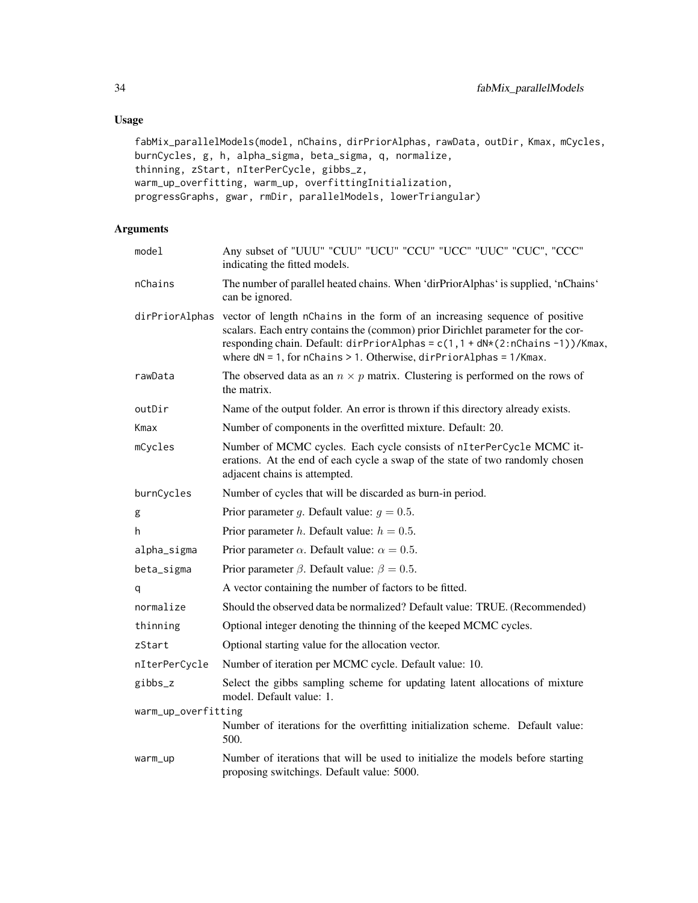## Usage

```
fabMix_parallelModels(model, nChains, dirPriorAlphas, rawData, outDir, Kmax, mCycles,
burnCycles, g, h, alpha_sigma, beta_sigma, q, normalize,
thinning, zStart, nIterPerCycle, gibbs_z,
warm_up_overfitting, warm_up, overfittingInitialization,
progressGraphs, gwar, rmDir, parallelModels, lowerTriangular)
```

## Arguments

| Argument | Description |
|---|---|
| `model` | Any subset of "UUU" "CUU" "UCU" "CCU" "UCC" "UUC" "CUC", "CCC" indicating the fitted models. |
| `nChains` | The number of parallel heated chains. When 'dirPriorAlphas' is supplied, 'nChains' can be ignored. |
| `dirPriorAlphas` | vector of length `nChains` in the form of an increasing sequence of positive scalars. Each entry contains the (common) prior Dirichlet parameter for the corresponding chain. Default: `dirPriorAlphas = c(1,1 + dN*(2:nChains -1))/Kmax`, where `dN = 1`, for `nChains > 1`. Otherwise, `dirPriorAlphas = 1/Kmax`. |
| `rawData` | The observed data as an $n \times p$ matrix. Clustering is performed on the rows of the matrix. |
| `outDir` | Name of the output folder. An error is thrown if this directory already exists. |
| `Kmax` | Number of components in the overfitted mixture. Default: 20. |
| `mCycles` | Number of MCMC cycles. Each cycle consists of `nIterPerCycle` MCMC iterations. At the end of each cycle a swap of the state of two randomly chosen adjacent chains is attempted. |
| `burnCycles` | Number of cycles that will be discarded as burn-in period. |
| `g` | Prior parameter $g$. Default value: $g = 0.5$. |
| `h` | Prior parameter $h$. Default value: $h = 0.5$. |
| `alpha_sigma` | Prior parameter $\alpha$. Default value: $\alpha = 0.5$. |
| `beta_sigma` | Prior parameter $\beta$. Default value: $\beta = 0.5$. |
| `q` | A vector containing the number of factors to be fitted. |
| `normalize` | Should the observed data be normalized? Default value: TRUE. (Recommended) |
| `thinning` | Optional integer denoting the thinning of the keeped MCMC cycles. |
| `zStart` | Optional starting value for the allocation vector. |
| `nIterPerCycle` | Number of iteration per MCMC cycle. Default value: 10. |
| `gibbs_z` | Select the gibbs sampling scheme for updating latent allocations of mixture model. Default value: 1. |
| `warm_up_overfitting` | Number of iterations for the overfitting initialization scheme. Default value: 500. |
| `warm_up` | Number of iterations that will be used to initialize the models before starting proposing switchings. Default value: 5000. |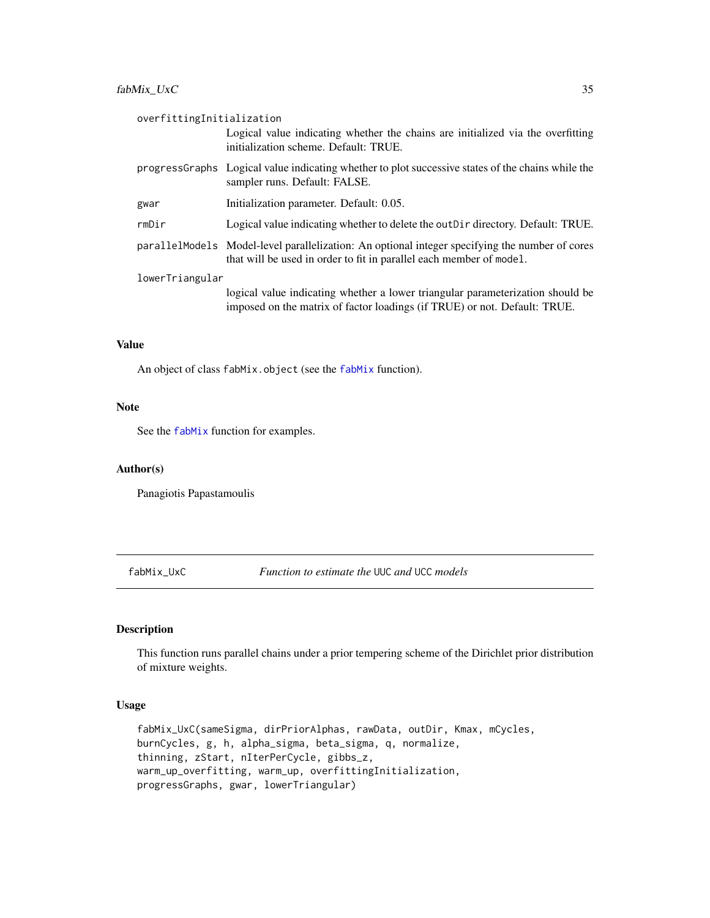| | |
|---|---|
| `overfittingInitialization` | Logical value indicating whether the chains are initialized via the overfitting initialization scheme. Default: TRUE. |
| `progressGraphs` | Logical value indicating whether to plot successive states of the chains while the sampler runs. Default: FALSE. |
| `gwar` | Initialization parameter. Default: 0.05. |
| `rmDir` | Logical value indicating whether to delete the `outDir` directory. Default: TRUE. |
| `parallelModels` | Model-level parallelization: An optional integer specifying the number of cores that will be used in order to fit in parallel each member of `model`. |
| `lowerTriangular` | logical value indicating whether a lower triangular parameterization should be imposed on the matrix of factor loadings (if TRUE) or not. Default: TRUE. |

### Value

An object of class `fabMix.object` (see the `fabMix` function).

### Note

See the `fabMix` function for examples.

### Author(s)

Panagiotis Papastamoulis

---

## fabMix_UxC — *Function to estimate the* UUC *and* UCC *models*

### Description

This function runs parallel chains under a prior tempering scheme of the Dirichlet prior distribution of mixture weights.

### Usage

```
fabMix_UxC(sameSigma, dirPriorAlphas, rawData, outDir, Kmax, mCycles,
burnCycles, g, h, alpha_sigma, beta_sigma, q, normalize,
thinning, zStart, nIterPerCycle, gibbs_z,
warm_up_overfitting, warm_up, overfittingInitialization,
progressGraphs, gwar, lowerTriangular)
```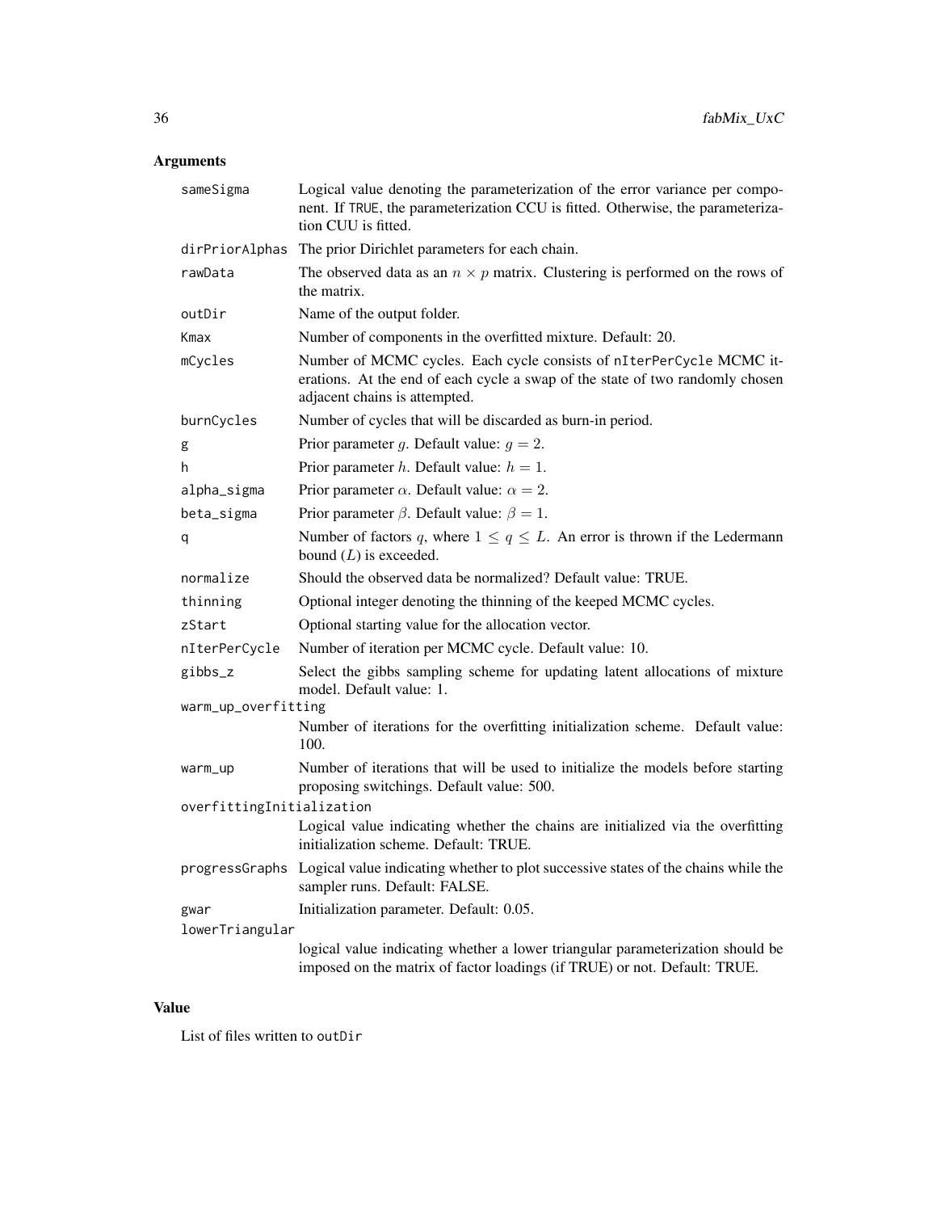## Arguments

| | |
|---|---|
| sameSigma | Logical value denoting the parameterization of the error variance per component. If TRUE, the parameterization CCU is fitted. Otherwise, the parameterization CUU is fitted. |
| dirPriorAlphas | The prior Dirichlet parameters for each chain. |
| rawData | The observed data as an $n \times p$ matrix. Clustering is performed on the rows of the matrix. |
| outDir | Name of the output folder. |
| Kmax | Number of components in the overfitted mixture. Default: 20. |
| mCycles | Number of MCMC cycles. Each cycle consists of nIterPerCycle MCMC iterations. At the end of each cycle a swap of the state of two randomly chosen adjacent chains is attempted. |
| burnCycles | Number of cycles that will be discarded as burn-in period. |
| g | Prior parameter $g$. Default value: $g = 2$. |
| h | Prior parameter $h$. Default value: $h = 1$. |
| alpha_sigma | Prior parameter $\alpha$. Default value: $\alpha = 2$. |
| beta_sigma | Prior parameter $\beta$. Default value: $\beta = 1$. |
| q | Number of factors $q$, where $1 \leq q \leq L$. An error is thrown if the Ledermann bound ($L$) is exceeded. |
| normalize | Should the observed data be normalized? Default value: TRUE. |
| thinning | Optional integer denoting the thinning of the keeped MCMC cycles. |
| zStart | Optional starting value for the allocation vector. |
| nIterPerCycle | Number of iteration per MCMC cycle. Default value: 10. |
| gibbs_z | Select the gibbs sampling scheme for updating latent allocations of mixture model. Default value: 1. |
| warm_up_overfitting | Number of iterations for the overfitting initialization scheme. Default value: 100. |
| warm_up | Number of iterations that will be used to initialize the models before starting proposing switchings. Default value: 500. |
| overfittingInitialization | Logical value indicating whether the chains are initialized via the overfitting initialization scheme. Default: TRUE. |
| progressGraphs | Logical value indicating whether to plot successive states of the chains while the sampler runs. Default: FALSE. |
| gwar | Initialization parameter. Default: 0.05. |
| lowerTriangular | logical value indicating whether a lower triangular parameterization should be imposed on the matrix of factor loadings (if TRUE) or not. Default: TRUE. |

## Value

List of files written to outDir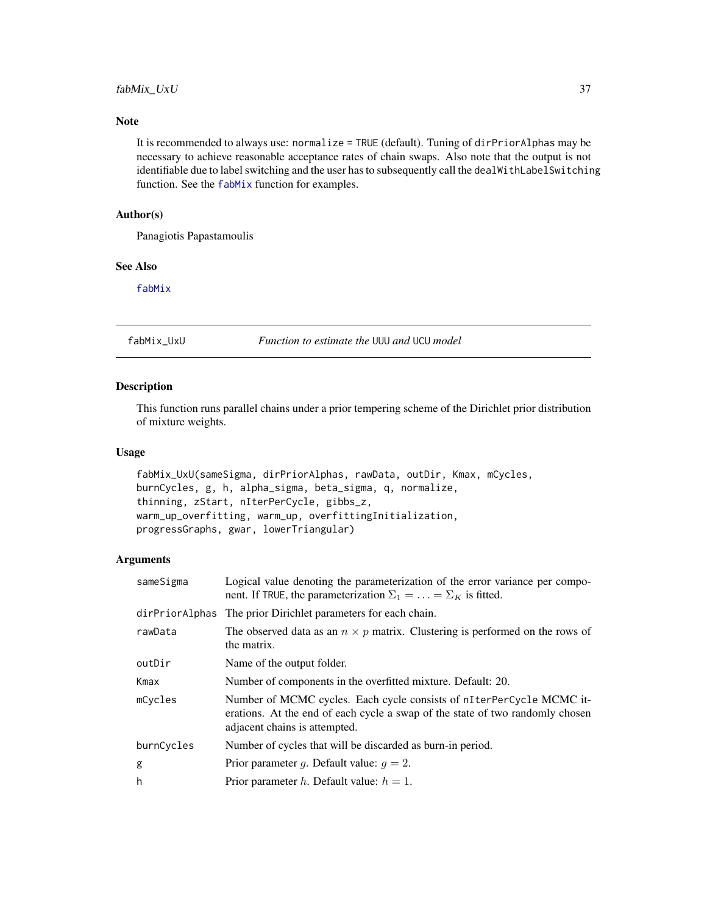### Note

It is recommended to always use: `normalize = TRUE` (default). Tuning of `dirPriorAlphas` may be necessary to achieve reasonable acceptance rates of chain swaps. Also note that the output is not identifiable due to label switching and the user has to subsequently call the `dealWithLabelSwitching` function. See the `fabMix` function for examples.

### Author(s)

Panagiotis Papastamoulis

### See Also

`fabMix`

---

## fabMix_UxU — *Function to estimate the* UUU *and* UCU *model*

### Description

This function runs parallel chains under a prior tempering scheme of the Dirichlet prior distribution of mixture weights.

### Usage

```
fabMix_UxU(sameSigma, dirPriorAlphas, rawData, outDir, Kmax, mCycles,
burnCycles, g, h, alpha_sigma, beta_sigma, q, normalize,
thinning, zStart, nIterPerCycle, gibbs_z,
warm_up_overfitting, warm_up, overfittingInitialization,
progressGraphs, gwar, lowerTriangular)
```

### Arguments

| | |
|---|---|
| `sameSigma` | Logical value denoting the parameterization of the error variance per component. If `TRUE`, the parameterization $\Sigma_1 = \ldots = \Sigma_K$ is fitted. |
| `dirPriorAlphas` | The prior Dirichlet parameters for each chain. |
| `rawData` | The observed data as an $n \times p$ matrix. Clustering is performed on the rows of the matrix. |
| `outDir` | Name of the output folder. |
| `Kmax` | Number of components in the overfitted mixture. Default: 20. |
| `mCycles` | Number of MCMC cycles. Each cycle consists of `nIterPerCycle` MCMC iterations. At the end of each cycle a swap of the state of two randomly chosen adjacent chains is attempted. |
| `burnCycles` | Number of cycles that will be discarded as burn-in period. |
| `g` | Prior parameter $g$. Default value: $g = 2$. |
| `h` | Prior parameter $h$. Default value: $h = 1$. |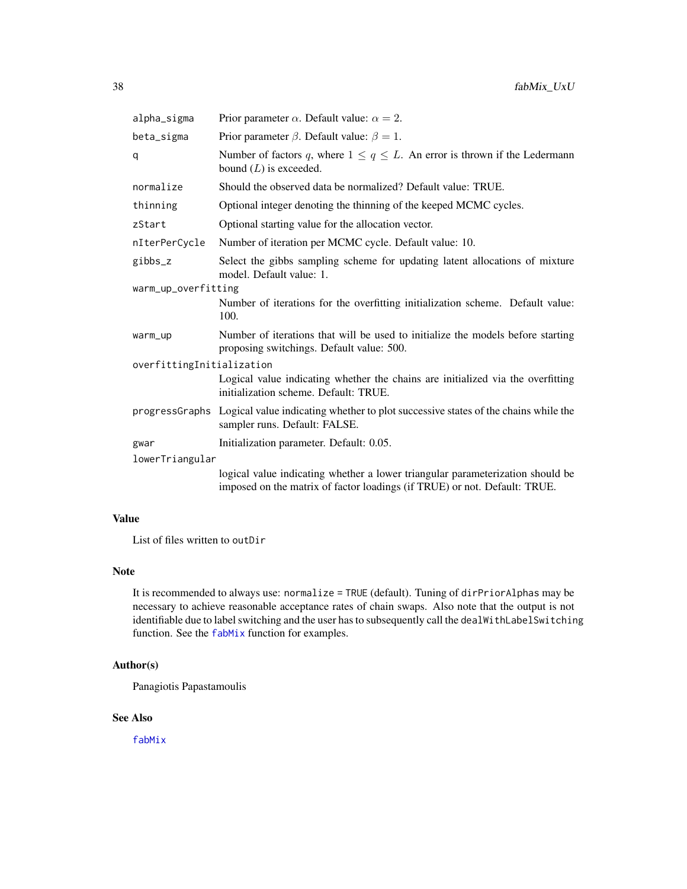| | |
|---|---|
| alpha_sigma | Prior parameter $\alpha$. Default value: $\alpha = 2$. |
| beta_sigma | Prior parameter $\beta$. Default value: $\beta = 1$. |
| q | Number of factors $q$, where $1 \leq q \leq L$. An error is thrown if the Ledermann bound ($L$) is exceeded. |
| normalize | Should the observed data be normalized? Default value: TRUE. |
| thinning | Optional integer denoting the thinning of the keeped MCMC cycles. |
| zStart | Optional starting value for the allocation vector. |
| nIterPerCycle | Number of iteration per MCMC cycle. Default value: 10. |
| gibbs_z | Select the gibbs sampling scheme for updating latent allocations of mixture model. Default value: 1. |
| warm_up_overfitting | Number of iterations for the overfitting initialization scheme. Default value: 100. |
| warm_up | Number of iterations that will be used to initialize the models before starting proposing switchings. Default value: 500. |
| overfittingInitialization | Logical value indicating whether the chains are initialized via the overfitting initialization scheme. Default: TRUE. |
| progressGraphs | Logical value indicating whether to plot successive states of the chains while the sampler runs. Default: FALSE. |
| gwar | Initialization parameter. Default: 0.05. |
| lowerTriangular | logical value indicating whether a lower triangular parameterization should be imposed on the matrix of factor loadings (if TRUE) or not. Default: TRUE. |

## Value

List of files written to `outDir`

## Note

It is recommended to always use: `normalize = TRUE` (default). Tuning of `dirPriorAlphas` may be necessary to achieve reasonable acceptance rates of chain swaps. Also note that the output is not identifiable due to label switching and the user has to subsequently call the `dealWithLabelSwitching` function. See the `fabMix` function for examples.

## Author(s)

Panagiotis Papastamoulis

## See Also

`fabMix`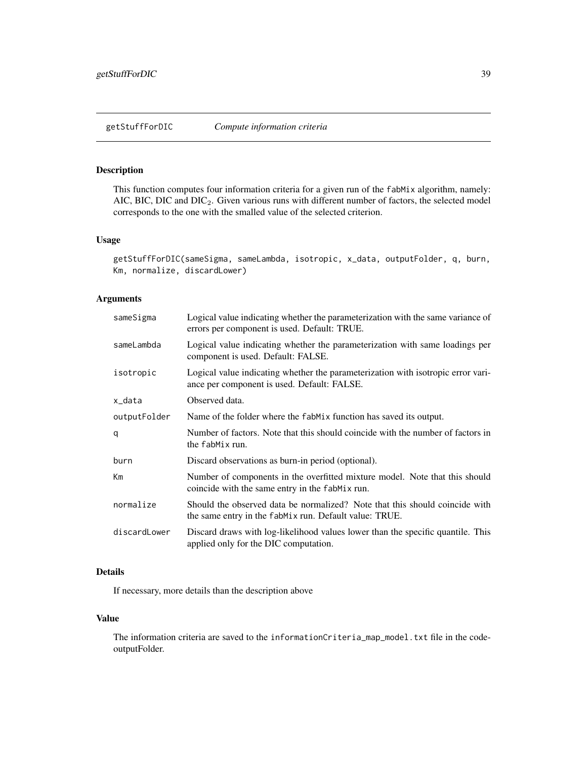# getStuffForDIC *Compute information criteria*

## Description

This function computes four information criteria for a given run of the `fabMix` algorithm, namely: AIC, BIC, DIC and $DIC_2$. Given various runs with different number of factors, the selected model corresponds to the one with the smalled value of the selected criterion.

## Usage

```
getStuffForDIC(sameSigma, sameLambda, isotropic, x_data, outputFolder, q, burn,
Km, normalize, discardLower)
```

## Arguments

| | |
|---|---|
| sameSigma | Logical value indicating whether the parameterization with the same variance of errors per component is used. Default: TRUE. |
| sameLambda | Logical value indicating whether the parameterization with same loadings per component is used. Default: FALSE. |
| isotropic | Logical value indicating whether the parameterization with isotropic error variance per component is used. Default: FALSE. |
| x_data | Observed data. |
| outputFolder | Name of the folder where the `fabMix` function has saved its output. |
| q | Number of factors. Note that this should coincide with the number of factors in the `fabMix` run. |
| burn | Discard observations as burn-in period (optional). |
| Km | Number of components in the overfitted mixture model. Note that this should coincide with the same entry in the `fabMix` run. |
| normalize | Should the observed data be normalized? Note that this should coincide with the same entry in the `fabMix` run. Default value: TRUE. |
| discardLower | Discard draws with log-likelihood values lower than the specific quantile. This applied only for the DIC computation. |

## Details

If necessary, more details than the description above

## Value

The information criteria are saved to the `informationCriteria_map_model.txt` file in the code-outputFolder.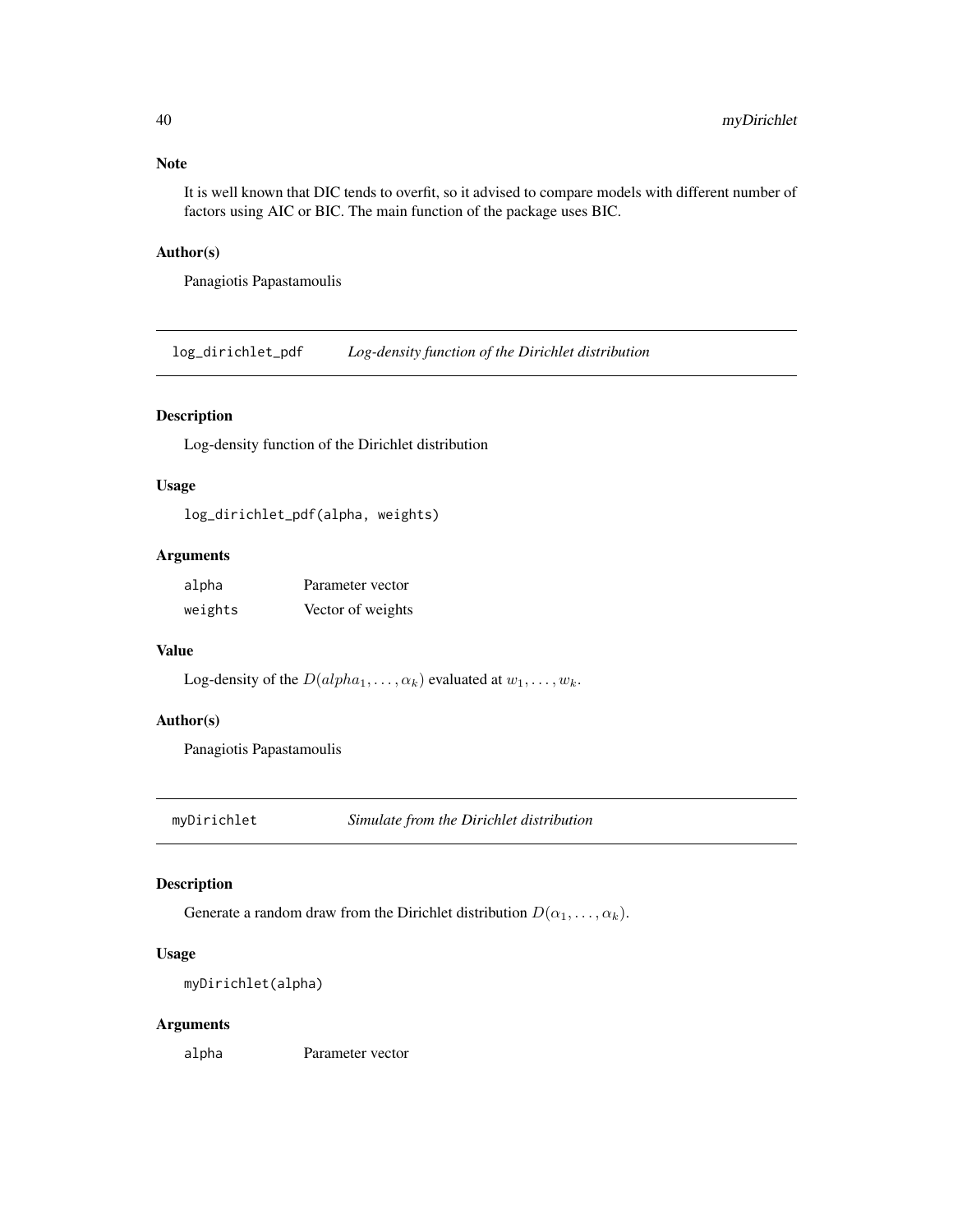## Note

It is well known that DIC tends to overfit, so it advised to compare models with different number of factors using AIC or BIC. The main function of the package uses BIC.

## Author(s)

Panagiotis Papastamoulis

---

# log_dirichlet_pdf *Log-density function of the Dirichlet distribution*

## Description

Log-density function of the Dirichlet distribution

## Usage

```
log_dirichlet_pdf(alpha, weights)
```

## Arguments

| | |
|---|---|
| alpha | Parameter vector |
| weights | Vector of weights |

## Value

Log-density of the $D(alpha_1, \ldots, \alpha_k)$ evaluated at $w_1, \ldots, w_k$.

## Author(s)

Panagiotis Papastamoulis

---

# myDirichlet *Simulate from the Dirichlet distribution*

## Description

Generate a random draw from the Dirichlet distribution $D(\alpha_1, \ldots, \alpha_k)$.

## Usage

```
myDirichlet(alpha)
```

## Arguments

| | |
|---|---|
| alpha | Parameter vector |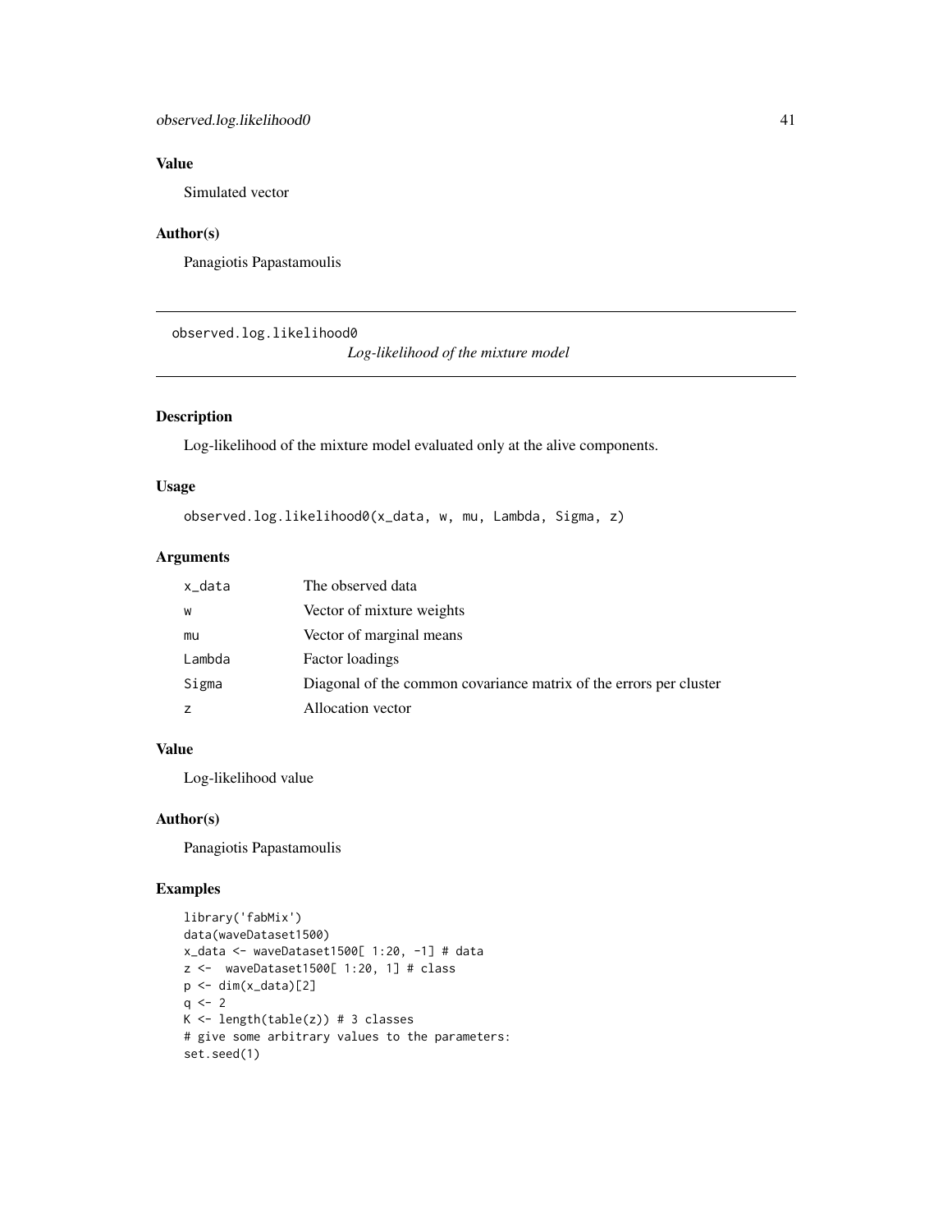## Value

Simulated vector

## Author(s)

Panagiotis Papastamoulis

---

# observed.log.likelihood0 *Log-likelihood of the mixture model*

## Description

Log-likelihood of the mixture model evaluated only at the alive components.

## Usage

```
observed.log.likelihood0(x_data, w, mu, Lambda, Sigma, z)
```

## Arguments

| | |
|---|---|
| x_data | The observed data |
| w | Vector of mixture weights |
| mu | Vector of marginal means |
| Lambda | Factor loadings |
| Sigma | Diagonal of the common covariance matrix of the errors per cluster |
| z | Allocation vector |

## Value

Log-likelihood value

## Author(s)

Panagiotis Papastamoulis

## Examples

```
library('fabMix')
data(waveDataset1500)
x_data <- waveDataset1500[ 1:20, -1] # data
z <-  waveDataset1500[ 1:20, 1] # class
p <- dim(x_data)[2]
q <- 2
K <- length(table(z)) # 3 classes
# give some arbitrary values to the parameters:
set.seed(1)
```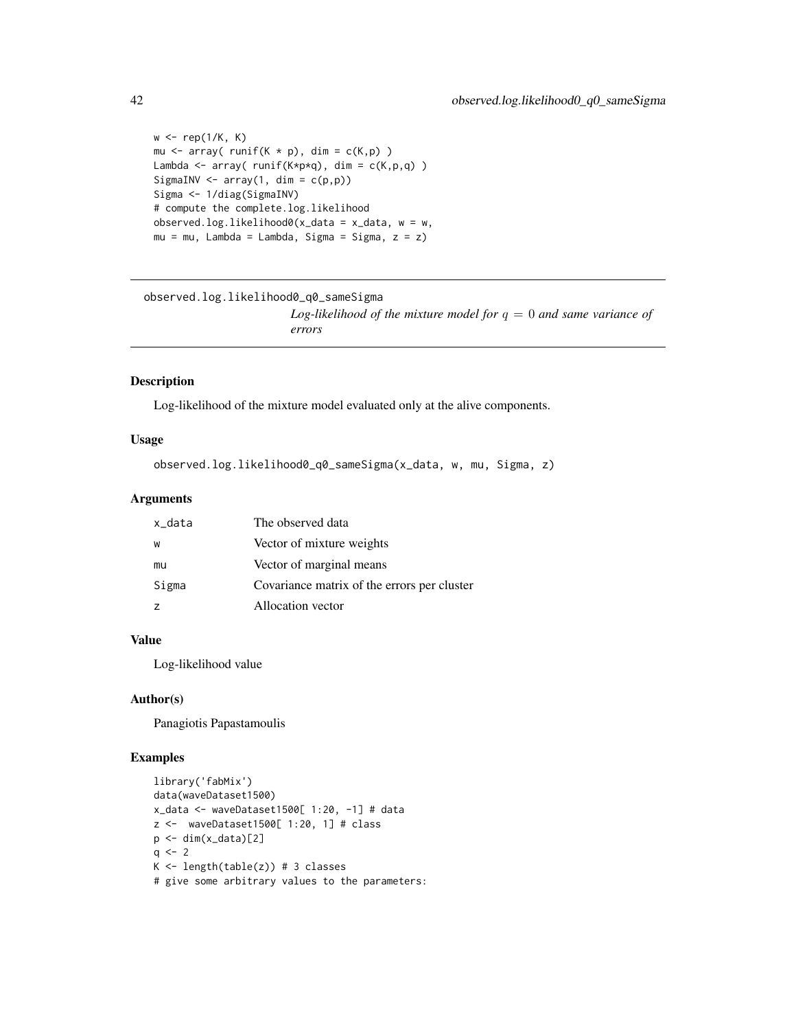```
w <- rep(1/K, K)
mu <- array( runif(K * p), dim = c(K,p) )
Lambda <- array( runif(K*p*q), dim = c(K,p,q) )
SigmaINV <- array(1, dim = c(p,p))
Sigma <- 1/diag(SigmaINV)
# compute the complete.log.likelihood
observed.log.likelihood0(x_data = x_data, w = w,
mu = mu, Lambda = Lambda, Sigma = Sigma, z = z)
```

---

## observed.log.likelihood0_q0_sameSigma

*Log-likelihood of the mixture model for $q = 0$ and same variance of errors*

---

### Description

Log-likelihood of the mixture model evaluated only at the alive components.

### Usage

```
observed.log.likelihood0_q0_sameSigma(x_data, w, mu, Sigma, z)
```

### Arguments

| | |
|---|---|
| x_data | The observed data |
| w | Vector of mixture weights |
| mu | Vector of marginal means |
| Sigma | Covariance matrix of the errors per cluster |
| z | Allocation vector |

### Value

Log-likelihood value

### Author(s)

Panagiotis Papastamoulis

### Examples

```
library('fabMix')
data(waveDataset1500)
x_data <- waveDataset1500[ 1:20, -1] # data
z <-  waveDataset1500[ 1:20, 1] # class
p <- dim(x_data)[2]
q <- 2
K <- length(table(z)) # 3 classes
# give some arbitrary values to the parameters:
```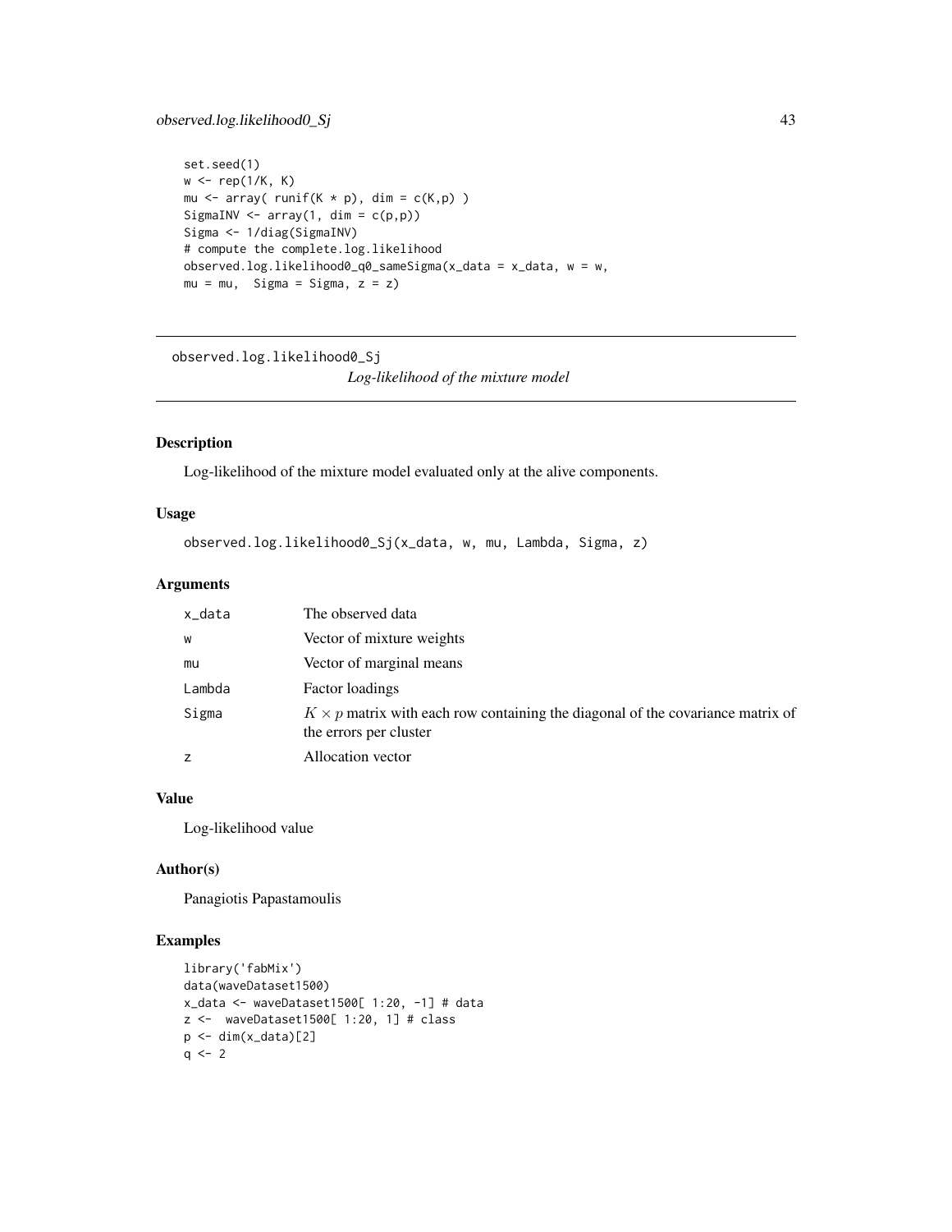```
set.seed(1)
w <- rep(1/K, K)
mu <- array( runif(K * p), dim = c(K,p) )
SigmaINV <- array(1, dim = c(p,p))
Sigma <- 1/diag(SigmaINV)
# compute the complete.log.likelihood
observed.log.likelihood0_q0_sameSigma(x_data = x_data, w = w,
mu = mu,  Sigma = Sigma, z = z)
```

## observed.log.likelihood0_Sj

*Log-likelihood of the mixture model*

### Description

Log-likelihood of the mixture model evaluated only at the alive components.

### Usage

```
observed.log.likelihood0_Sj(x_data, w, mu, Lambda, Sigma, z)
```

### Arguments

| | |
|---|---|
| x_data | The observed data |
| w | Vector of mixture weights |
| mu | Vector of marginal means |
| Lambda | Factor loadings |
| Sigma | $K \times p$ matrix with each row containing the diagonal of the covariance matrix of the errors per cluster |
| z | Allocation vector |

### Value

Log-likelihood value

### Author(s)

Panagiotis Papastamoulis

### Examples

```
library('fabMix')
data(waveDataset1500)
x_data <- waveDataset1500[ 1:20, -1] # data
z <-  waveDataset1500[ 1:20, 1] # class
p <- dim(x_data)[2]
q <- 2
```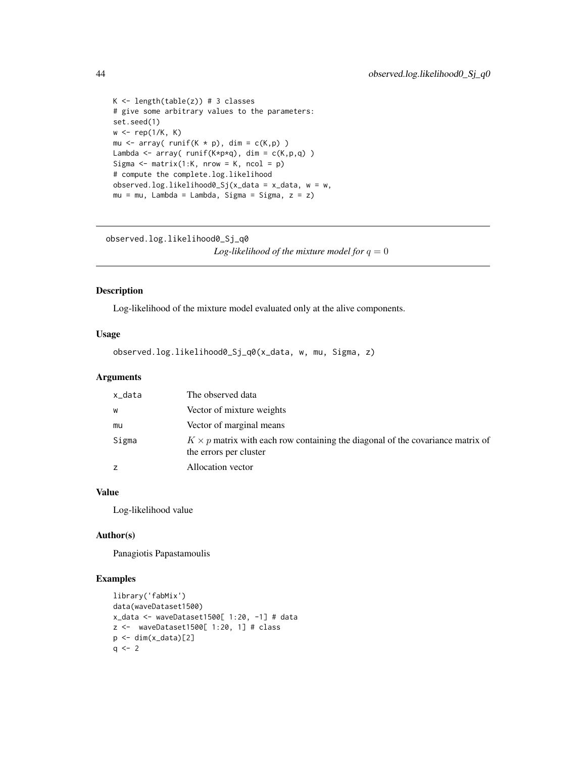```
K <- length(table(z)) # 3 classes
# give some arbitrary values to the parameters:
set.seed(1)
w <- rep(1/K, K)
mu <- array( runif(K * p), dim = c(K,p) )
Lambda <- array( runif(K*p*q), dim = c(K,p,q) )
Sigma <- matrix(1:K, nrow = K, ncol = p)
# compute the complete.log.likelihood
observed.log.likelihood0_Sj(x_data = x_data, w = w,
mu = mu, Lambda = Lambda, Sigma = Sigma, z = z)
```

---

## observed.log.likelihood0_Sj_q0 — *Log-likelihood of the mixture model for $q = 0$*

---

### Description

Log-likelihood of the mixture model evaluated only at the alive components.

### Usage

```
observed.log.likelihood0_Sj_q0(x_data, w, mu, Sigma, z)
```

### Arguments

| | |
|---|---|
| x_data | The observed data |
| w | Vector of mixture weights |
| mu | Vector of marginal means |
| Sigma | $K \times p$ matrix with each row containing the diagonal of the covariance matrix of the errors per cluster |
| z | Allocation vector |

### Value

Log-likelihood value

### Author(s)

Panagiotis Papastamoulis

### Examples

```
library('fabMix')
data(waveDataset1500)
x_data <- waveDataset1500[ 1:20, -1] # data
z <-  waveDataset1500[ 1:20, 1] # class
p <- dim(x_data)[2]
q <- 2
```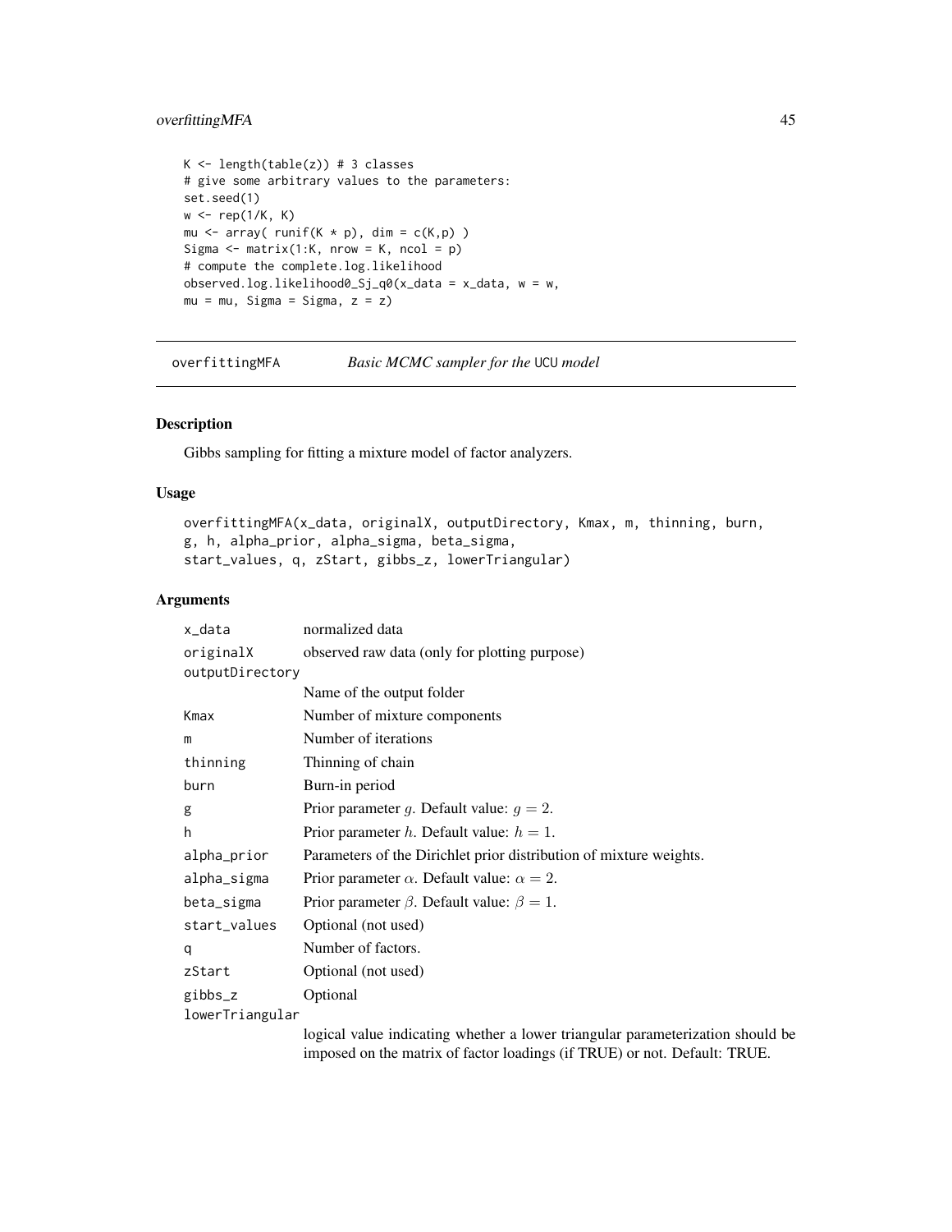```
K <- length(table(z)) # 3 classes
# give some arbitrary values to the parameters:
set.seed(1)
w <- rep(1/K, K)
mu <- array( runif(K * p), dim = c(K,p) )
Sigma <- matrix(1:K, nrow = K, ncol = p)
# compute the complete.log.likelihood
observed.log.likelihood0_Sj_q0(x_data = x_data, w = w,
mu = mu, Sigma = Sigma, z = z)
```

## overfittingMFA — *Basic MCMC sampler for the* `UCU` *model*

### Description

Gibbs sampling for fitting a mixture model of factor analyzers.

### Usage

```
overfittingMFA(x_data, originalX, outputDirectory, Kmax, m, thinning, burn,
g, h, alpha_prior, alpha_sigma, beta_sigma,
start_values, q, zStart, gibbs_z, lowerTriangular)
```

### Arguments

| | |
|---|---|
| `x_data` | normalized data |
| `originalX` | observed raw data (only for plotting purpose) |
| `outputDirectory` | Name of the output folder |
| `Kmax` | Number of mixture components |
| `m` | Number of iterations |
| `thinning` | Thinning of chain |
| `burn` | Burn-in period |
| `g` | Prior parameter $g$. Default value: $g = 2$. |
| `h` | Prior parameter $h$. Default value: $h = 1$. |
| `alpha_prior` | Parameters of the Dirichlet prior distribution of mixture weights. |
| `alpha_sigma` | Prior parameter $\alpha$. Default value: $\alpha = 2$. |
| `beta_sigma` | Prior parameter $\beta$. Default value: $\beta = 1$. |
| `start_values` | Optional (not used) |
| `q` | Number of factors. |
| `zStart` | Optional (not used) |
| `gibbs_z` | Optional |
| `lowerTriangular` | logical value indicating whether a lower triangular parameterization should be imposed on the matrix of factor loadings (if TRUE) or not. Default: TRUE. |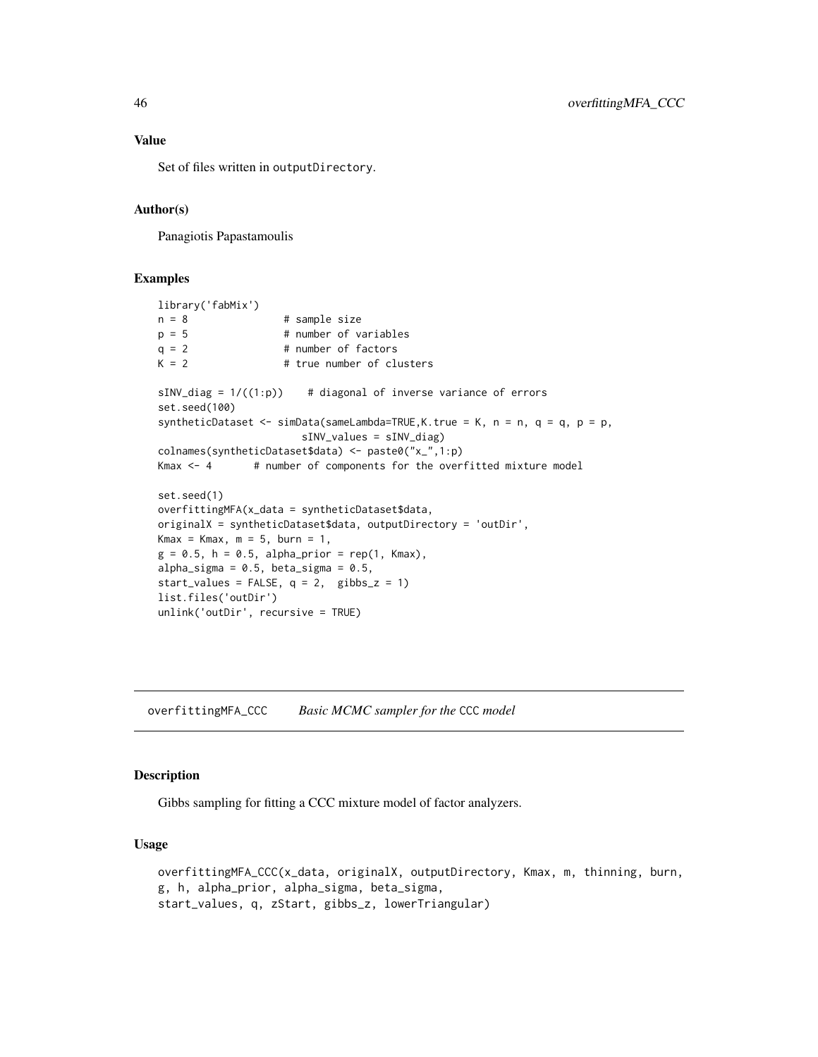### Value

Set of files written in `outputDirectory`.

### Author(s)

Panagiotis Papastamoulis

### Examples

```
library('fabMix')
n = 8              # sample size
p = 5              # number of variables
q = 2              # number of factors
K = 2              # true number of clusters

sINV_diag = 1/((1:p))    # diagonal of inverse variance of errors
set.seed(100)
syntheticDataset <- simData(sameLambda=TRUE,K.true = K, n = n, q = q, p = p,
                        sINV_values = sINV_diag)
colnames(syntheticDataset$data) <- paste0("x_",1:p)
Kmax <- 4       # number of components for the overfitted mixture model

set.seed(1)
overfittingMFA(x_data = syntheticDataset$data,
originalX = syntheticDataset$data, outputDirectory = 'outDir',
Kmax = Kmax, m = 5, burn = 1,
g = 0.5, h = 0.5, alpha_prior = rep(1, Kmax),
alpha_sigma = 0.5, beta_sigma = 0.5,
start_values = FALSE, q = 2,  gibbs_z = 1)
list.files('outDir')
unlink('outDir', recursive = TRUE)
```

---

## overfittingMFA_CCC — *Basic MCMC sampler for the* CCC *model*

### Description

Gibbs sampling for fitting a CCC mixture model of factor analyzers.

### Usage

```
overfittingMFA_CCC(x_data, originalX, outputDirectory, Kmax, m, thinning, burn,
g, h, alpha_prior, alpha_sigma, beta_sigma,
start_values, q, zStart, gibbs_z, lowerTriangular)
```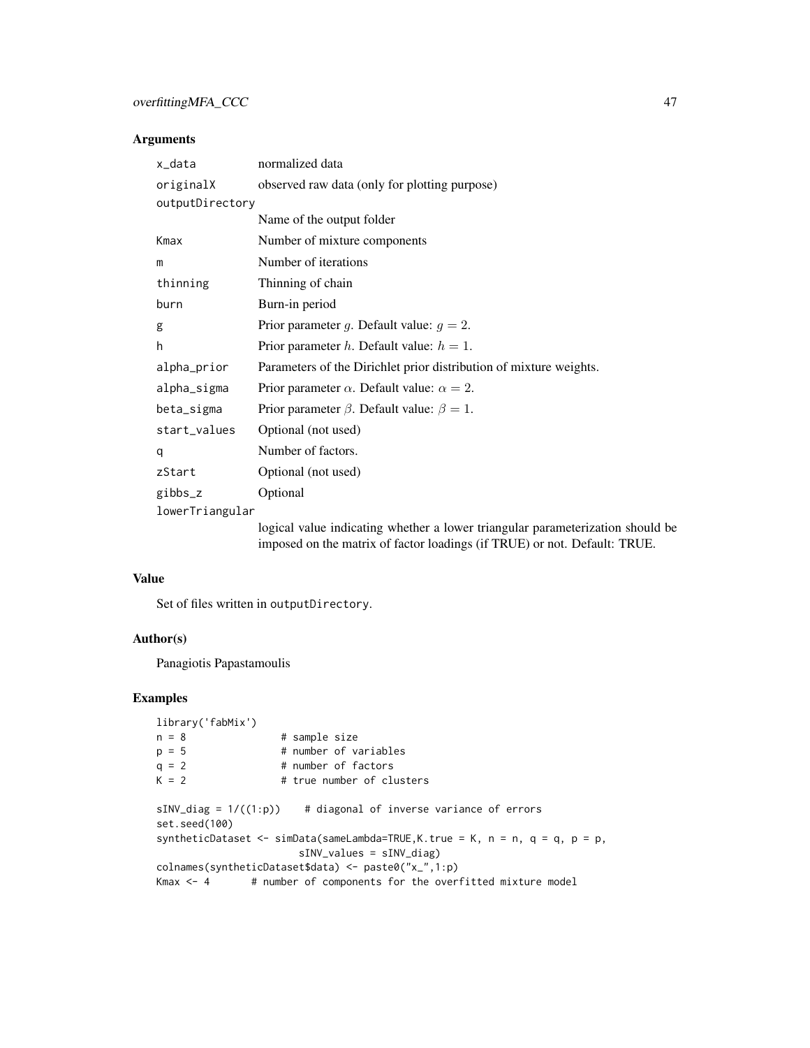## Arguments

| | |
|---|---|
| x_data | normalized data |
| originalX | observed raw data (only for plotting purpose) |
| outputDirectory | Name of the output folder |
| Kmax | Number of mixture components |
| m | Number of iterations |
| thinning | Thinning of chain |
| burn | Burn-in period |
| g | Prior parameter $g$. Default value: $g = 2$. |
| h | Prior parameter $h$. Default value: $h = 1$. |
| alpha_prior | Parameters of the Dirichlet prior distribution of mixture weights. |
| alpha_sigma | Prior parameter $\alpha$. Default value: $\alpha = 2$. |
| beta_sigma | Prior parameter $\beta$. Default value: $\beta = 1$. |
| start_values | Optional (not used) |
| q | Number of factors. |
| zStart | Optional (not used) |
| gibbs_z | Optional |
| lowerTriangular | logical value indicating whether a lower triangular parameterization should be imposed on the matrix of factor loadings (if TRUE) or not. Default: TRUE. |

## Value

Set of files written in outputDirectory.

## Author(s)

Panagiotis Papastamoulis

## Examples

```
library('fabMix')
n = 8               # sample size
p = 5               # number of variables
q = 2               # number of factors
K = 2               # true number of clusters

sINV_diag = 1/((1:p))    # diagonal of inverse variance of errors
set.seed(100)
syntheticDataset <- simData(sameLambda=TRUE,K.true = K, n = n, q = q, p = p,
                        sINV_values = sINV_diag)
colnames(syntheticDataset$data) <- paste0("x_",1:p)
Kmax <- 4       # number of components for the overfitted mixture model
```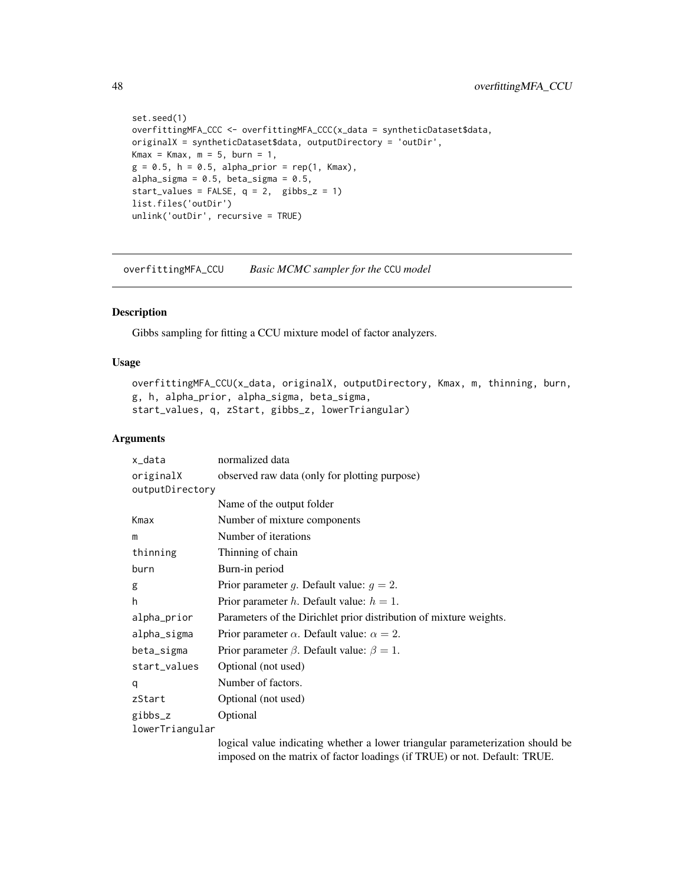```
set.seed(1)
overfittingMFA_CCC <- overfittingMFA_CCC(x_data = syntheticDataset$data,
originalX = syntheticDataset$data, outputDirectory = 'outDir',
Kmax = Kmax, m = 5, burn = 1,
g = 0.5, h = 0.5, alpha_prior = rep(1, Kmax),
alpha_sigma = 0.5, beta_sigma = 0.5,
start_values = FALSE, q = 2,  gibbs_z = 1)
list.files('outDir')
unlink('outDir', recursive = TRUE)
```

## overfittingMFA_CCU — *Basic MCMC sampler for the* CCU *model*

### Description

Gibbs sampling for fitting a CCU mixture model of factor analyzers.

### Usage

```
overfittingMFA_CCU(x_data, originalX, outputDirectory, Kmax, m, thinning, burn,
g, h, alpha_prior, alpha_sigma, beta_sigma,
start_values, q, zStart, gibbs_z, lowerTriangular)
```

### Arguments

| | |
|---|---|
| x_data | normalized data |
| originalX | observed raw data (only for plotting purpose) |
| outputDirectory | Name of the output folder |
| Kmax | Number of mixture components |
| m | Number of iterations |
| thinning | Thinning of chain |
| burn | Burn-in period |
| g | Prior parameter $g$. Default value: $g = 2$. |
| h | Prior parameter $h$. Default value: $h = 1$. |
| alpha_prior | Parameters of the Dirichlet prior distribution of mixture weights. |
| alpha_sigma | Prior parameter $\alpha$. Default value: $\alpha = 2$. |
| beta_sigma | Prior parameter $\beta$. Default value: $\beta = 1$. |
| start_values | Optional (not used) |
| q | Number of factors. |
| zStart | Optional (not used) |
| gibbs_z | Optional |
| lowerTriangular | logical value indicating whether a lower triangular parameterization should be imposed on the matrix of factor loadings (if TRUE) or not. Default: TRUE. |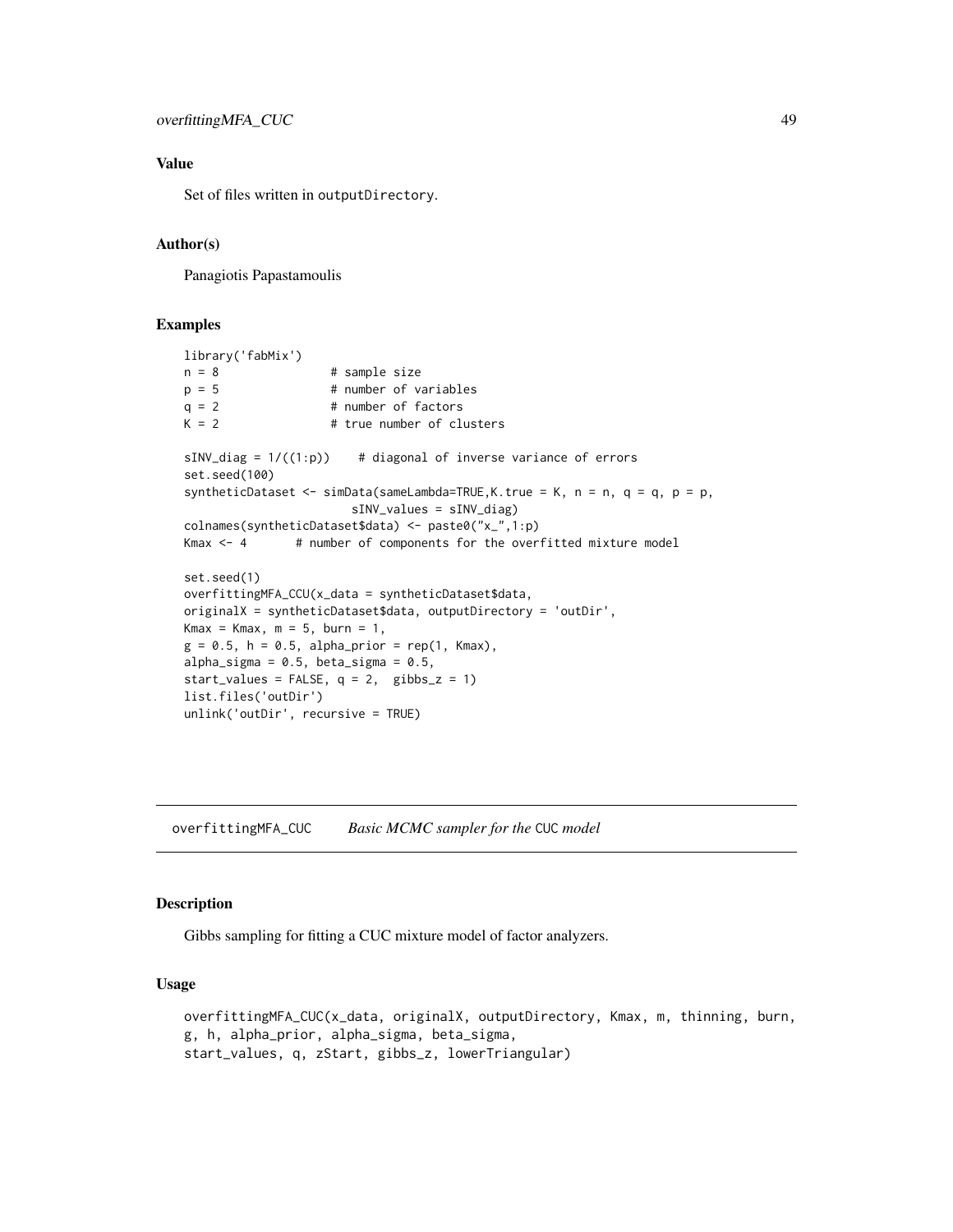## Value

Set of files written in `outputDirectory`.

## Author(s)

Panagiotis Papastamoulis

## Examples

```
library('fabMix')
n = 8                # sample size
p = 5                # number of variables
q = 2                # number of factors
K = 2                # true number of clusters

sINV_diag = 1/((1:p))    # diagonal of inverse variance of errors
set.seed(100)
syntheticDataset <- simData(sameLambda=TRUE,K.true = K, n = n, q = q, p = p,
                        sINV_values = sINV_diag)
colnames(syntheticDataset$data) <- paste0("x_",1:p)
Kmax <- 4       # number of components for the overfitted mixture model

set.seed(1)
overfittingMFA_CCU(x_data = syntheticDataset$data,
originalX = syntheticDataset$data, outputDirectory = 'outDir',
Kmax = Kmax, m = 5, burn = 1,
g = 0.5, h = 0.5, alpha_prior = rep(1, Kmax),
alpha_sigma = 0.5, beta_sigma = 0.5,
start_values = FALSE, q = 2,  gibbs_z = 1)
list.files('outDir')
unlink('outDir', recursive = TRUE)
```

---

# overfittingMFA_CUC    *Basic MCMC sampler for the* CUC *model*

## Description

Gibbs sampling for fitting a CUC mixture model of factor analyzers.

## Usage

```
overfittingMFA_CUC(x_data, originalX, outputDirectory, Kmax, m, thinning, burn,
g, h, alpha_prior, alpha_sigma, beta_sigma,
start_values, q, zStart, gibbs_z, lowerTriangular)
```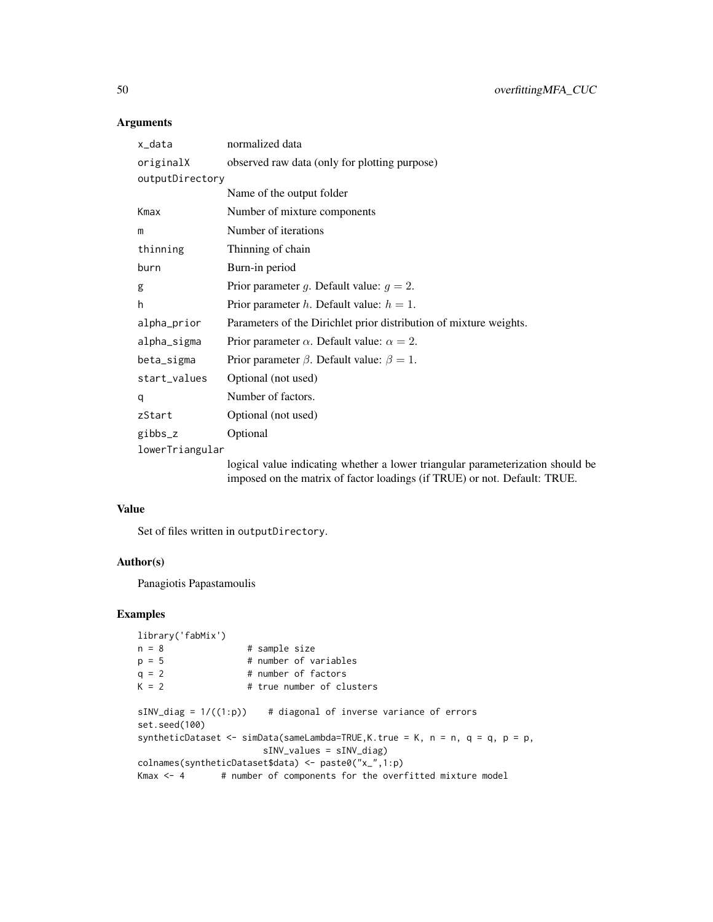## Arguments

| | |
|---|---|
| x_data | normalized data |
| originalX | observed raw data (only for plotting purpose) |
| outputDirectory | Name of the output folder |
| Kmax | Number of mixture components |
| m | Number of iterations |
| thinning | Thinning of chain |
| burn | Burn-in period |
| g | Prior parameter $g$. Default value: $g = 2$. |
| h | Prior parameter $h$. Default value: $h = 1$. |
| alpha_prior | Parameters of the Dirichlet prior distribution of mixture weights. |
| alpha_sigma | Prior parameter $\alpha$. Default value: $\alpha = 2$. |
| beta_sigma | Prior parameter $\beta$. Default value: $\beta = 1$. |
| start_values | Optional (not used) |
| q | Number of factors. |
| zStart | Optional (not used) |
| gibbs_z | Optional |
| lowerTriangular | logical value indicating whether a lower triangular parameterization should be imposed on the matrix of factor loadings (if TRUE) or not. Default: TRUE. |

## Value

Set of files written in outputDirectory.

## Author(s)

Panagiotis Papastamoulis

## Examples

```
library('fabMix')
n = 8               # sample size
p = 5               # number of variables
q = 2               # number of factors
K = 2               # true number of clusters

sINV_diag = 1/((1:p))    # diagonal of inverse variance of errors
set.seed(100)
syntheticDataset <- simData(sameLambda=TRUE,K.true = K, n = n, q = q, p = p,
                        sINV_values = sINV_diag)
colnames(syntheticDataset$data) <- paste0("x_",1:p)
Kmax <- 4       # number of components for the overfitted mixture model
```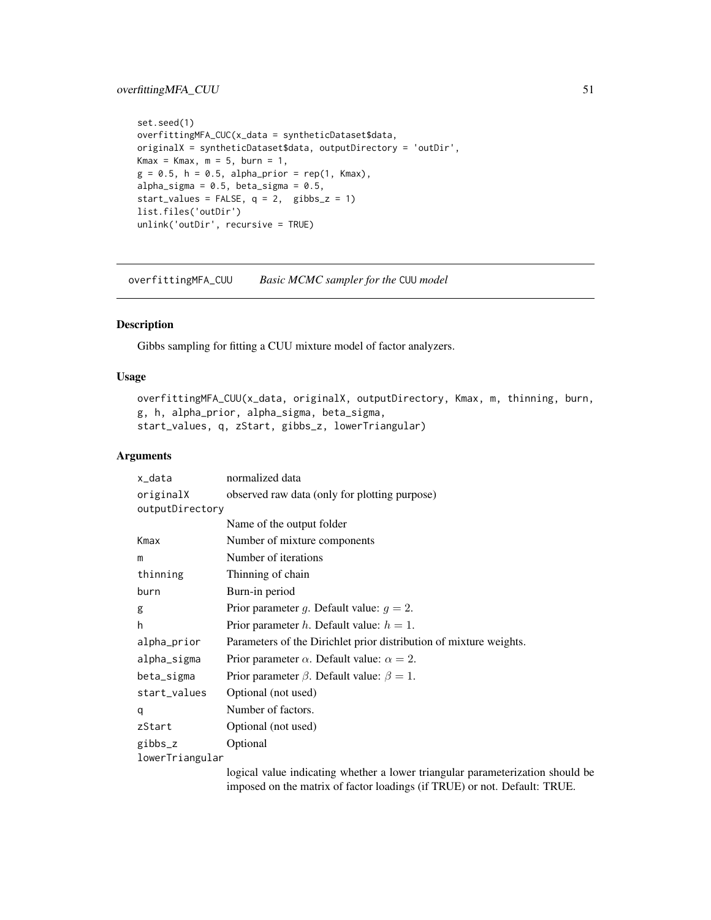```
set.seed(1)
overfittingMFA_CUC(x_data = syntheticDataset$data,
originalX = syntheticDataset$data, outputDirectory = 'outDir',
Kmax = Kmax, m = 5, burn = 1,
g = 0.5, h = 0.5, alpha_prior = rep(1, Kmax),
alpha_sigma = 0.5, beta_sigma = 0.5,
start_values = FALSE, q = 2,  gibbs_z = 1)
list.files('outDir')
unlink('outDir', recursive = TRUE)
```

## overfittingMFA_CUU — *Basic MCMC sampler for the* CUU *model*

### Description

Gibbs sampling for fitting a CUU mixture model of factor analyzers.

### Usage

```
overfittingMFA_CUU(x_data, originalX, outputDirectory, Kmax, m, thinning, burn,
g, h, alpha_prior, alpha_sigma, beta_sigma,
start_values, q, zStart, gibbs_z, lowerTriangular)
```

### Arguments

| | |
|---|---|
| x_data | normalized data |
| originalX | observed raw data (only for plotting purpose) |
| outputDirectory | Name of the output folder |
| Kmax | Number of mixture components |
| m | Number of iterations |
| thinning | Thinning of chain |
| burn | Burn-in period |
| g | Prior parameter $g$. Default value: $g = 2$. |
| h | Prior parameter $h$. Default value: $h = 1$. |
| alpha_prior | Parameters of the Dirichlet prior distribution of mixture weights. |
| alpha_sigma | Prior parameter $\alpha$. Default value: $\alpha = 2$. |
| beta_sigma | Prior parameter $\beta$. Default value: $\beta = 1$. |
| start_values | Optional (not used) |
| q | Number of factors. |
| zStart | Optional (not used) |
| gibbs_z | Optional |
| lowerTriangular | logical value indicating whether a lower triangular parameterization should be imposed on the matrix of factor loadings (if TRUE) or not. Default: TRUE. |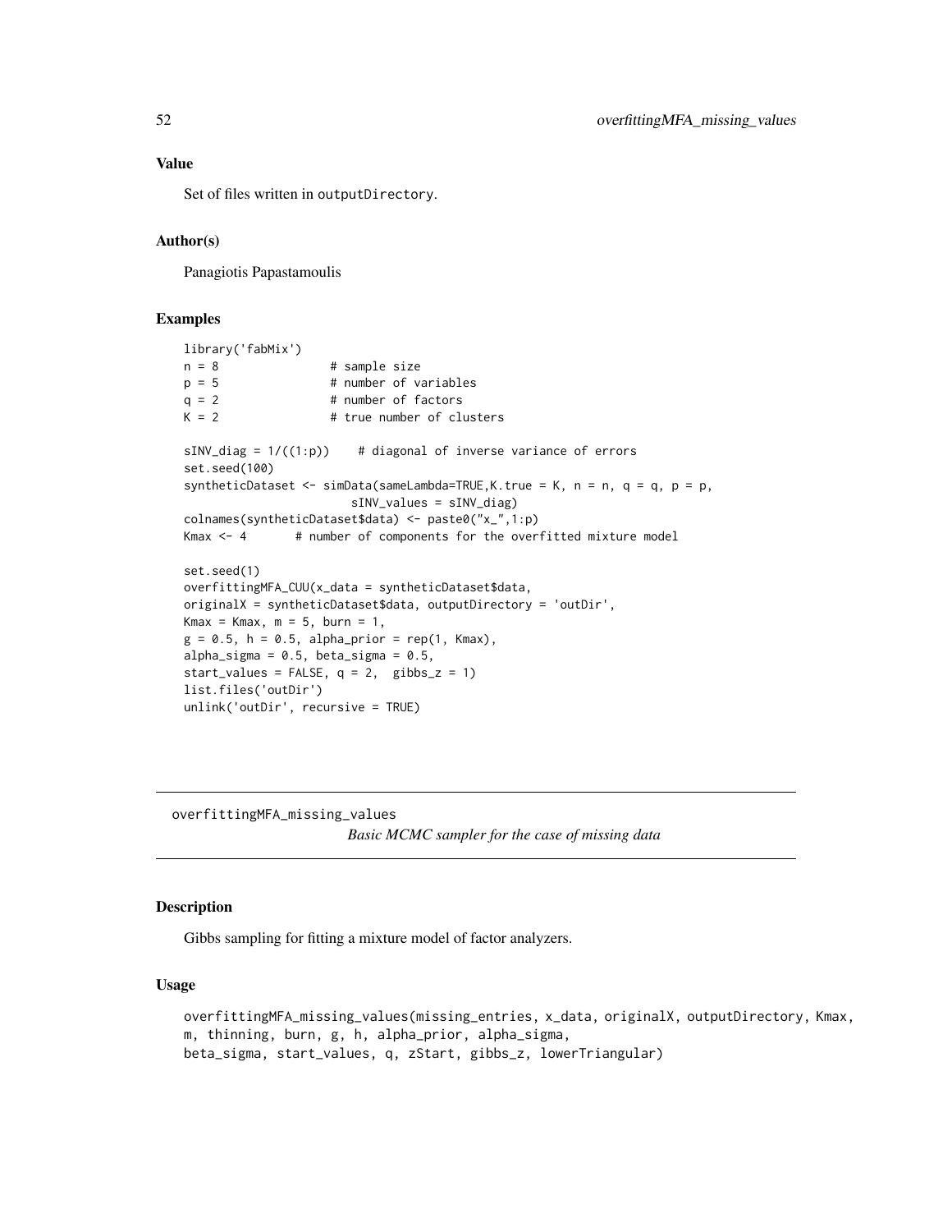## Value

Set of files written in `outputDirectory`.

## Author(s)

Panagiotis Papastamoulis

## Examples

```
library('fabMix')
n = 8                # sample size
p = 5                # number of variables
q = 2                # number of factors
K = 2                # true number of clusters

sINV_diag = 1/((1:p))    # diagonal of inverse variance of errors
set.seed(100)
syntheticDataset <- simData(sameLambda=TRUE,K.true = K, n = n, q = q, p = p,
                        sINV_values = sINV_diag)
colnames(syntheticDataset$data) <- paste0("x_",1:p)
Kmax <- 4       # number of components for the overfitted mixture model

set.seed(1)
overfittingMFA_CUU(x_data = syntheticDataset$data,
originalX = syntheticDataset$data, outputDirectory = 'outDir',
Kmax = Kmax, m = 5, burn = 1,
g = 0.5, h = 0.5, alpha_prior = rep(1, Kmax),
alpha_sigma = 0.5, beta_sigma = 0.5,
start_values = FALSE, q = 2,  gibbs_z = 1)
list.files('outDir')
unlink('outDir', recursive = TRUE)
```

---

# overfittingMFA_missing_values

*Basic MCMC sampler for the case of missing data*

## Description

Gibbs sampling for fitting a mixture model of factor analyzers.

## Usage

```
overfittingMFA_missing_values(missing_entries, x_data, originalX, outputDirectory, Kmax,
m, thinning, burn, g, h, alpha_prior, alpha_sigma,
beta_sigma, start_values, q, zStart, gibbs_z, lowerTriangular)
```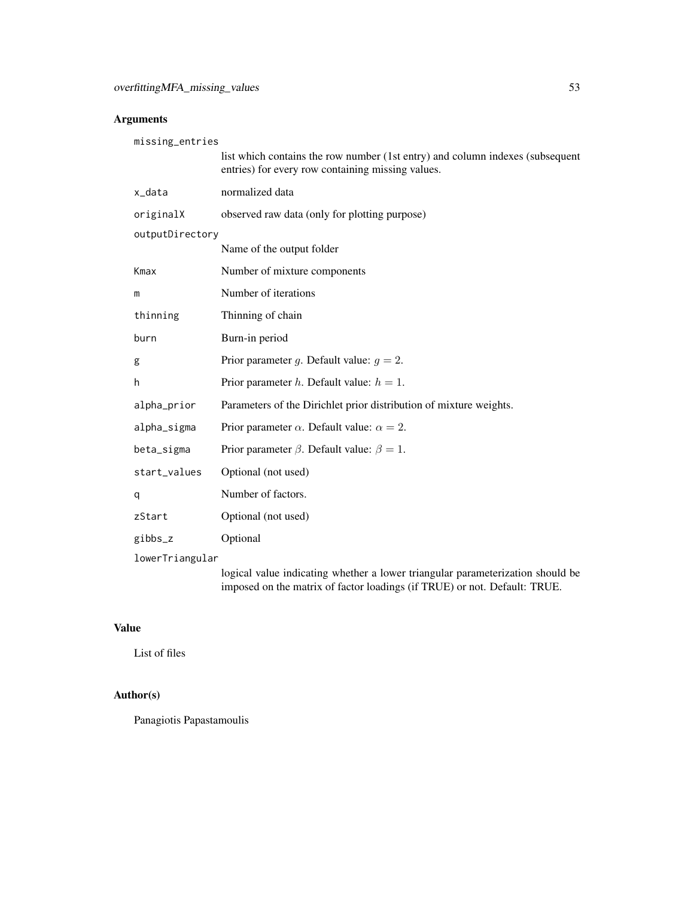## Arguments

| | |
|---|---|
| `missing_entries` | list which contains the row number (1st entry) and column indexes (subsequent entries) for every row containing missing values. |
| `x_data` | normalized data |
| `originalX` | observed raw data (only for plotting purpose) |
| `outputDirectory` | Name of the output folder |
| `Kmax` | Number of mixture components |
| `m` | Number of iterations |
| `thinning` | Thinning of chain |
| `burn` | Burn-in period |
| `g` | Prior parameter $g$. Default value: $g = 2$. |
| `h` | Prior parameter $h$. Default value: $h = 1$. |
| `alpha_prior` | Parameters of the Dirichlet prior distribution of mixture weights. |
| `alpha_sigma` | Prior parameter $\alpha$. Default value: $\alpha = 2$. |
| `beta_sigma` | Prior parameter $\beta$. Default value: $\beta = 1$. |
| `start_values` | Optional (not used) |
| `q` | Number of factors. |
| `zStart` | Optional (not used) |
| `gibbs_z` | Optional |
| `lowerTriangular` | logical value indicating whether a lower triangular parameterization should be imposed on the matrix of factor loadings (if TRUE) or not. Default: TRUE. |

## Value

List of files

## Author(s)

Panagiotis Papastamoulis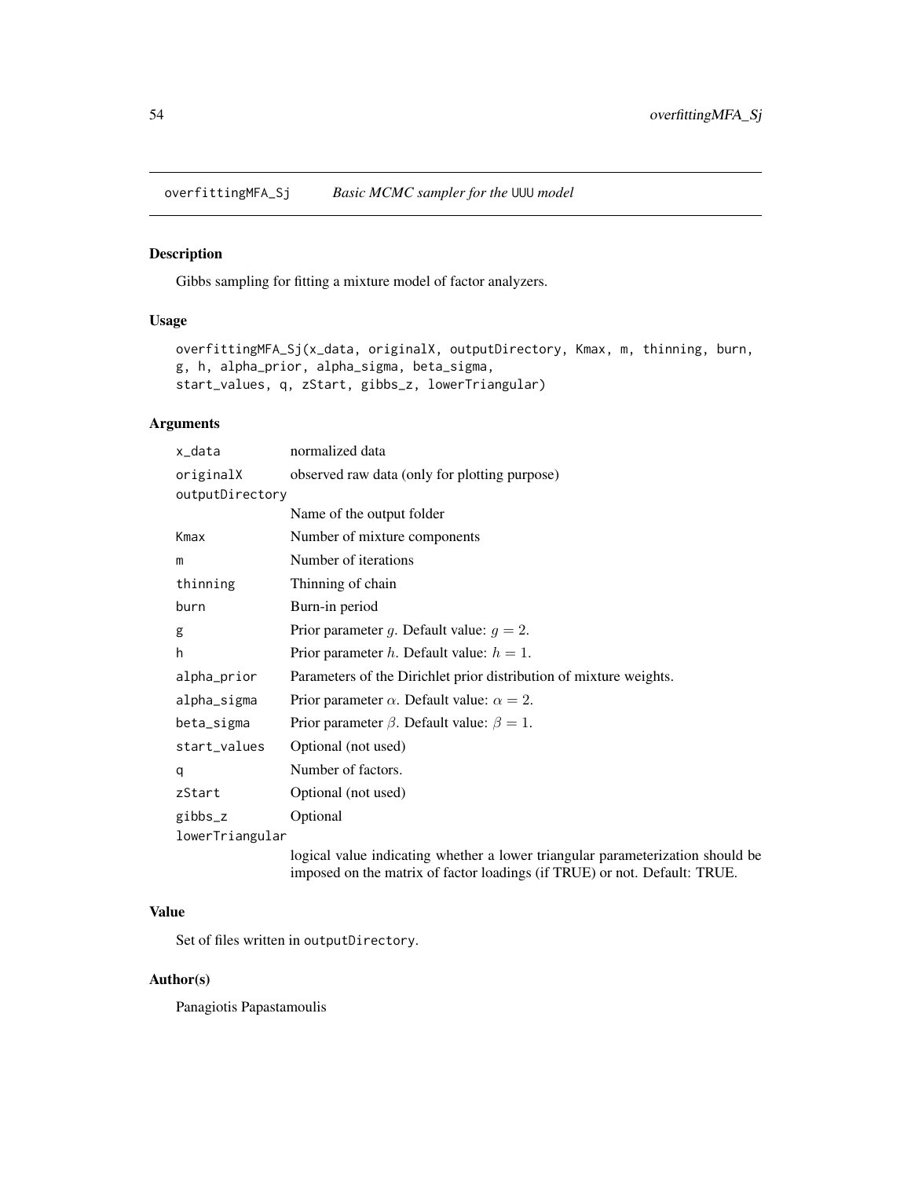# overfittingMFA_Sj *Basic MCMC sampler for the* UUU *model*

## Description

Gibbs sampling for fitting a mixture model of factor analyzers.

## Usage

```
overfittingMFA_Sj(x_data, originalX, outputDirectory, Kmax, m, thinning, burn,
g, h, alpha_prior, alpha_sigma, beta_sigma,
start_values, q, zStart, gibbs_z, lowerTriangular)
```

## Arguments

| | |
|---|---|
| x_data | normalized data |
| originalX | observed raw data (only for plotting purpose) |
| outputDirectory | Name of the output folder |
| Kmax | Number of mixture components |
| m | Number of iterations |
| thinning | Thinning of chain |
| burn | Burn-in period |
| g | Prior parameter $g$. Default value: $g = 2$. |
| h | Prior parameter $h$. Default value: $h = 1$. |
| alpha_prior | Parameters of the Dirichlet prior distribution of mixture weights. |
| alpha_sigma | Prior parameter $\alpha$. Default value: $\alpha = 2$. |
| beta_sigma | Prior parameter $\beta$. Default value: $\beta = 1$. |
| start_values | Optional (not used) |
| q | Number of factors. |
| zStart | Optional (not used) |
| gibbs_z | Optional |
| lowerTriangular | logical value indicating whether a lower triangular parameterization should be imposed on the matrix of factor loadings (if TRUE) or not. Default: TRUE. |

## Value

Set of files written in outputDirectory.

## Author(s)

Panagiotis Papastamoulis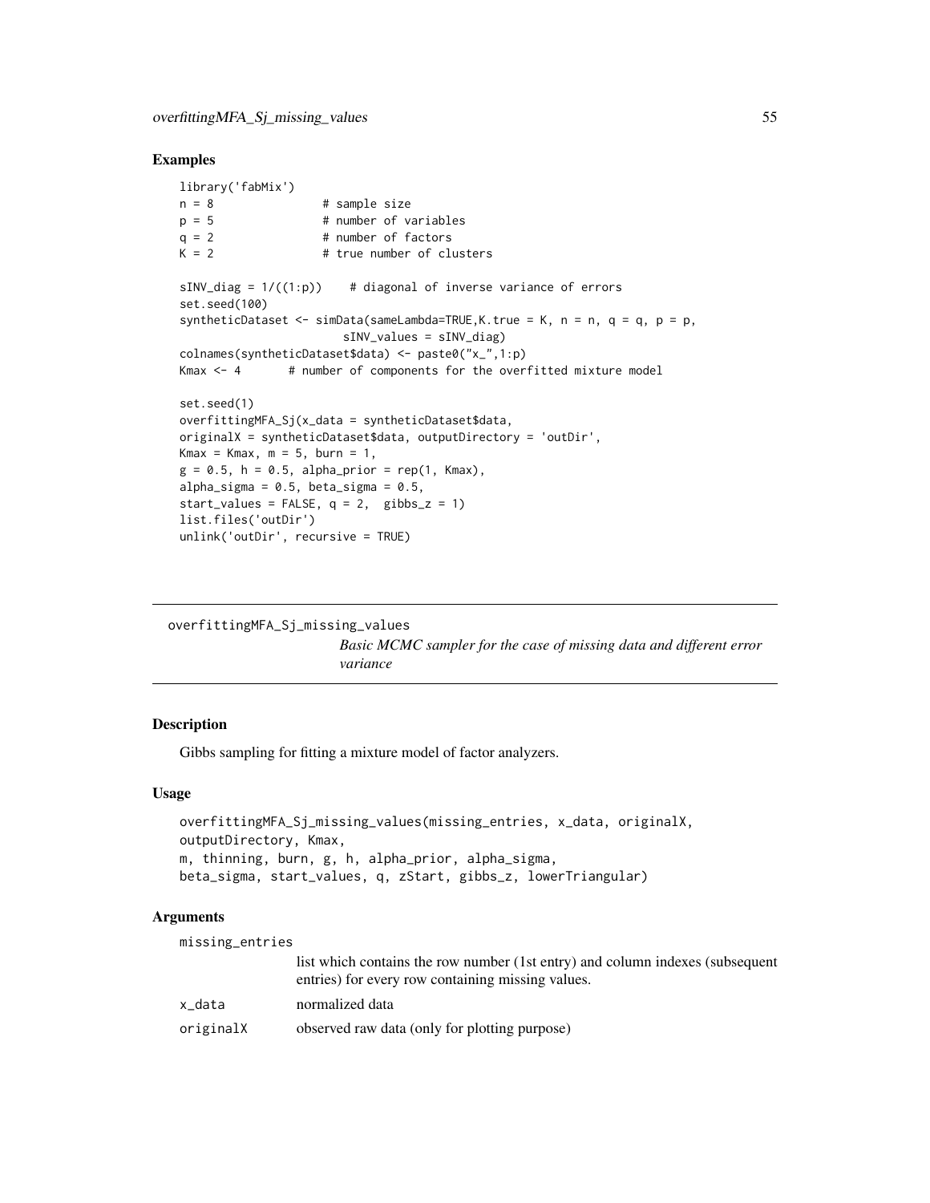### Examples

```
library('fabMix')
n = 8               # sample size
p = 5               # number of variables
q = 2               # number of factors
K = 2               # true number of clusters

sINV_diag = 1/((1:p))    # diagonal of inverse variance of errors
set.seed(100)
syntheticDataset <- simData(sameLambda=TRUE,K.true = K, n = n, q = q, p = p,
                        sINV_values = sINV_diag)
colnames(syntheticDataset$data) <- paste0("x_",1:p)
Kmax <- 4       # number of components for the overfitted mixture model

set.seed(1)
overfittingMFA_Sj(x_data = syntheticDataset$data,
originalX = syntheticDataset$data, outputDirectory = 'outDir',
Kmax = Kmax, m = 5, burn = 1,
g = 0.5, h = 0.5, alpha_prior = rep(1, Kmax),
alpha_sigma = 0.5, beta_sigma = 0.5,
start_values = FALSE, q = 2,  gibbs_z = 1)
list.files('outDir')
unlink('outDir', recursive = TRUE)
```

---

## overfittingMFA_Sj_missing_values

*Basic MCMC sampler for the case of missing data and different error variance*

---

### Description

Gibbs sampling for fitting a mixture model of factor analyzers.

### Usage

```
overfittingMFA_Sj_missing_values(missing_entries, x_data, originalX,
outputDirectory, Kmax,
m, thinning, burn, g, h, alpha_prior, alpha_sigma,
beta_sigma, start_values, q, zStart, gibbs_z, lowerTriangular)
```

### Arguments

| | |
|---|---|
| missing_entries | list which contains the row number (1st entry) and column indexes (subsequent entries) for every row containing missing values. |
| x_data | normalized data |
| originalX | observed raw data (only for plotting purpose) |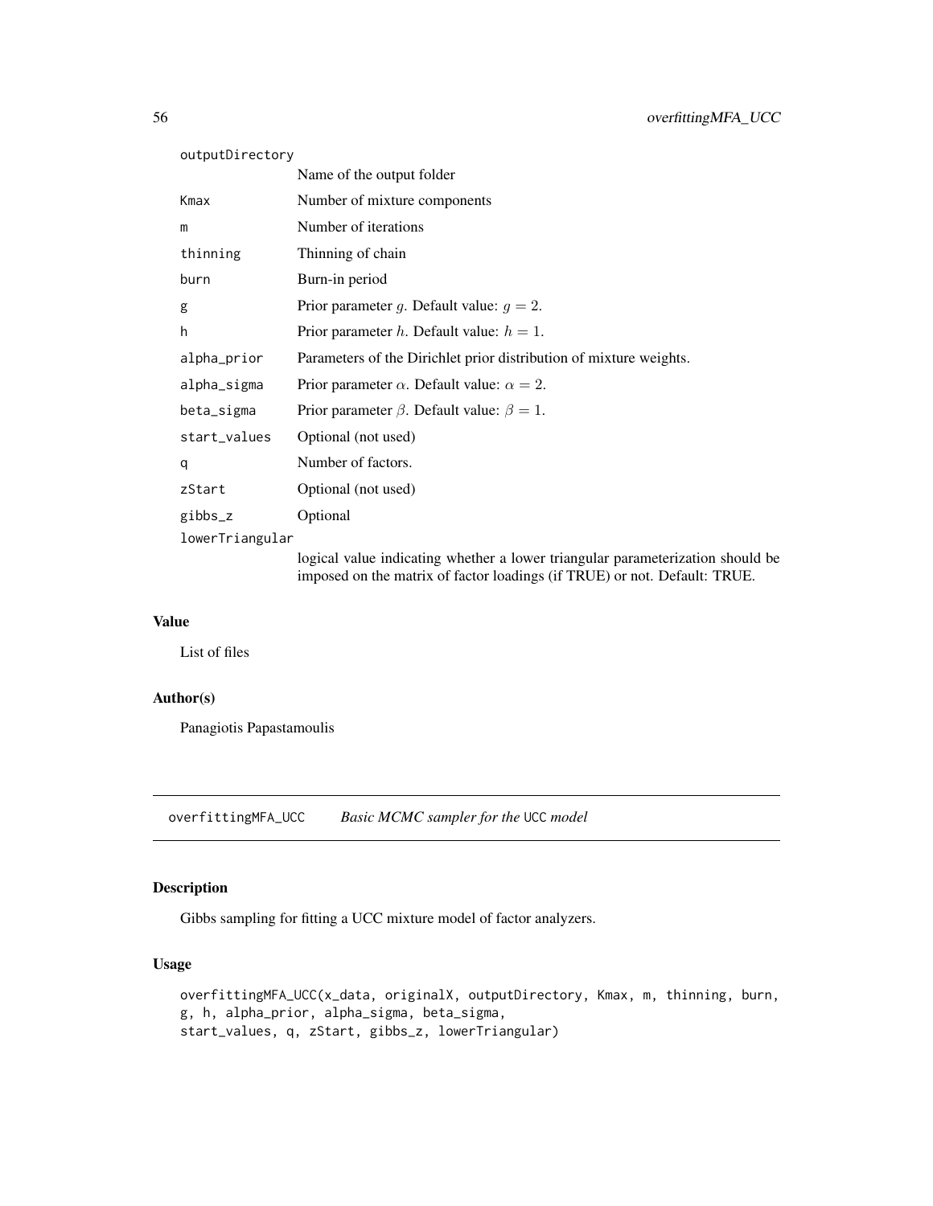| | |
|---|---|
| outputDirectory | Name of the output folder |
| Kmax | Number of mixture components |
| m | Number of iterations |
| thinning | Thinning of chain |
| burn | Burn-in period |
| g | Prior parameter $g$. Default value: $g = 2$. |
| h | Prior parameter $h$. Default value: $h = 1$. |
| alpha_prior | Parameters of the Dirichlet prior distribution of mixture weights. |
| alpha_sigma | Prior parameter $\alpha$. Default value: $\alpha = 2$. |
| beta_sigma | Prior parameter $\beta$. Default value: $\beta = 1$. |
| start_values | Optional (not used) |
| q | Number of factors. |
| zStart | Optional (not used) |
| gibbs_z | Optional |
| lowerTriangular | logical value indicating whether a lower triangular parameterization should be imposed on the matrix of factor loadings (if TRUE) or not. Default: TRUE. |

### Value

List of files

### Author(s)

Panagiotis Papastamoulis

---

## overfittingMFA_UCC &nbsp;&nbsp;&nbsp; *Basic MCMC sampler for the* UCC *model*

### Description

Gibbs sampling for fitting a UCC mixture model of factor analyzers.

### Usage

```
overfittingMFA_UCC(x_data, originalX, outputDirectory, Kmax, m, thinning, burn,
g, h, alpha_prior, alpha_sigma, beta_sigma,
start_values, q, zStart, gibbs_z, lowerTriangular)
```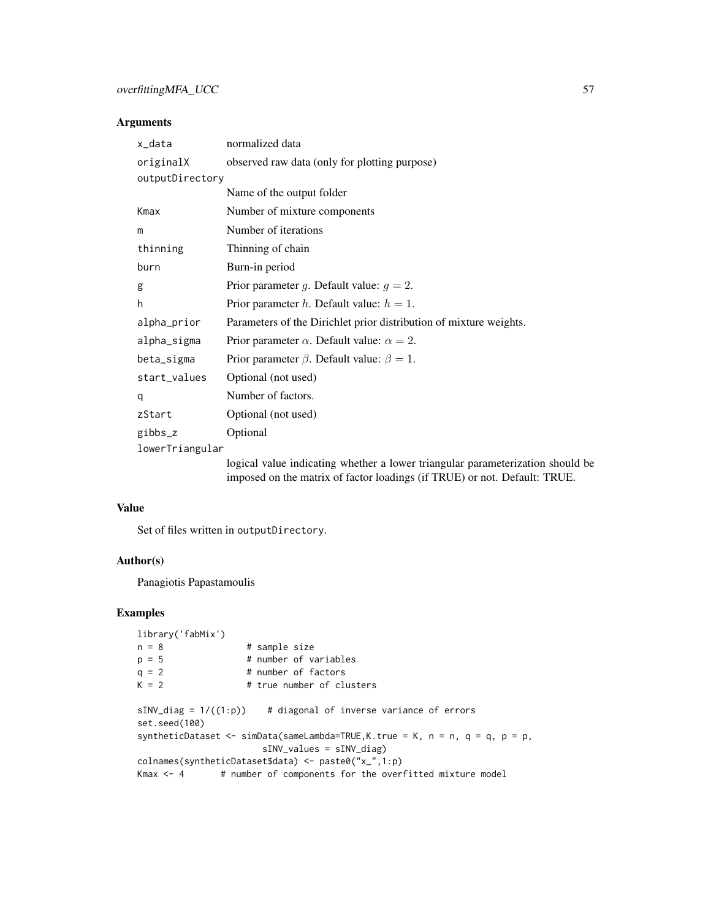### Arguments

| | |
|---|---|
| `x_data` | normalized data |
| `originalX` | observed raw data (only for plotting purpose) |
| `outputDirectory` | Name of the output folder |
| `Kmax` | Number of mixture components |
| `m` | Number of iterations |
| `thinning` | Thinning of chain |
| `burn` | Burn-in period |
| `g` | Prior parameter $g$. Default value: $g = 2$. |
| `h` | Prior parameter $h$. Default value: $h = 1$. |
| `alpha_prior` | Parameters of the Dirichlet prior distribution of mixture weights. |
| `alpha_sigma` | Prior parameter $\alpha$. Default value: $\alpha = 2$. |
| `beta_sigma` | Prior parameter $\beta$. Default value: $\beta = 1$. |
| `start_values` | Optional (not used) |
| `q` | Number of factors. |
| `zStart` | Optional (not used) |
| `gibbs_z` | Optional |
| `lowerTriangular` | logical value indicating whether a lower triangular parameterization should be imposed on the matrix of factor loadings (if TRUE) or not. Default: TRUE. |

### Value

Set of files written in `outputDirectory`.

### Author(s)

Panagiotis Papastamoulis

### Examples

```
library('fabMix')
n = 8              # sample size
p = 5              # number of variables
q = 2              # number of factors
K = 2              # true number of clusters

sINV_diag = 1/((1:p))    # diagonal of inverse variance of errors
set.seed(100)
syntheticDataset <- simData(sameLambda=TRUE,K.true = K, n = n, q = q, p = p,
                        sINV_values = sINV_diag)
colnames(syntheticDataset$data) <- paste0("x_",1:p)
Kmax <- 4       # number of components for the overfitted mixture model
```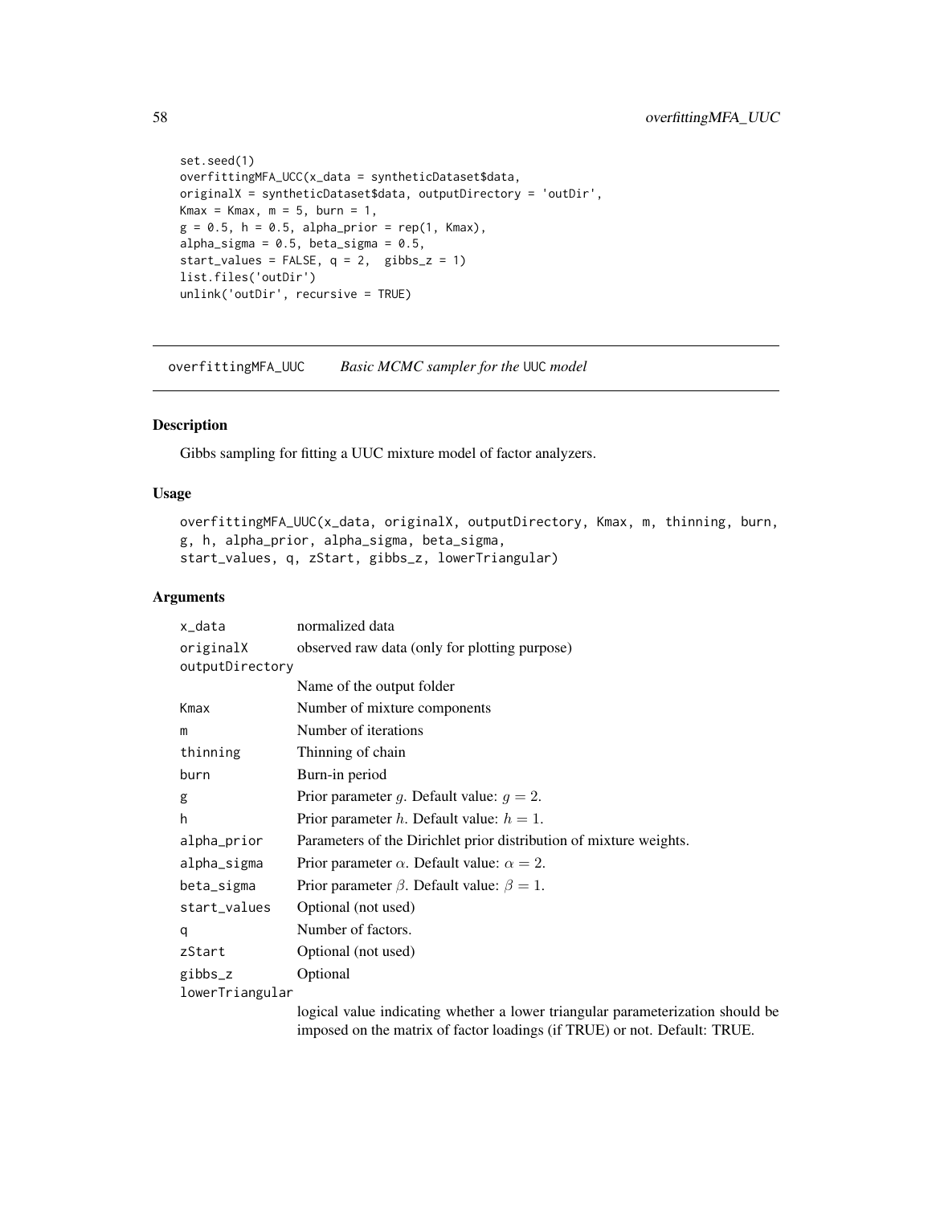```
set.seed(1)
overfittingMFA_UCC(x_data = syntheticDataset$data,
originalX = syntheticDataset$data, outputDirectory = 'outDir',
Kmax = Kmax, m = 5, burn = 1,
g = 0.5, h = 0.5, alpha_prior = rep(1, Kmax),
alpha_sigma = 0.5, beta_sigma = 0.5,
start_values = FALSE, q = 2,  gibbs_z = 1)
list.files('outDir')
unlink('outDir', recursive = TRUE)
```

---

## overfittingMFA_UUC    *Basic MCMC sampler for the* UUC *model*

### Description

Gibbs sampling for fitting a UUC mixture model of factor analyzers.

### Usage

```
overfittingMFA_UUC(x_data, originalX, outputDirectory, Kmax, m, thinning, burn,
g, h, alpha_prior, alpha_sigma, beta_sigma,
start_values, q, zStart, gibbs_z, lowerTriangular)
```

### Arguments

| | |
|---|---|
| x_data | normalized data |
| originalX | observed raw data (only for plotting purpose) |
| outputDirectory | Name of the output folder |
| Kmax | Number of mixture components |
| m | Number of iterations |
| thinning | Thinning of chain |
| burn | Burn-in period |
| g | Prior parameter $g$. Default value: $g = 2$. |
| h | Prior parameter $h$. Default value: $h = 1$. |
| alpha_prior | Parameters of the Dirichlet prior distribution of mixture weights. |
| alpha_sigma | Prior parameter $\alpha$. Default value: $\alpha = 2$. |
| beta_sigma | Prior parameter $\beta$. Default value: $\beta = 1$. |
| start_values | Optional (not used) |
| q | Number of factors. |
| zStart | Optional (not used) |
| gibbs_z | Optional |
| lowerTriangular | logical value indicating whether a lower triangular parameterization should be imposed on the matrix of factor loadings (if TRUE) or not. Default: TRUE. |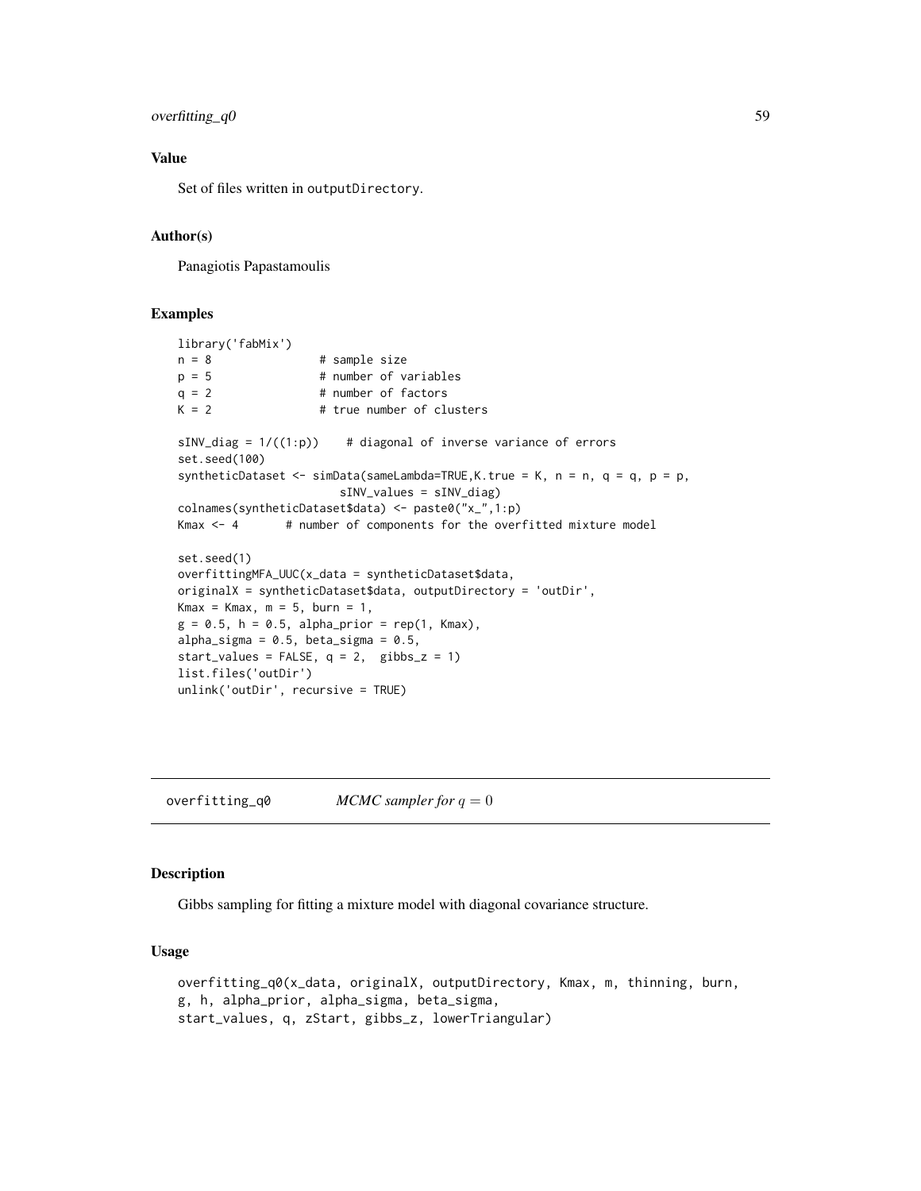### Value

Set of files written in `outputDirectory`.

### Author(s)

Panagiotis Papastamoulis

### Examples

```
library('fabMix')
n = 8               # sample size
p = 5               # number of variables
q = 2               # number of factors
K = 2               # true number of clusters

sINV_diag = 1/((1:p))    # diagonal of inverse variance of errors
set.seed(100)
syntheticDataset <- simData(sameLambda=TRUE,K.true = K, n = n, q = q, p = p,
                        sINV_values = sINV_diag)
colnames(syntheticDataset$data) <- paste0("x_",1:p)
Kmax <- 4       # number of components for the overfitted mixture model

set.seed(1)
overfittingMFA_UUC(x_data = syntheticDataset$data,
originalX = syntheticDataset$data, outputDirectory = 'outDir',
Kmax = Kmax, m = 5, burn = 1,
g = 0.5, h = 0.5, alpha_prior = rep(1, Kmax),
alpha_sigma = 0.5, beta_sigma = 0.5,
start_values = FALSE, q = 2,  gibbs_z = 1)
list.files('outDir')
unlink('outDir', recursive = TRUE)
```

---

## overfitting_q0 — *MCMC sampler for* $q = 0$

### Description

Gibbs sampling for fitting a mixture model with diagonal covariance structure.

### Usage

```
overfitting_q0(x_data, originalX, outputDirectory, Kmax, m, thinning, burn,
g, h, alpha_prior, alpha_sigma, beta_sigma,
start_values, q, zStart, gibbs_z, lowerTriangular)
```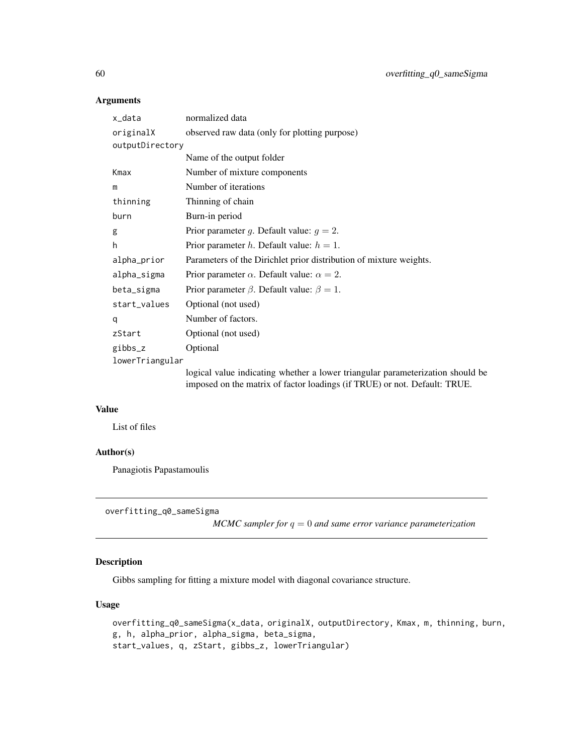### Arguments

| | |
|---|---|
| x_data | normalized data |
| originalX | observed raw data (only for plotting purpose) |
| outputDirectory | Name of the output folder |
| Kmax | Number of mixture components |
| m | Number of iterations |
| thinning | Thinning of chain |
| burn | Burn-in period |
| g | Prior parameter $g$. Default value: $g = 2$. |
| h | Prior parameter $h$. Default value: $h = 1$. |
| alpha_prior | Parameters of the Dirichlet prior distribution of mixture weights. |
| alpha_sigma | Prior parameter $\alpha$. Default value: $\alpha = 2$. |
| beta_sigma | Prior parameter $\beta$. Default value: $\beta = 1$. |
| start_values | Optional (not used) |
| q | Number of factors. |
| zStart | Optional (not used) |
| gibbs_z | Optional |
| lowerTriangular | logical value indicating whether a lower triangular parameterization should be imposed on the matrix of factor loadings (if TRUE) or not. Default: TRUE. |

### Value

List of files

### Author(s)

Panagiotis Papastamoulis

---

## overfitting_q0_sameSigma

*MCMC sampler for $q = 0$ and same error variance parameterization*

### Description

Gibbs sampling for fitting a mixture model with diagonal covariance structure.

### Usage

```
overfitting_q0_sameSigma(x_data, originalX, outputDirectory, Kmax, m, thinning, burn,
g, h, alpha_prior, alpha_sigma, beta_sigma,
start_values, q, zStart, gibbs_z, lowerTriangular)
```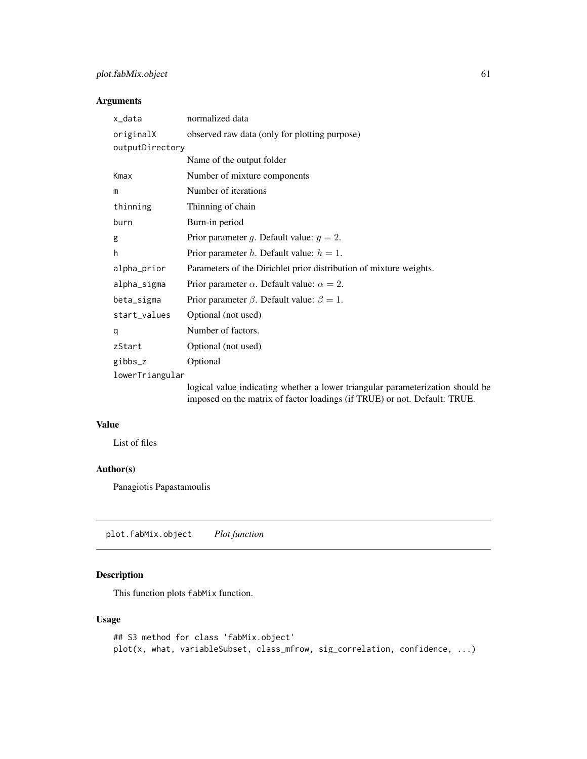### Arguments

| | |
|---|---|
| x_data | normalized data |
| originalX | observed raw data (only for plotting purpose) |
| outputDirectory | Name of the output folder |
| Kmax | Number of mixture components |
| m | Number of iterations |
| thinning | Thinning of chain |
| burn | Burn-in period |
| g | Prior parameter $g$. Default value: $g = 2$. |
| h | Prior parameter $h$. Default value: $h = 1$. |
| alpha_prior | Parameters of the Dirichlet prior distribution of mixture weights. |
| alpha_sigma | Prior parameter $\alpha$. Default value: $\alpha = 2$. |
| beta_sigma | Prior parameter $\beta$. Default value: $\beta = 1$. |
| start_values | Optional (not used) |
| q | Number of factors. |
| zStart | Optional (not used) |
| gibbs_z | Optional |
| lowerTriangular | logical value indicating whether a lower triangular parameterization should be imposed on the matrix of factor loadings (if TRUE) or not. Default: TRUE. |

### Value

List of files

### Author(s)

Panagiotis Papastamoulis

## plot.fabMix.object *Plot function*

### Description

This function plots fabMix function.

### Usage

```
## S3 method for class 'fabMix.object'
plot(x, what, variableSubset, class_mfrow, sig_correlation, confidence, ...)
```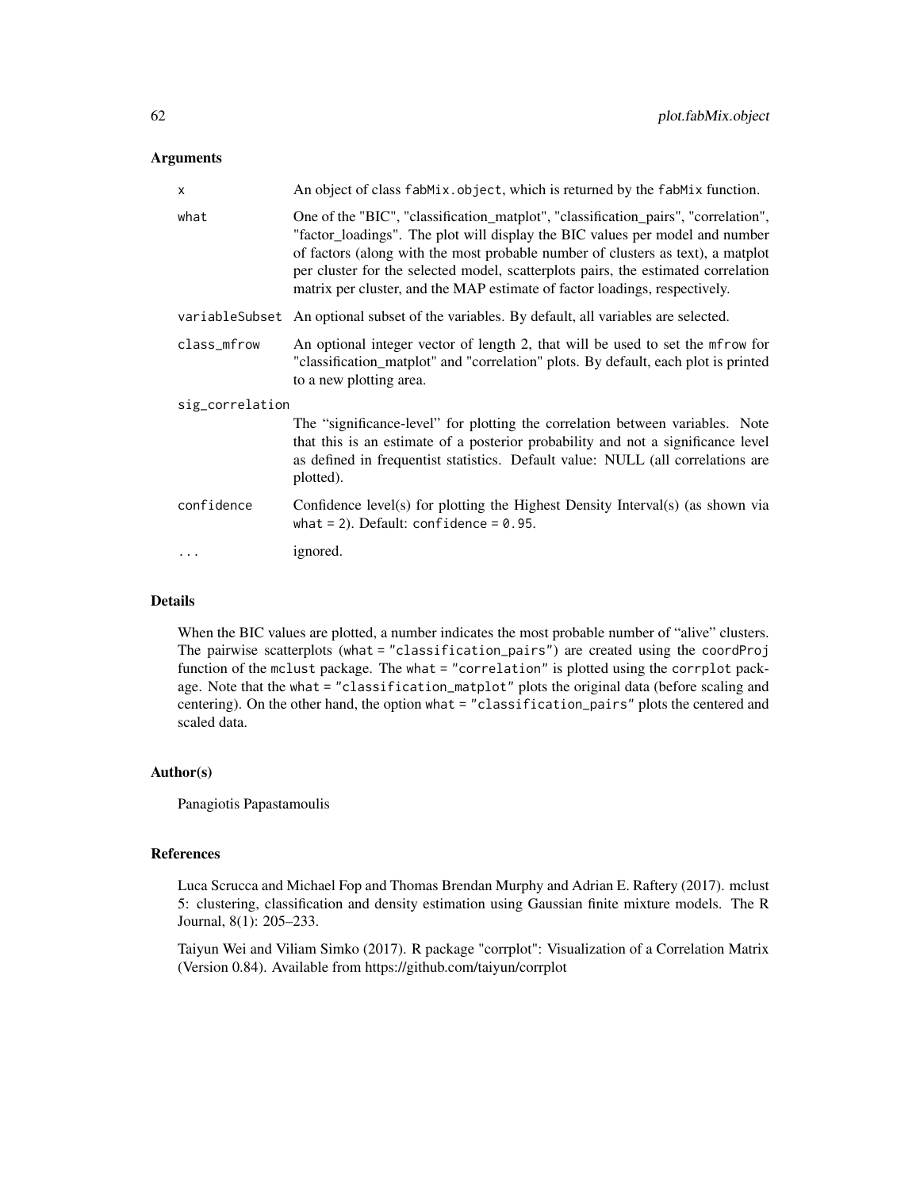## Arguments

| | |
|---|---|
| `x` | An object of class `fabMix.object`, which is returned by the `fabMix` function. |
| `what` | One of the "BIC", "classification_matplot", "classification_pairs", "correlation", "factor_loadings". The plot will display the BIC values per model and number of factors (along with the most probable number of clusters as text), a matplot per cluster for the selected model, scatterplots pairs, the estimated correlation matrix per cluster, and the MAP estimate of factor loadings, respectively. |
| `variableSubset` | An optional subset of the variables. By default, all variables are selected. |
| `class_mfrow` | An optional integer vector of length 2, that will be used to set the `mfrow` for "classification_matplot" and "correlation" plots. By default, each plot is printed to a new plotting area. |
| `sig_correlation` | The "significance-level" for plotting the correlation between variables. Note that this is an estimate of a posterior probability and not a significance level as defined in frequentist statistics. Default value: NULL (all correlations are plotted). |
| `confidence` | Confidence level(s) for plotting the Highest Density Interval(s) (as shown via `what = 2`). Default: `confidence = 0.95`. |
| `...` | ignored. |

## Details

When the BIC values are plotted, a number indicates the most probable number of "alive" clusters. The pairwise scatterplots (`what = "classification_pairs"`) are created using the `coordProj` function of the `mclust` package. The `what = "correlation"` is plotted using the `corrplot` package. Note that the `what = "classification_matplot"` plots the original data (before scaling and centering). On the other hand, the option `what = "classification_pairs"` plots the centered and scaled data.

## Author(s)

Panagiotis Papastamoulis

## References

Luca Scrucca and Michael Fop and Thomas Brendan Murphy and Adrian E. Raftery (2017). mclust 5: clustering, classification and density estimation using Gaussian finite mixture models. The R Journal, 8(1): 205–233.

Taiyun Wei and Viliam Simko (2017). R package "corrplot": Visualization of a Correlation Matrix (Version 0.84). Available from https://github.com/taiyun/corrplot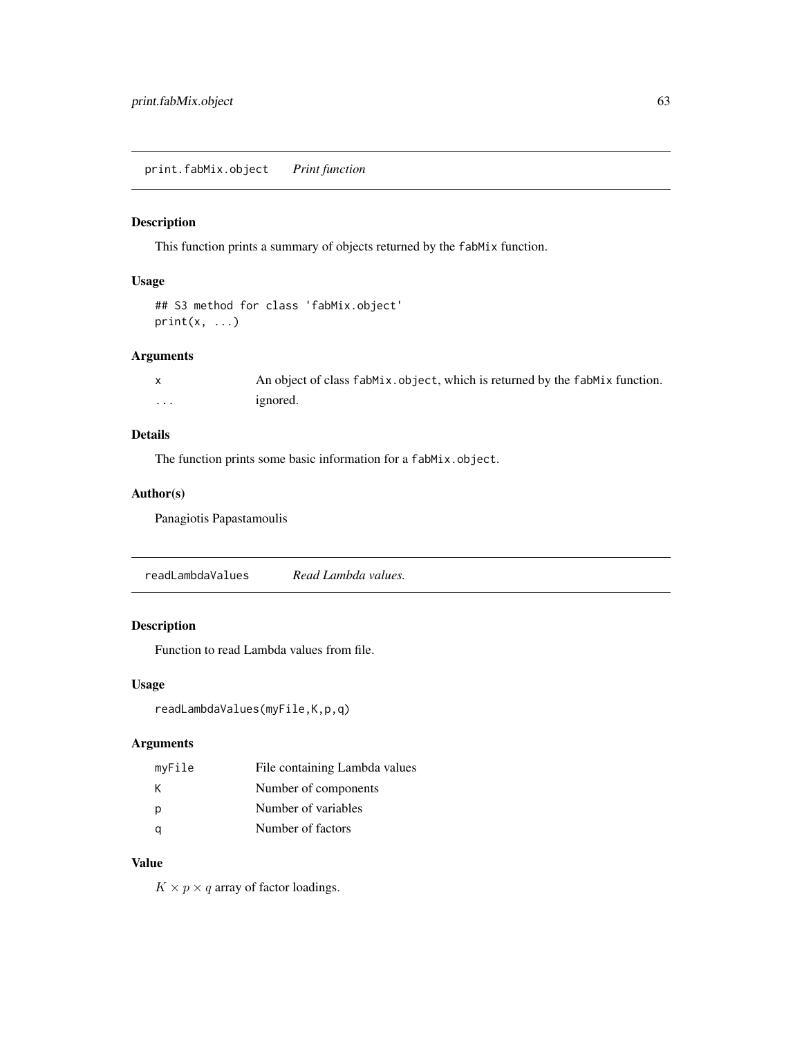## print.fabMix.object *Print function*

### Description

This function prints a summary of objects returned by the `fabMix` function.

### Usage

```
## S3 method for class 'fabMix.object'
print(x, ...)
```

### Arguments

| | |
|---|---|
| x | An object of class `fabMix.object`, which is returned by the `fabMix` function. |
| ... | ignored. |

### Details

The function prints some basic information for a `fabMix.object`.

### Author(s)

Panagiotis Papastamoulis

## readLambdaValues *Read Lambda values.*

### Description

Function to read Lambda values from file.

### Usage

```
readLambdaValues(myFile,K,p,q)
```

### Arguments

| | |
|---|---|
| myFile | File containing Lambda values |
| K | Number of components |
| p | Number of variables |
| q | Number of factors |

### Value

$K \times p \times q$ array of factor loadings.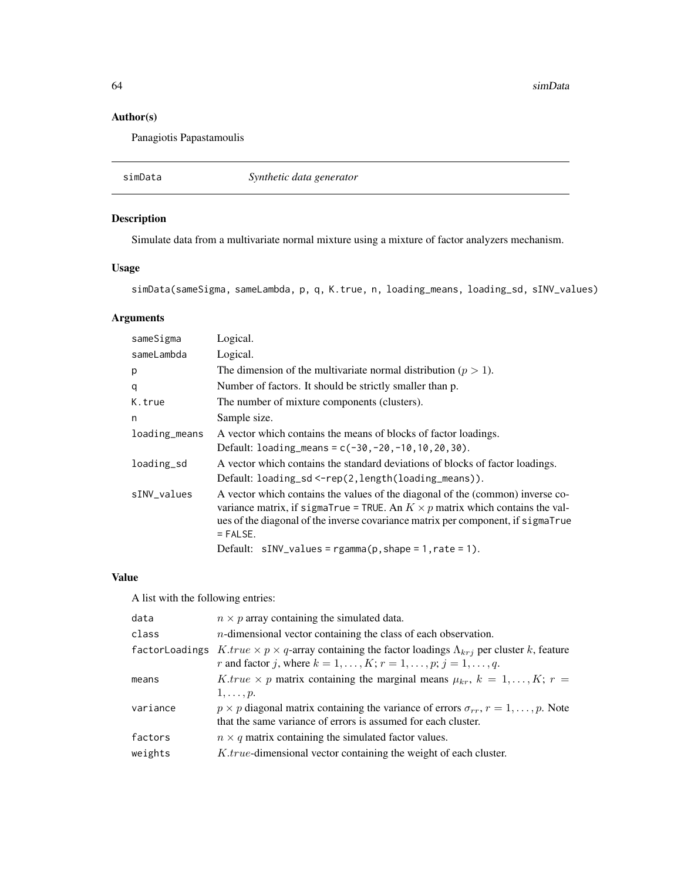## Author(s)

Panagiotis Papastamoulis

---

## simData — *Synthetic data generator*

---

### Description

Simulate data from a multivariate normal mixture using a mixture of factor analyzers mechanism.

### Usage

```
simData(sameSigma, sameLambda, p, q, K.true, n, loading_means, loading_sd, sINV_values)
```

### Arguments

| | |
|---|---|
| sameSigma | Logical. |
| sameLambda | Logical. |
| p | The dimension of the multivariate normal distribution ($p > 1$). |
| q | Number of factors. It should be strictly smaller than p. |
| K.true | The number of mixture components (clusters). |
| n | Sample size. |
| loading_means | A vector which contains the means of blocks of factor loadings. Default: `loading_means = c(-30,-20,-10,10,20,30)`. |
| loading_sd | A vector which contains the standard deviations of blocks of factor loadings. Default: `loading_sd <-rep(2,length(loading_means))`. |
| sINV_values | A vector which contains the values of the diagonal of the (common) inverse covariance matrix, if `sigmaTrue = TRUE`. An $K \times p$ matrix which contains the values of the diagonal of the inverse covariance matrix per component, if `sigmaTrue = FALSE`. Default: `sINV_values = rgamma(p,shape = 1,rate = 1)`. |

### Value

A list with the following entries:

| | |
|---|---|
| data | $n \times p$ array containing the simulated data. |
| class | $n$-dimensional vector containing the class of each observation. |
| factorLoadings | $K.true \times p \times q$-array containing the factor loadings $\Lambda_{krj}$ per cluster $k$, feature $r$ and factor $j$, where $k = 1, \ldots, K; r = 1, \ldots, p; j = 1, \ldots, q$. |
| means | $K.true \times p$ matrix containing the marginal means $\mu_{kr}$, $k = 1, \ldots, K$; $r = 1, \ldots, p$. |
| variance | $p \times p$ diagonal matrix containing the variance of errors $\sigma_{rr}$, $r = 1, \ldots, p$. Note that the same variance of errors is assumed for each cluster. |
| factors | $n \times q$ matrix containing the simulated factor values. |
| weights | $K.true$-dimensional vector containing the weight of each cluster. |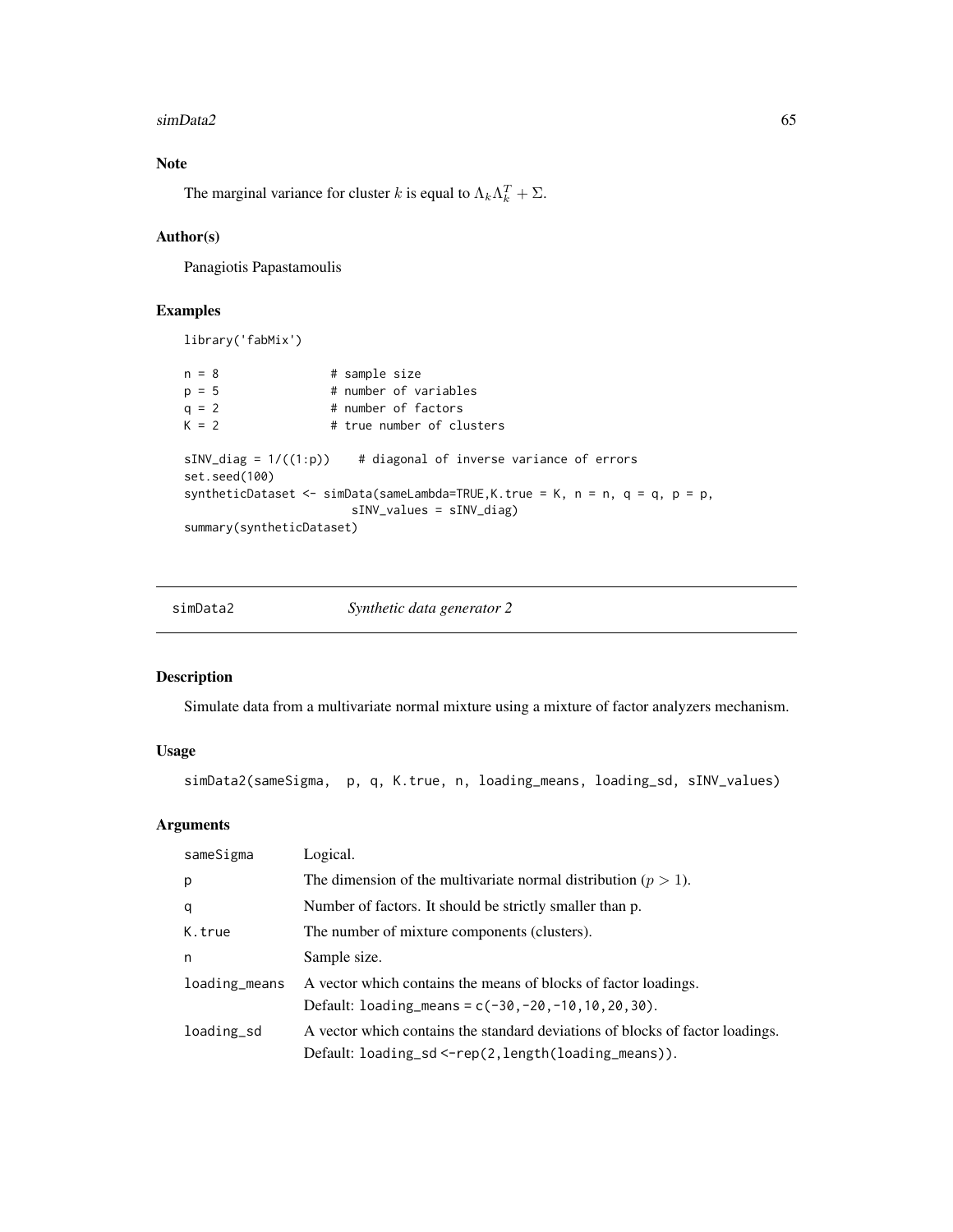## Note

The marginal variance for cluster $k$ is equal to $\Lambda_k \Lambda_k^T + \Sigma$.

## Author(s)

Panagiotis Papastamoulis

## Examples

```
library('fabMix')

n = 8               # sample size
p = 5               # number of variables
q = 2               # number of factors
K = 2               # true number of clusters

sINV_diag = 1/((1:p))    # diagonal of inverse variance of errors
set.seed(100)
syntheticDataset <- simData(sameLambda=TRUE,K.true = K, n = n, q = q, p = p,
                        sINV_values = sINV_diag)
summary(syntheticDataset)
```

---

# simData2 — *Synthetic data generator 2*

## Description

Simulate data from a multivariate normal mixture using a mixture of factor analyzers mechanism.

## Usage

```
simData2(sameSigma,  p, q, K.true, n, loading_means, loading_sd, sINV_values)
```

## Arguments

| | |
|---|---|
| sameSigma | Logical. |
| p | The dimension of the multivariate normal distribution ($p > 1$). |
| q | Number of factors. It should be strictly smaller than p. |
| K.true | The number of mixture components (clusters). |
| n | Sample size. |
| loading_means | A vector which contains the means of blocks of factor loadings. Default: `loading_means = c(-30,-20,-10,10,20,30)`. |
| loading_sd | A vector which contains the standard deviations of blocks of factor loadings. Default: `loading_sd <-rep(2,length(loading_means))`. |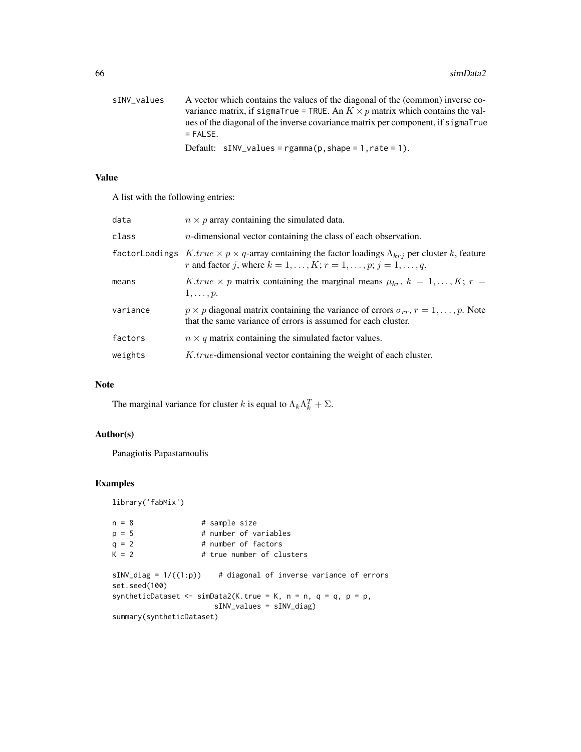sINV_values
: A vector which contains the values of the diagonal of the (common) inverse covariance matrix, if `sigmaTrue = TRUE`. An $K \times p$ matrix which contains the values of the diagonal of the inverse covariance matrix per component, if `sigmaTrue = FALSE`.

  Default: `sINV_values = rgamma(p, shape = 1, rate = 1)`.

## Value

A list with the following entries:

| | |
|---|---|
| data | $n \times p$ array containing the simulated data. |
| class | $n$-dimensional vector containing the class of each observation. |
| factorLoadings | $K.true \times p \times q$-array containing the factor loadings $\Lambda_{krj}$ per cluster $k$, feature $r$ and factor $j$, where $k = 1, \ldots, K; r = 1, \ldots, p; j = 1, \ldots, q$. |
| means | $K.true \times p$ matrix containing the marginal means $\mu_{kr}$, $k = 1, \ldots, K$; $r = 1, \ldots, p$. |
| variance | $p \times p$ diagonal matrix containing the variance of errors $\sigma_{rr}$, $r = 1, \ldots, p$. Note that the same variance of errors is assumed for each cluster. |
| factors | $n \times q$ matrix containing the simulated factor values. |
| weights | $K.true$-dimensional vector containing the weight of each cluster. |

## Note

The marginal variance for cluster $k$ is equal to $\Lambda_k \Lambda_k^T + \Sigma$.

## Author(s)

Panagiotis Papastamoulis

## Examples

```
library('fabMix')

n = 8                # sample size
p = 5                # number of variables
q = 2                # number of factors
K = 2                # true number of clusters

sINV_diag = 1/((1:p))    # diagonal of inverse variance of errors
set.seed(100)
syntheticDataset <- simData2(K.true = K, n = n, q = q, p = p,
                        sINV_values = sINV_diag)
summary(syntheticDataset)
```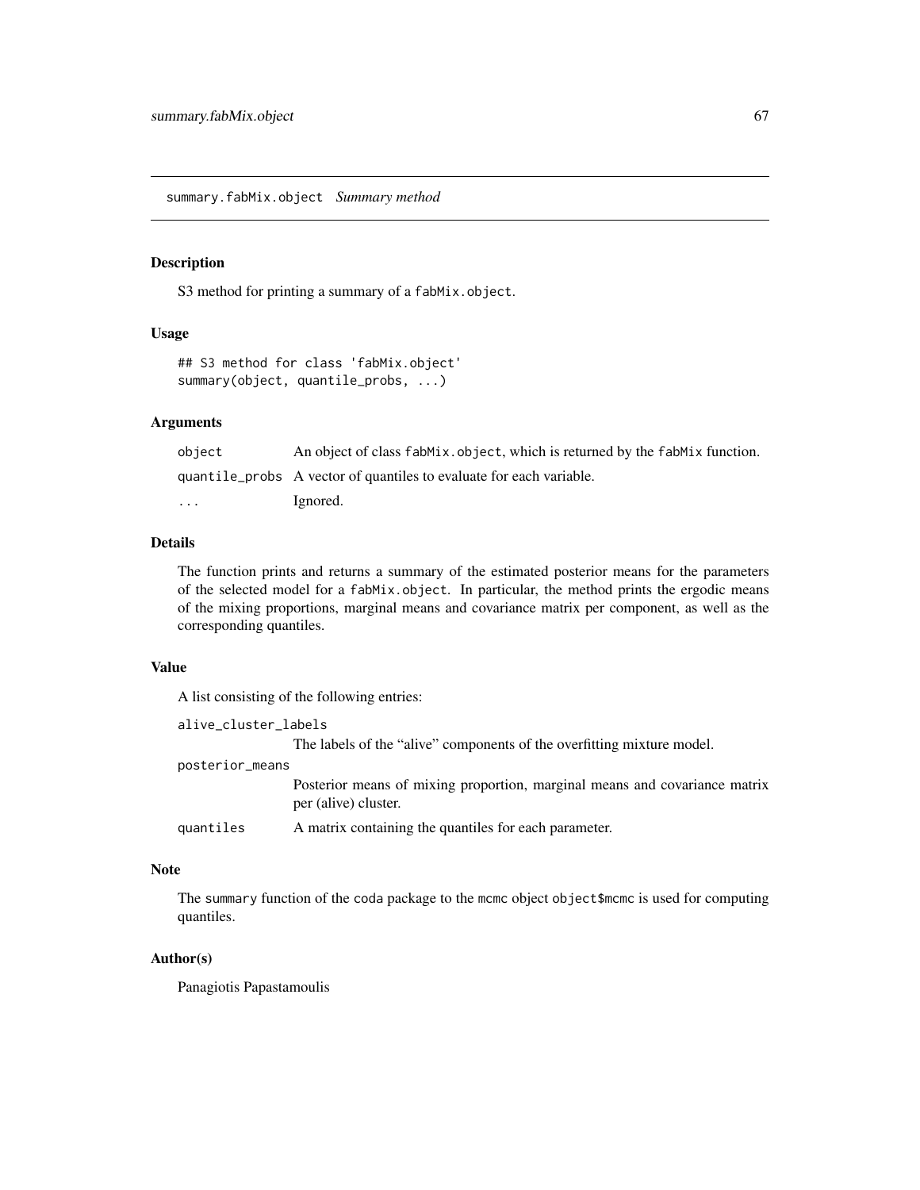## summary.fabMix.object *Summary method*

### Description

S3 method for printing a summary of a `fabMix.object`.

### Usage

```
## S3 method for class 'fabMix.object'
summary(object, quantile_probs, ...)
```

### Arguments

| | |
|---|---|
| `object` | An object of class `fabMix.object`, which is returned by the `fabMix` function. |
| `quantile_probs` | A vector of quantiles to evaluate for each variable. |
| `...` | Ignored. |

### Details

The function prints and returns a summary of the estimated posterior means for the parameters of the selected model for a `fabMix.object`. In particular, the method prints the ergodic means of the mixing proportions, marginal means and covariance matrix per component, as well as the corresponding quantiles.

### Value

A list consisting of the following entries:

| | |
|---|---|
| `alive_cluster_labels` | The labels of the "alive" components of the overfitting mixture model. |
| `posterior_means` | Posterior means of mixing proportion, marginal means and covariance matrix per (alive) cluster. |
| `quantiles` | A matrix containing the quantiles for each parameter. |

### Note

The `summary` function of the `coda` package to the `mcmc` object `object$mcmc` is used for computing quantiles.

### Author(s)

Panagiotis Papastamoulis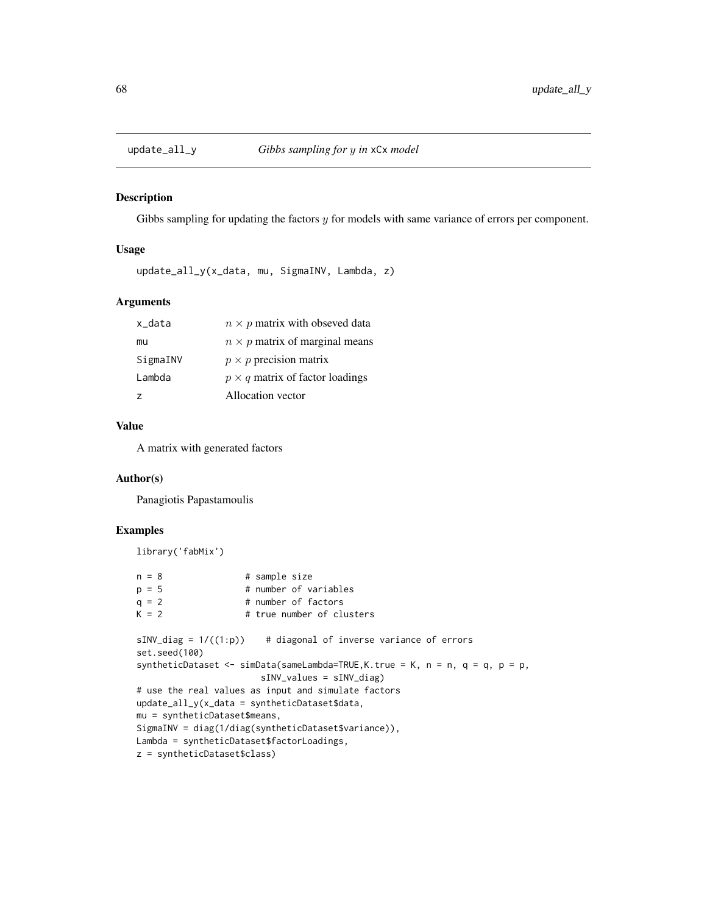## update_all_y — *Gibbs sampling for $y$ in* xCx *model*

### Description

Gibbs sampling for updating the factors $y$ for models with same variance of errors per component.

### Usage

```
update_all_y(x_data, mu, SigmaINV, Lambda, z)
```

### Arguments

| | |
|---|---|
| x_data | $n \times p$ matrix with obseved data |
| mu | $n \times p$ matrix of marginal means |
| SigmaINV | $p \times p$ precision matrix |
| Lambda | $p \times q$ matrix of factor loadings |
| z | Allocation vector |

### Value

A matrix with generated factors

### Author(s)

Panagiotis Papastamoulis

### Examples

```
library('fabMix')

n = 8                # sample size
p = 5                # number of variables
q = 2                # number of factors
K = 2                # true number of clusters

sINV_diag = 1/((1:p))    # diagonal of inverse variance of errors
set.seed(100)
syntheticDataset <- simData(sameLambda=TRUE,K.true = K, n = n, q = q, p = p,
                        sINV_values = sINV_diag)
# use the real values as input and simulate factors
update_all_y(x_data = syntheticDataset$data,
mu = syntheticDataset$means,
SigmaINV = diag(1/diag(syntheticDataset$variance)),
Lambda = syntheticDataset$factorLoadings,
z = syntheticDataset$class)
```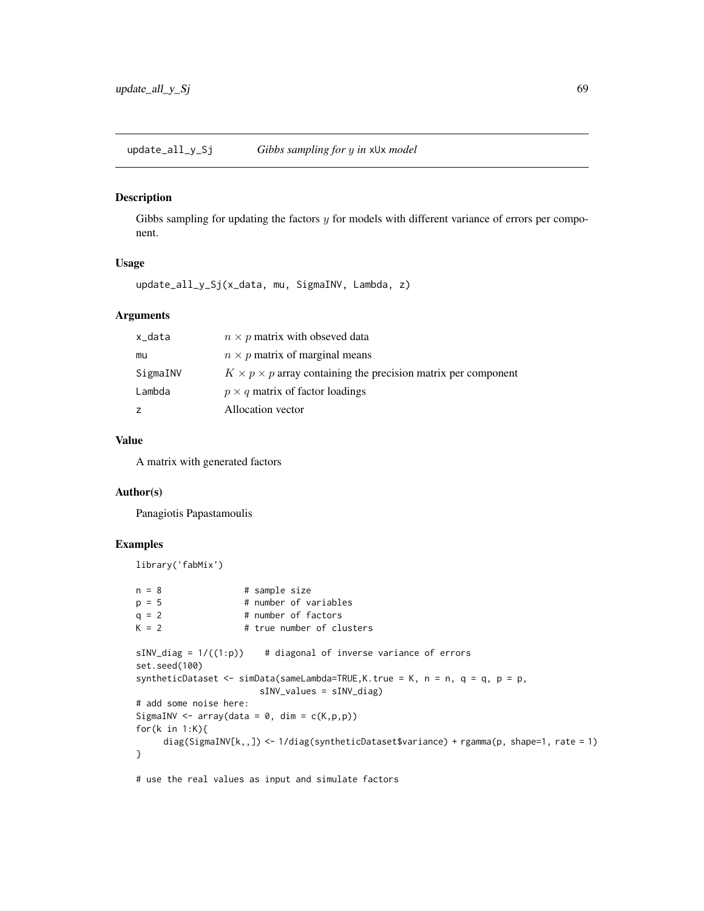## update_all_y_Sj — *Gibbs sampling for $y$ in* xUx *model*

### Description

Gibbs sampling for updating the factors $y$ for models with different variance of errors per component.

### Usage

```
update_all_y_Sj(x_data, mu, SigmaINV, Lambda, z)
```

### Arguments

| | |
|---|---|
| x_data | $n \times p$ matrix with obseved data |
| mu | $n \times p$ matrix of marginal means |
| SigmaINV | $K \times p \times p$ array containing the precision matrix per component |
| Lambda | $p \times q$ matrix of factor loadings |
| z | Allocation vector |

### Value

A matrix with generated factors

### Author(s)

Panagiotis Papastamoulis

### Examples

```
library('fabMix')

n = 8                # sample size
p = 5                # number of variables
q = 2                # number of factors
K = 2                # true number of clusters

sINV_diag = 1/((1:p))    # diagonal of inverse variance of errors
set.seed(100)
syntheticDataset <- simData(sameLambda=TRUE,K.true = K, n = n, q = q, p = p,
                        sINV_values = sINV_diag)
# add some noise here:
SigmaINV <- array(data = 0, dim = c(K,p,p))
for(k in 1:K){
     diag(SigmaINV[k,,]) <- 1/diag(syntheticDataset$variance) + rgamma(p, shape=1, rate = 1)
}

# use the real values as input and simulate factors
```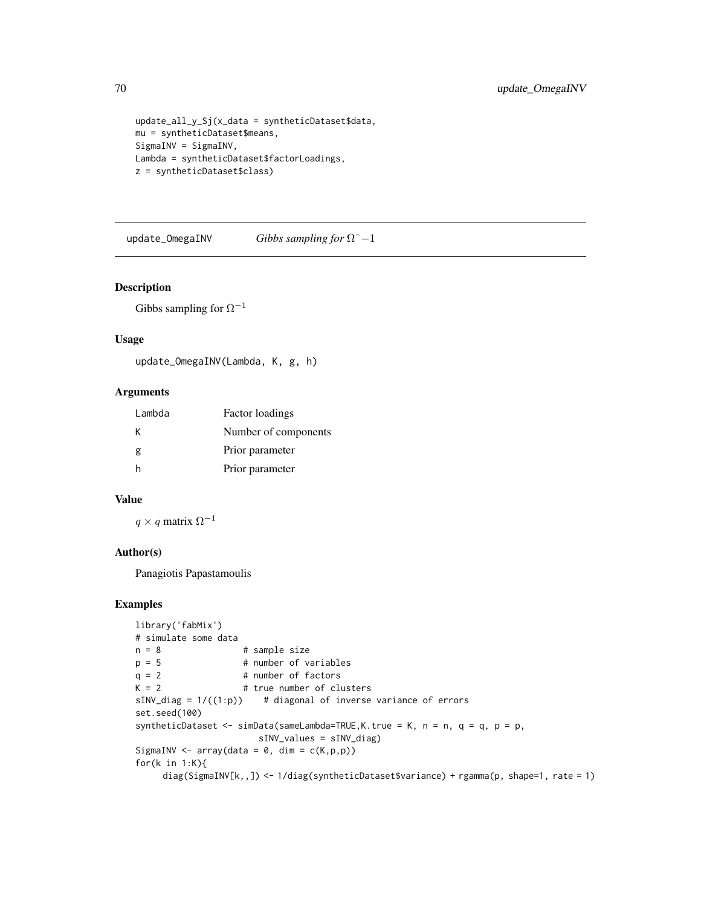```
update_all_y_Sj(x_data = syntheticDataset$data,
mu = syntheticDataset$means,
SigmaINV = SigmaINV,
Lambda = syntheticDataset$factorLoadings,
z = syntheticDataset$class)
```

## update_OmegaINV *Gibbs sampling for* $\Omega\hat{}-1$

### Description

Gibbs sampling for $\Omega^{-1}$

### Usage

```
update_OmegaINV(Lambda, K, g, h)
```

### Arguments

| | |
|---|---|
| Lambda | Factor loadings |
| K | Number of components |
| g | Prior parameter |
| h | Prior parameter |

### Value

$q \times q$ matrix $\Omega^{-1}$

### Author(s)

Panagiotis Papastamoulis

### Examples

```
library('fabMix')
# simulate some data
n = 8               # sample size
p = 5               # number of variables
q = 2               # number of factors
K = 2               # true number of clusters
sINV_diag = 1/((1:p))    # diagonal of inverse variance of errors
set.seed(100)
syntheticDataset <- simData(sameLambda=TRUE,K.true = K, n = n, q = q, p = p,
                       sINV_values = sINV_diag)
SigmaINV <- array(data = 0, dim = c(K,p,p))
for(k in 1:K){
      diag(SigmaINV[k,,]) <- 1/diag(syntheticDataset$variance) + rgamma(p, shape=1, rate = 1)
```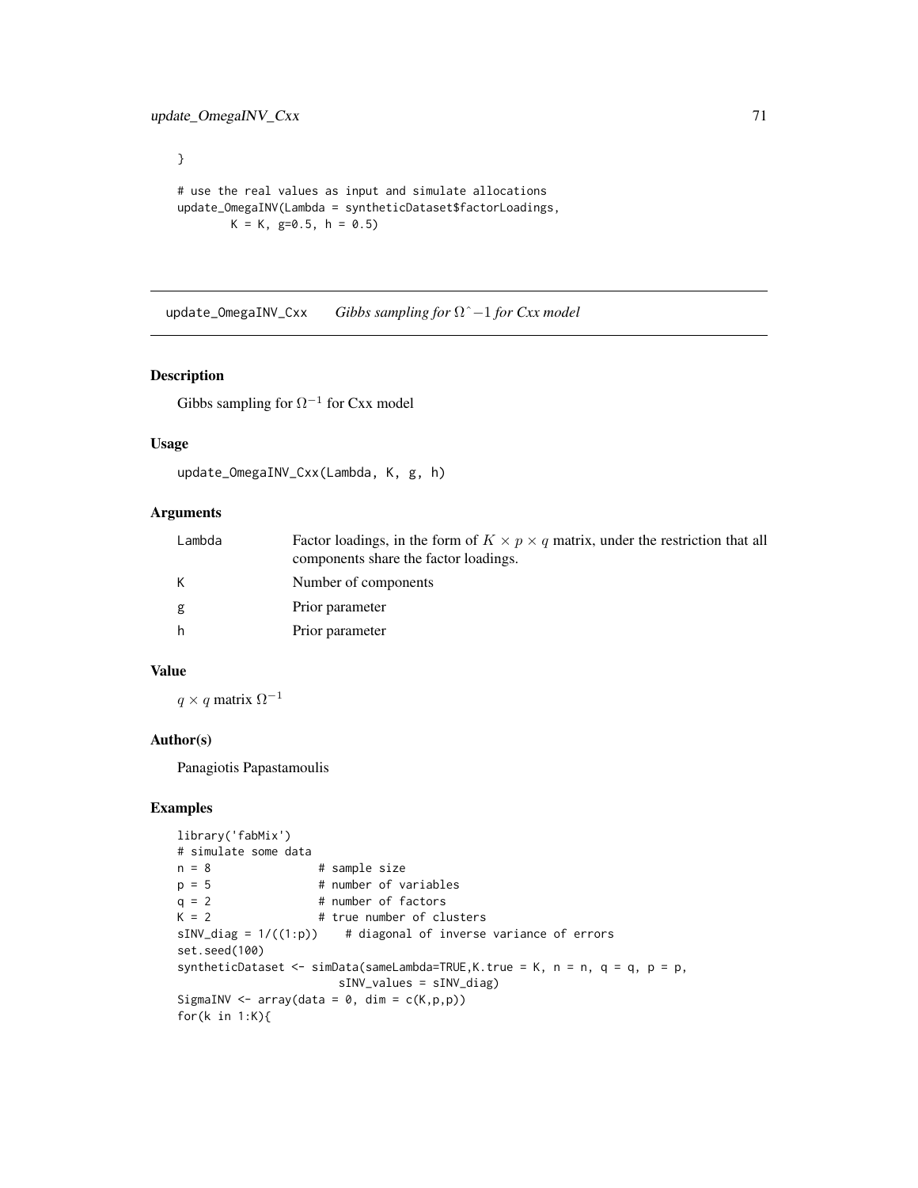```
}

# use the real values as input and simulate allocations
update_OmegaINV(Lambda = syntheticDataset$factorLoadings,
        K = K, g=0.5, h = 0.5)
```

---

update_OmegaINV_Cxx    *Gibbs sampling for $\Omega\hat{}-1$ for Cxx model*

---

### Description

Gibbs sampling for $\Omega^{-1}$ for Cxx model

### Usage

```
update_OmegaINV_Cxx(Lambda, K, g, h)
```

### Arguments

| | |
|---|---|
| Lambda | Factor loadings, in the form of $K \times p \times q$ matrix, under the restriction that all components share the factor loadings. |
| K | Number of components |
| g | Prior parameter |
| h | Prior parameter |

### Value

$q \times q$ matrix $\Omega^{-1}$

### Author(s)

Panagiotis Papastamoulis

### Examples

```
library('fabMix')
# simulate some data
n = 8               # sample size
p = 5               # number of variables
q = 2               # number of factors
K = 2               # true number of clusters
sINV_diag = 1/((1:p))    # diagonal of inverse variance of errors
set.seed(100)
syntheticDataset <- simData(sameLambda=TRUE,K.true = K, n = n, q = q, p = p,
                        sINV_values = sINV_diag)
SigmaINV <- array(data = 0, dim = c(K,p,p))
for(k in 1:K){
```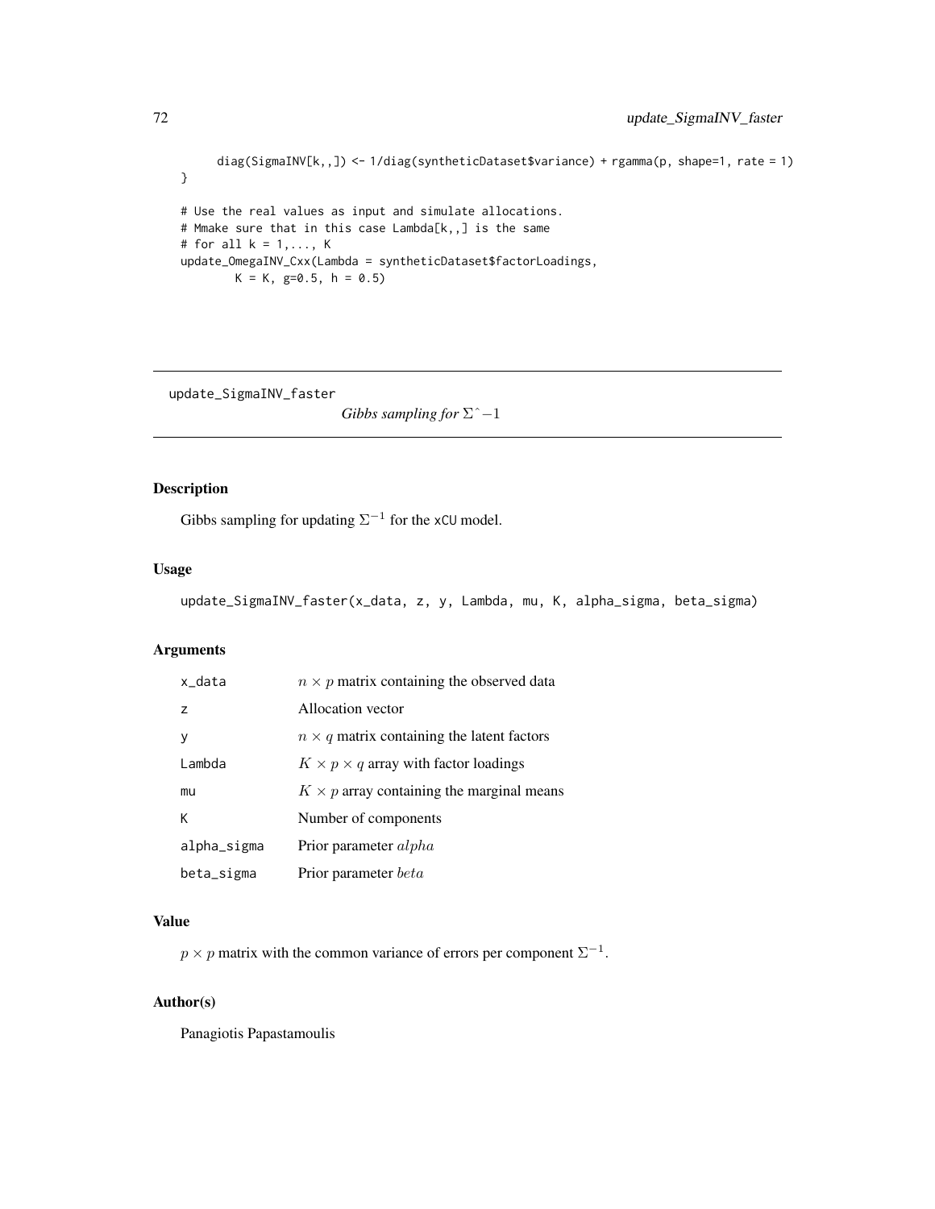```
    diag(SigmaINV[k,,]) <- 1/diag(syntheticDataset$variance) + rgamma(p, shape=1, rate = 1)
}

# Use the real values as input and simulate allocations.
# Mmake sure that in this case Lambda[k,,] is the same
# for all k = 1,..., K
update_OmegaINV_Cxx(Lambda = syntheticDataset$factorLoadings,
        K = K, g=0.5, h = 0.5)
```

---

## update_SigmaINV_faster    *Gibbs sampling for* $\Sigma\hat{}-1$

---

### Description

Gibbs sampling for updating $\Sigma^{-1}$ for the xCU model.

### Usage

```
update_SigmaINV_faster(x_data, z, y, Lambda, mu, K, alpha_sigma, beta_sigma)
```

### Arguments

| | |
|---|---|
| x_data | $n \times p$ matrix containing the observed data |
| z | Allocation vector |
| y | $n \times q$ matrix containing the latent factors |
| Lambda | $K \times p \times q$ array with factor loadings |
| mu | $K \times p$ array containing the marginal means |
| K | Number of components |
| alpha_sigma | Prior parameter $alpha$ |
| beta_sigma | Prior parameter $beta$ |

### Value

$p \times p$ matrix with the common variance of errors per component $\Sigma^{-1}$.

### Author(s)

Panagiotis Papastamoulis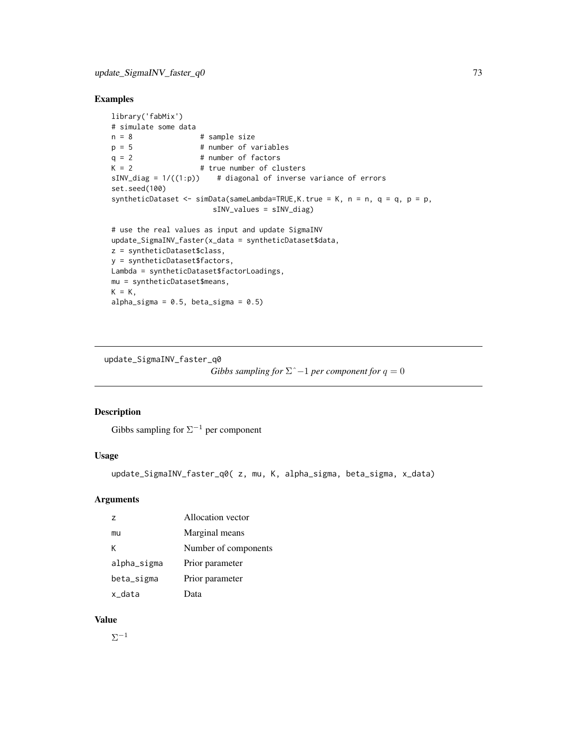## Examples

```
library('fabMix')
# simulate some data
n = 8               # sample size
p = 5               # number of variables
q = 2               # number of factors
K = 2               # true number of clusters
sINV_diag = 1/((1:p))    # diagonal of inverse variance of errors
set.seed(100)
syntheticDataset <- simData(sameLambda=TRUE,K.true = K, n = n, q = q, p = p,
                        sINV_values = sINV_diag)

# use the real values as input and update SigmaINV
update_SigmaINV_faster(x_data = syntheticDataset$data,
z = syntheticDataset$class,
y = syntheticDataset$factors,
Lambda = syntheticDataset$factorLoadings,
mu = syntheticDataset$means,
K = K,
alpha_sigma = 0.5, beta_sigma = 0.5)
```

---

update_SigmaINV_faster_q0 &nbsp;&nbsp;&nbsp; *Gibbs sampling for $\Sigma\hat{}-1$ per component for $q = 0$*

---

## Description

Gibbs sampling for $\Sigma^{-1}$ per component

## Usage

```
update_SigmaINV_faster_q0( z, mu, K, alpha_sigma, beta_sigma, x_data)
```

## Arguments

| | |
|---|---|
| z | Allocation vector |
| mu | Marginal means |
| K | Number of components |
| alpha_sigma | Prior parameter |
| beta_sigma | Prior parameter |
| x_data | Data |

## Value

$\Sigma^{-1}$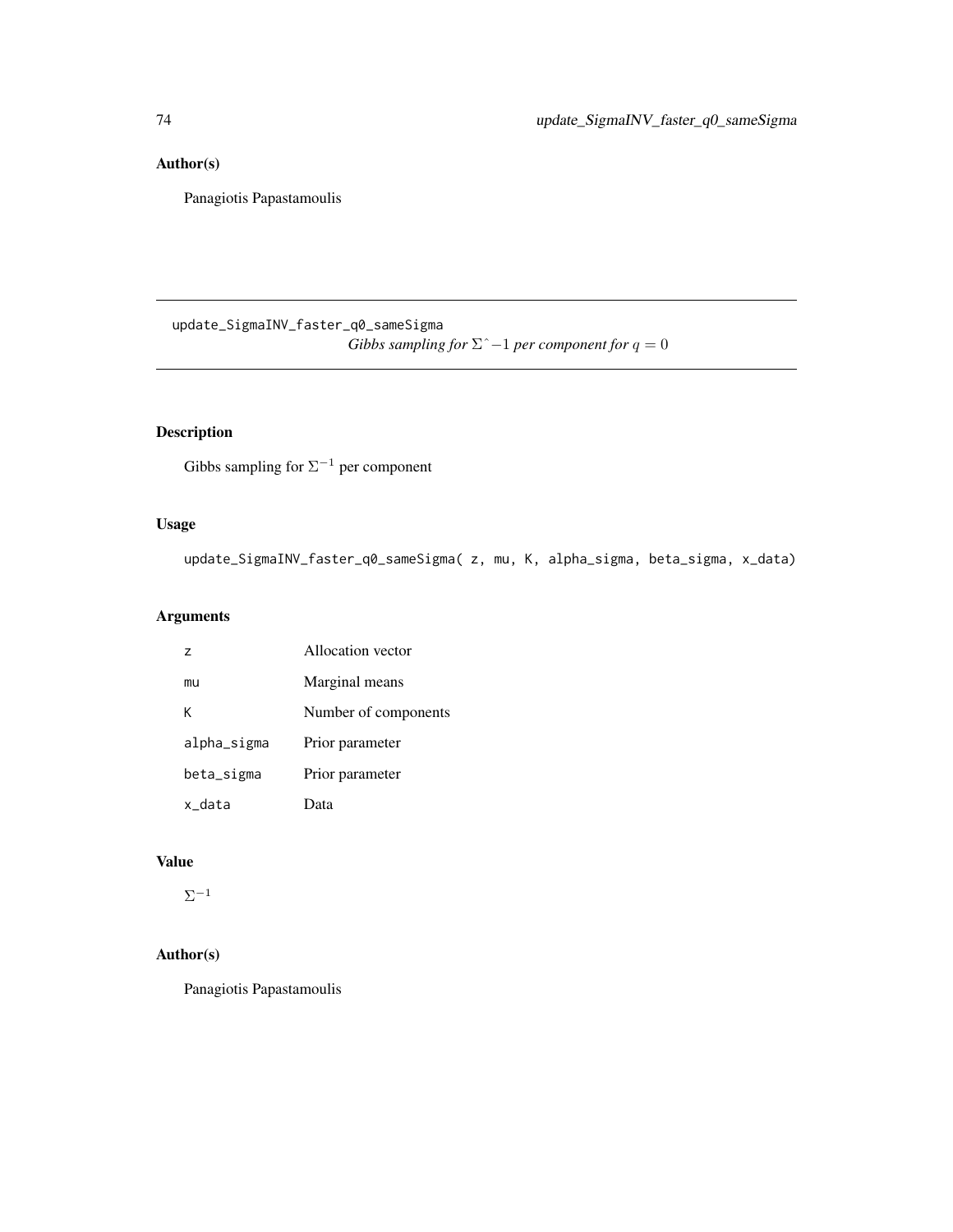## Author(s)

Panagiotis Papastamoulis

---

update_SigmaINV_faster_q0_sameSigma
*Gibbs sampling for* $\Sigma\hat{}-1$ *per component for* $q = 0$

---

### Description

Gibbs sampling for $\Sigma^{-1}$ per component

### Usage

```
update_SigmaINV_faster_q0_sameSigma( z, mu, K, alpha_sigma, beta_sigma, x_data)
```

### Arguments

| | |
|---|---|
| z | Allocation vector |
| mu | Marginal means |
| K | Number of components |
| alpha_sigma | Prior parameter |
| beta_sigma | Prior parameter |
| x_data | Data |

### Value

$\Sigma^{-1}$

### Author(s)

Panagiotis Papastamoulis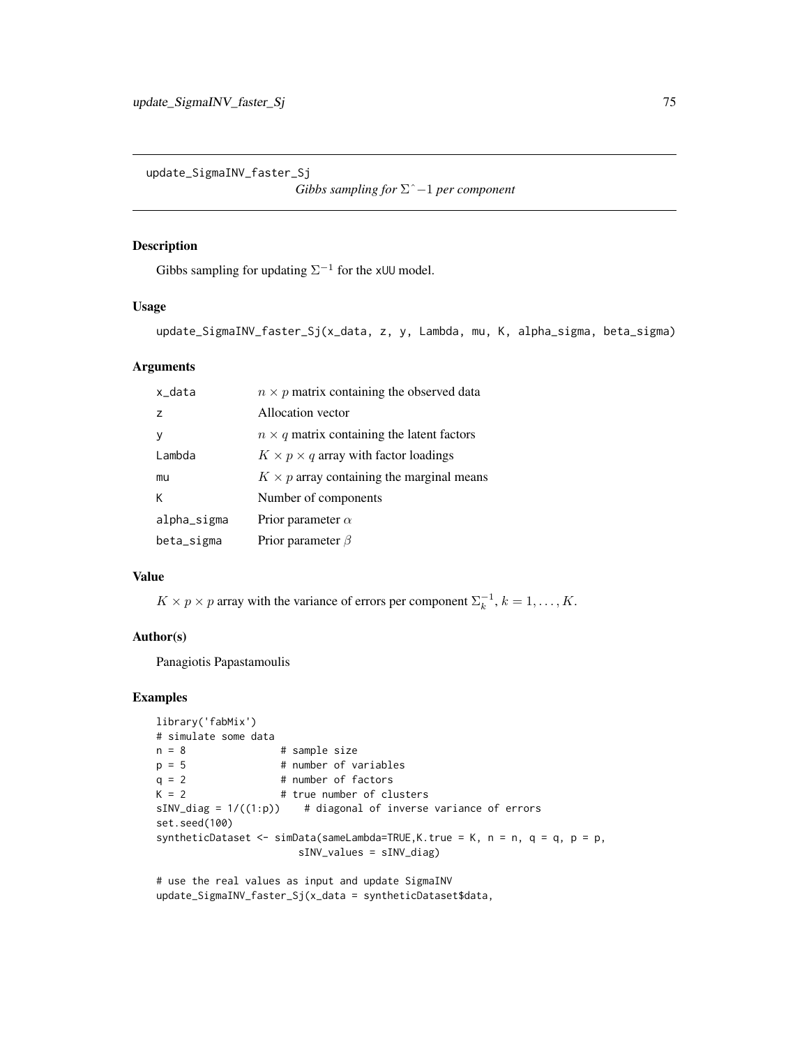update_SigmaINV_faster_Sj

*Gibbs sampling for $\Sigma\hat{}-1$ per component*

## Description

Gibbs sampling for updating $\Sigma^{-1}$ for the xUU model.

## Usage

```
update_SigmaINV_faster_Sj(x_data, z, y, Lambda, mu, K, alpha_sigma, beta_sigma)
```

## Arguments

| | |
|---|---|
| x_data | $n \times p$ matrix containing the observed data |
| z | Allocation vector |
| y | $n \times q$ matrix containing the latent factors |
| Lambda | $K \times p \times q$ array with factor loadings |
| mu | $K \times p$ array containing the marginal means |
| K | Number of components |
| alpha_sigma | Prior parameter $\alpha$ |
| beta_sigma | Prior parameter $\beta$ |

## Value

$K \times p \times p$ array with the variance of errors per component $\Sigma_k^{-1}, k = 1, \ldots, K$.

## Author(s)

Panagiotis Papastamoulis

## Examples

```
library('fabMix')
# simulate some data
n = 8               # sample size
p = 5               # number of variables
q = 2               # number of factors
K = 2               # true number of clusters
sINV_diag = 1/((1:p))    # diagonal of inverse variance of errors
set.seed(100)
syntheticDataset <- simData(sameLambda=TRUE,K.true = K, n = n, q = q, p = p,
                        sINV_values = sINV_diag)

# use the real values as input and update SigmaINV
update_SigmaINV_faster_Sj(x_data = syntheticDataset$data,
```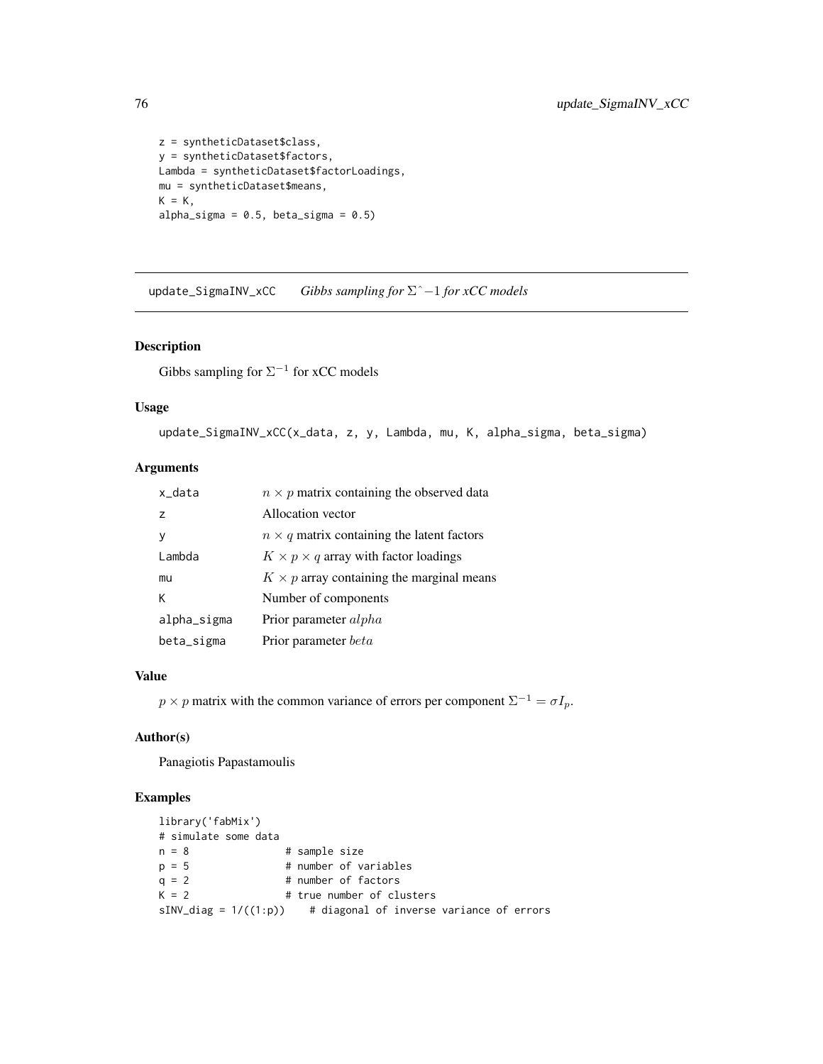```
z = syntheticDataset$class,
y = syntheticDataset$factors,
Lambda = syntheticDataset$factorLoadings,
mu = syntheticDataset$means,
K = K,
alpha_sigma = 0.5, beta_sigma = 0.5)
```

---

## update_SigmaINV_xCC    *Gibbs sampling for $\Sigma\hat{}-1$ for xCC models*

---

### Description

Gibbs sampling for $\Sigma^{-1}$ for xCC models

### Usage

```
update_SigmaINV_xCC(x_data, z, y, Lambda, mu, K, alpha_sigma, beta_sigma)
```

### Arguments

| | |
|---|---|
| x_data | $n \times p$ matrix containing the observed data |
| z | Allocation vector |
| y | $n \times q$ matrix containing the latent factors |
| Lambda | $K \times p \times q$ array with factor loadings |
| mu | $K \times p$ array containing the marginal means |
| K | Number of components |
| alpha_sigma | Prior parameter $alpha$ |
| beta_sigma | Prior parameter $beta$ |

### Value

$p \times p$ matrix with the common variance of errors per component $\Sigma^{-1} = \sigma I_p$.

### Author(s)

Panagiotis Papastamoulis

### Examples

```
library('fabMix')
# simulate some data
n = 8               # sample size
p = 5               # number of variables
q = 2               # number of factors
K = 2               # true number of clusters
sINV_diag = 1/((1:p))    # diagonal of inverse variance of errors
```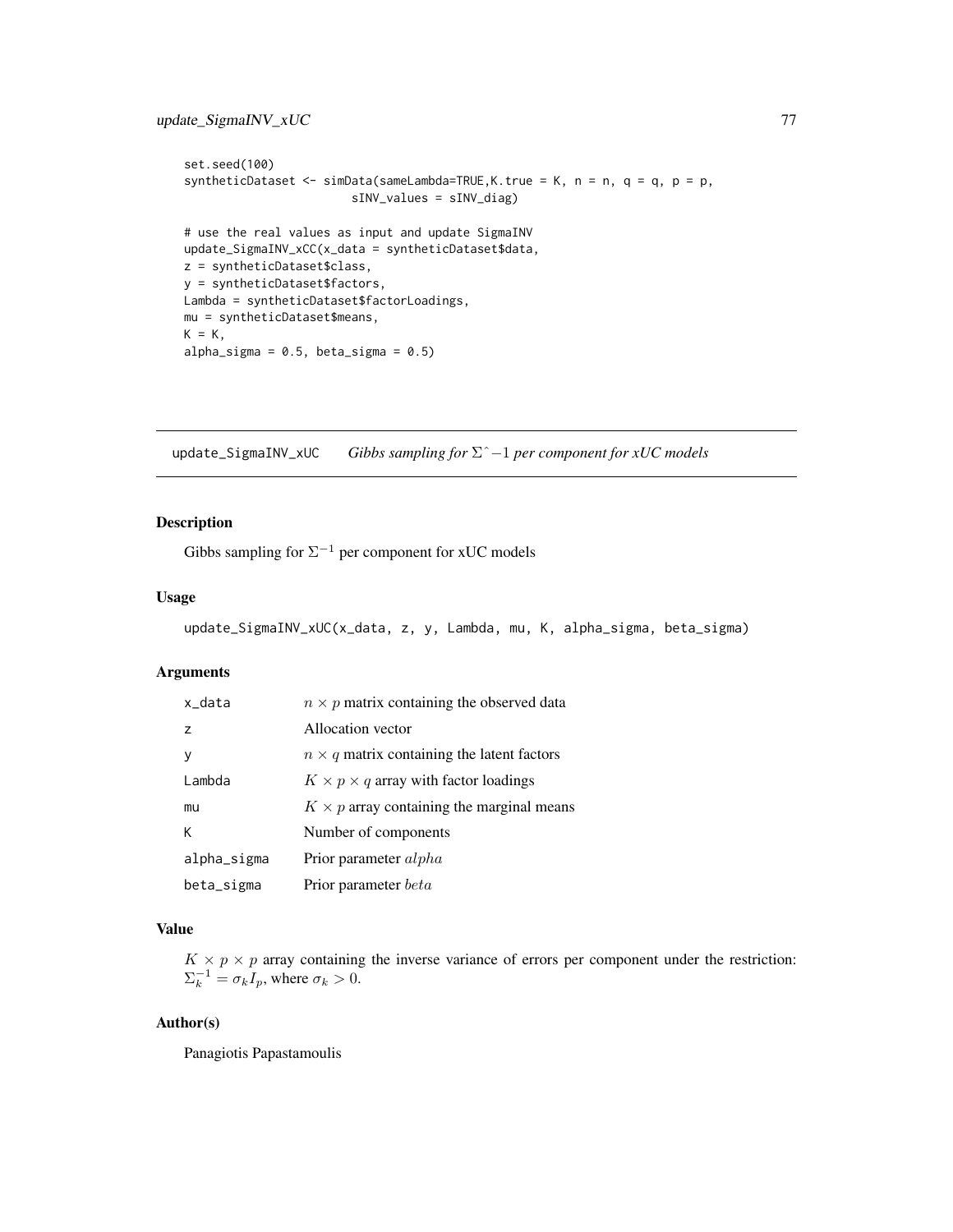```
set.seed(100)
syntheticDataset <- simData(sameLambda=TRUE,K.true = K, n = n, q = q, p = p,
                        sINV_values = sINV_diag)

# use the real values as input and update SigmaINV
update_SigmaINV_xCC(x_data = syntheticDataset$data,
z = syntheticDataset$class,
y = syntheticDataset$factors,
Lambda = syntheticDataset$factorLoadings,
mu = syntheticDataset$means,
K = K,
alpha_sigma = 0.5, beta_sigma = 0.5)
```

## update_SigmaINV_xUC    *Gibbs sampling for $\Sigma\hat{}-1$ per component for xUC models*

### Description

Gibbs sampling for $\Sigma^{-1}$ per component for xUC models

### Usage

```
update_SigmaINV_xUC(x_data, z, y, Lambda, mu, K, alpha_sigma, beta_sigma)
```

### Arguments

| | |
|---|---|
| x_data | $n \times p$ matrix containing the observed data |
| z | Allocation vector |
| y | $n \times q$ matrix containing the latent factors |
| Lambda | $K \times p \times q$ array with factor loadings |
| mu | $K \times p$ array containing the marginal means |
| K | Number of components |
| alpha_sigma | Prior parameter $alpha$ |
| beta_sigma | Prior parameter $beta$ |

### Value

$K \times p \times p$ array containing the inverse variance of errors per component under the restriction: $\Sigma_k^{-1} = \sigma_k I_p$, where $\sigma_k > 0$.

### Author(s)

Panagiotis Papastamoulis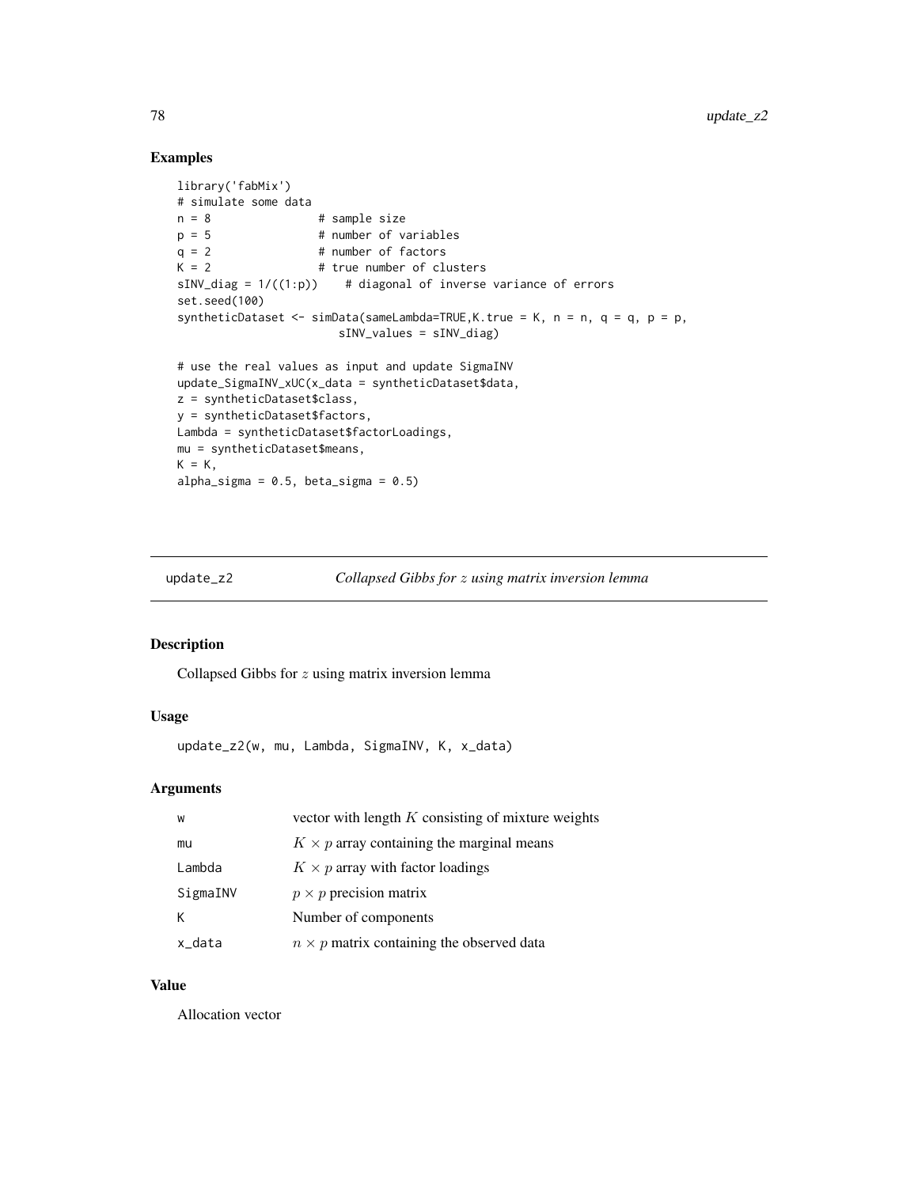## Examples

```
library('fabMix')
# simulate some data
n = 8               # sample size
p = 5               # number of variables
q = 2               # number of factors
K = 2               # true number of clusters
sINV_diag = 1/((1:p))    # diagonal of inverse variance of errors
set.seed(100)
syntheticDataset <- simData(sameLambda=TRUE,K.true = K, n = n, q = q, p = p,
                        sINV_values = sINV_diag)

# use the real values as input and update SigmaINV
update_SigmaINV_xUC(x_data = syntheticDataset$data,
z = syntheticDataset$class,
y = syntheticDataset$factors,
Lambda = syntheticDataset$factorLoadings,
mu = syntheticDataset$means,
K = K,
alpha_sigma = 0.5, beta_sigma = 0.5)
```

---

# update_z2 — *Collapsed Gibbs for $z$ using matrix inversion lemma*

### Description

Collapsed Gibbs for $z$ using matrix inversion lemma

### Usage

```
update_z2(w, mu, Lambda, SigmaINV, K, x_data)
```

### Arguments

| | |
|---|---|
| w | vector with length $K$ consisting of mixture weights |
| mu | $K \times p$ array containing the marginal means |
| Lambda | $K \times p$ array with factor loadings |
| SigmaINV | $p \times p$ precision matrix |
| K | Number of components |
| x_data | $n \times p$ matrix containing the observed data |

### Value

Allocation vector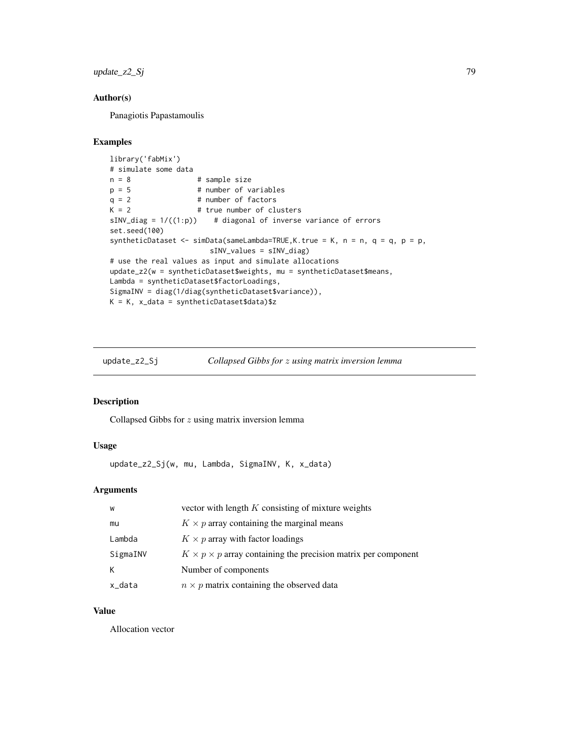## Author(s)

Panagiotis Papastamoulis

## Examples

```
library('fabMix')
# simulate some data
n = 8               # sample size
p = 5               # number of variables
q = 2               # number of factors
K = 2               # true number of clusters
sINV_diag = 1/((1:p))    # diagonal of inverse variance of errors
set.seed(100)
syntheticDataset <- simData(sameLambda=TRUE,K.true = K, n = n, q = q, p = p,
                        sINV_values = sINV_diag)
# use the real values as input and simulate allocations
update_z2(w = syntheticDataset$weights, mu = syntheticDataset$means,
Lambda = syntheticDataset$factorLoadings,
SigmaINV = diag(1/diag(syntheticDataset$variance)),
K = K, x_data = syntheticDataset$data)$z
```

---

# update_z2_Sj *Collapsed Gibbs for $z$ using matrix inversion lemma*

## Description

Collapsed Gibbs for $z$ using matrix inversion lemma

## Usage

```
update_z2_Sj(w, mu, Lambda, SigmaINV, K, x_data)
```

## Arguments

| | |
|---|---|
| w | vector with length $K$ consisting of mixture weights |
| mu | $K \times p$ array containing the marginal means |
| Lambda | $K \times p$ array with factor loadings |
| SigmaINV | $K \times p \times p$ array containing the precision matrix per component |
| K | Number of components |
| x_data | $n \times p$ matrix containing the observed data |

## Value

Allocation vector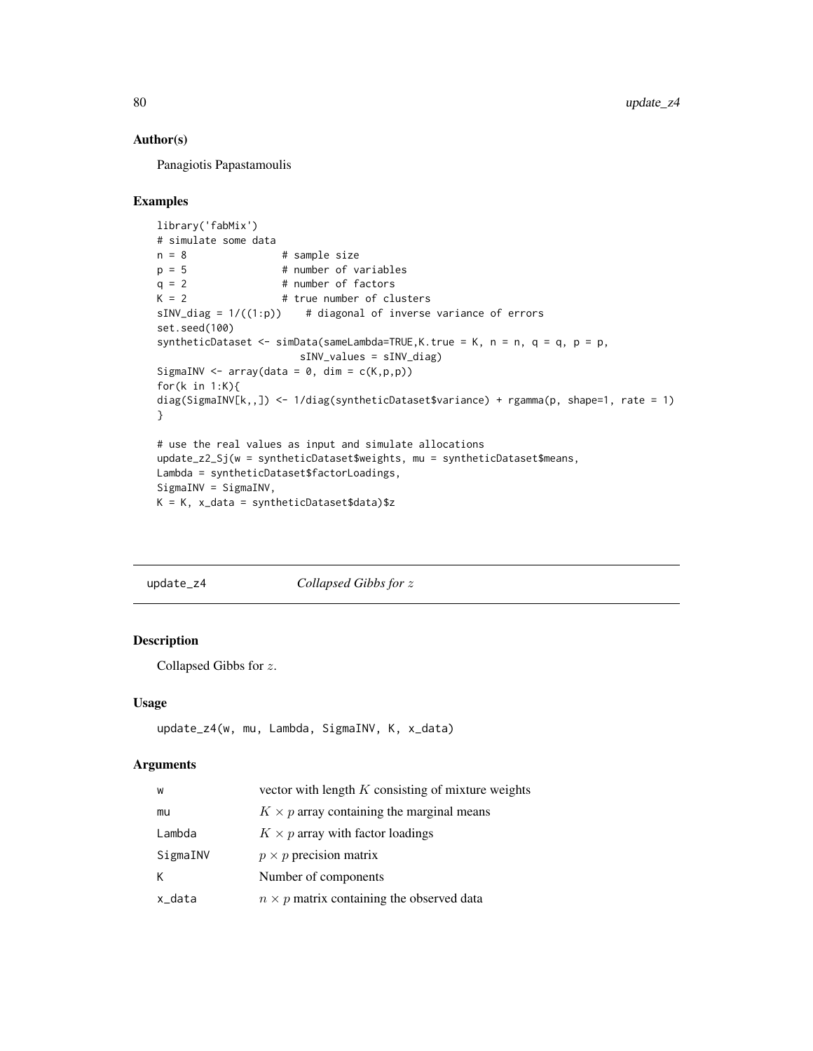## Author(s)

Panagiotis Papastamoulis

## Examples

```
library('fabMix')
# simulate some data
n = 8               # sample size
p = 5               # number of variables
q = 2               # number of factors
K = 2               # true number of clusters
sINV_diag = 1/((1:p))    # diagonal of inverse variance of errors
set.seed(100)
syntheticDataset <- simData(sameLambda=TRUE,K.true = K, n = n, q = q, p = p,
                    sINV_values = sINV_diag)
SigmaINV <- array(data = 0, dim = c(K,p,p))
for(k in 1:K){
diag(SigmaINV[k,,]) <- 1/diag(syntheticDataset$variance) + rgamma(p, shape=1, rate = 1)
}

# use the real values as input and simulate allocations
update_z2_Sj(w = syntheticDataset$weights, mu = syntheticDataset$means,
Lambda = syntheticDataset$factorLoadings,
SigmaINV = SigmaINV,
K = K, x_data = syntheticDataset$data)$z
```

---

# update_z4 — *Collapsed Gibbs for $z$*

## Description

Collapsed Gibbs for $z$.

## Usage

```
update_z4(w, mu, Lambda, SigmaINV, K, x_data)
```

## Arguments

| | |
|---|---|
| w | vector with length $K$ consisting of mixture weights |
| mu | $K \times p$ array containing the marginal means |
| Lambda | $K \times p$ array with factor loadings |
| SigmaINV | $p \times p$ precision matrix |
| K | Number of components |
| x_data | $n \times p$ matrix containing the observed data |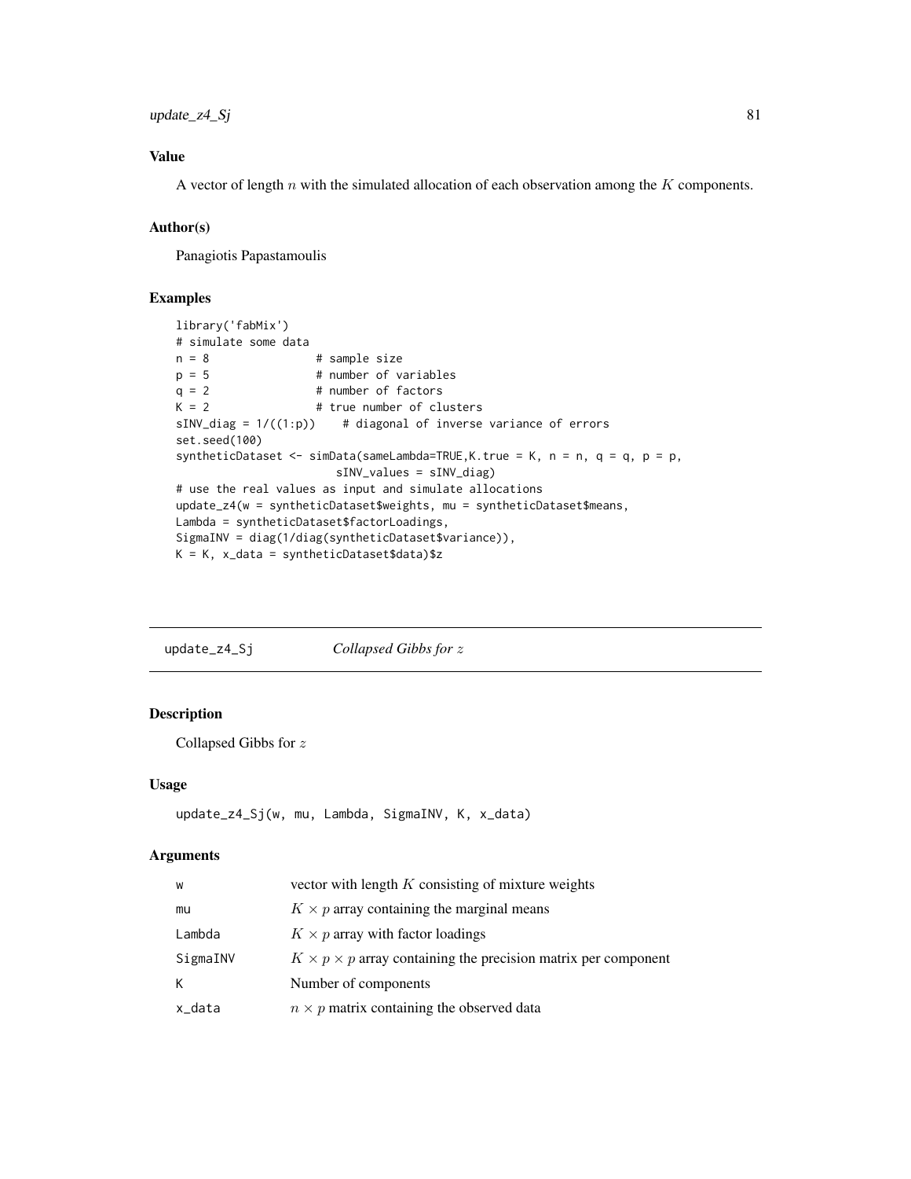## Value

A vector of length $n$ with the simulated allocation of each observation among the $K$ components.

## Author(s)

Panagiotis Papastamoulis

## Examples

```
library('fabMix')
# simulate some data
n = 8               # sample size
p = 5               # number of variables
q = 2               # number of factors
K = 2               # true number of clusters
sINV_diag = 1/((1:p))    # diagonal of inverse variance of errors
set.seed(100)
syntheticDataset <- simData(sameLambda=TRUE,K.true = K, n = n, q = q, p = p,
                        sINV_values = sINV_diag)
# use the real values as input and simulate allocations
update_z4(w = syntheticDataset$weights, mu = syntheticDataset$means,
Lambda = syntheticDataset$factorLoadings,
SigmaINV = diag(1/diag(syntheticDataset$variance)),
K = K, x_data = syntheticDataset$data)$z
```

---

# update_z4_Sj — *Collapsed Gibbs for $z$*

## Description

Collapsed Gibbs for $z$

## Usage

```
update_z4_Sj(w, mu, Lambda, SigmaINV, K, x_data)
```

## Arguments

| | |
|---|---|
| w | vector with length $K$ consisting of mixture weights |
| mu | $K \times p$ array containing the marginal means |
| Lambda | $K \times p$ array with factor loadings |
| SigmaINV | $K \times p \times p$ array containing the precision matrix per component |
| K | Number of components |
| x_data | $n \times p$ matrix containing the observed data |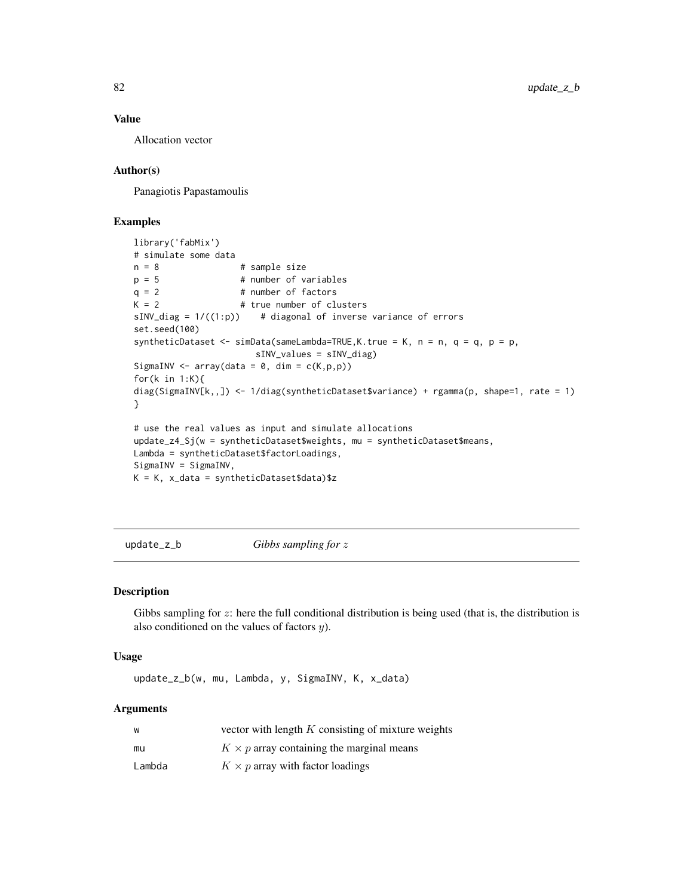### Value

Allocation vector

### Author(s)

Panagiotis Papastamoulis

### Examples

```
library('fabMix')
# simulate some data
n = 8               # sample size
p = 5               # number of variables
q = 2               # number of factors
K = 2               # true number of clusters
sINV_diag = 1/((1:p))    # diagonal of inverse variance of errors
set.seed(100)
syntheticDataset <- simData(sameLambda=TRUE,K.true = K, n = n, q = q, p = p,
                        sINV_values = sINV_diag)
SigmaINV <- array(data = 0, dim = c(K,p,p))
for(k in 1:K){
diag(SigmaINV[k,,]) <- 1/diag(syntheticDataset$variance) + rgamma(p, shape=1, rate = 1)
}

# use the real values as input and simulate allocations
update_z4_Sj(w = syntheticDataset$weights, mu = syntheticDataset$means,
Lambda = syntheticDataset$factorLoadings,
SigmaINV = SigmaINV,
K = K, x_data = syntheticDataset$data)$z
```

## update_z_b    *Gibbs sampling for $z$*

### Description

Gibbs sampling for $z$: here the full conditional distribution is being used (that is, the distribution is also conditioned on the values of factors $y$).

### Usage

```
update_z_b(w, mu, Lambda, y, SigmaINV, K, x_data)
```

### Arguments

| | |
|---|---|
| w | vector with length $K$ consisting of mixture weights |
| mu | $K \times p$ array containing the marginal means |
| Lambda | $K \times p$ array with factor loadings |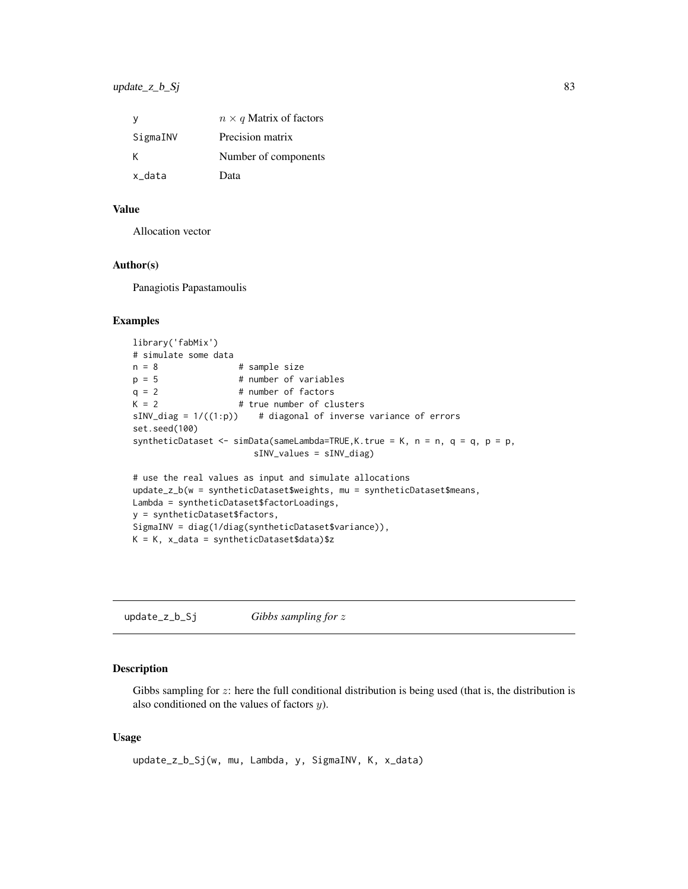| | |
|---|---|
| y | $n \times q$ Matrix of factors |
| SigmaINV | Precision matrix |
| K | Number of components |
| x_data | Data |

## Value

Allocation vector

## Author(s)

Panagiotis Papastamoulis

## Examples

```
library('fabMix')
# simulate some data
n = 8               # sample size
p = 5               # number of variables
q = 2               # number of factors
K = 2               # true number of clusters
sINV_diag = 1/((1:p))    # diagonal of inverse variance of errors
set.seed(100)
syntheticDataset <- simData(sameLambda=TRUE,K.true = K, n = n, q = q, p = p,
                        sINV_values = sINV_diag)

# use the real values as input and simulate allocations
update_z_b(w = syntheticDataset$weights, mu = syntheticDataset$means,
Lambda = syntheticDataset$factorLoadings,
y = syntheticDataset$factors,
SigmaINV = diag(1/diag(syntheticDataset$variance)),
K = K, x_data = syntheticDataset$data)$z
```

# update_z_b_Sj    *Gibbs sampling for $z$*

## Description

Gibbs sampling for $z$: here the full conditional distribution is being used (that is, the distribution is also conditioned on the values of factors $y$).

## Usage

```
update_z_b_Sj(w, mu, Lambda, y, SigmaINV, K, x_data)
```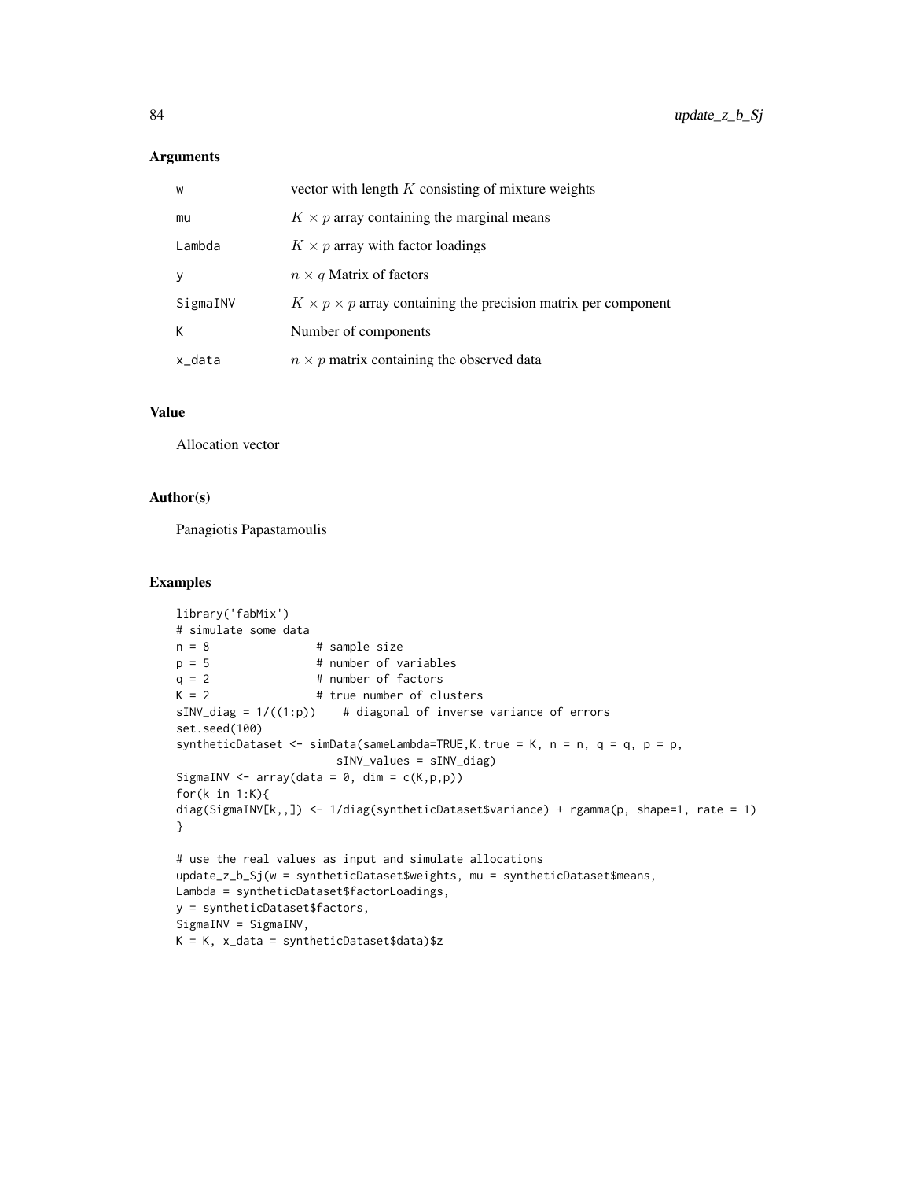## Arguments

| | |
|---|---|
| w | vector with length $K$ consisting of mixture weights |
| mu | $K \times p$ array containing the marginal means |
| Lambda | $K \times p$ array with factor loadings |
| y | $n \times q$ Matrix of factors |
| SigmaINV | $K \times p \times p$ array containing the precision matrix per component |
| K | Number of components |
| x_data | $n \times p$ matrix containing the observed data |

## Value

Allocation vector

## Author(s)

Panagiotis Papastamoulis

## Examples

```
library('fabMix')
# simulate some data
n = 8               # sample size
p = 5               # number of variables
q = 2               # number of factors
K = 2               # true number of clusters
sINV_diag = 1/((1:p))    # diagonal of inverse variance of errors
set.seed(100)
syntheticDataset <- simData(sameLambda=TRUE,K.true = K, n = n, q = q, p = p,
                        sINV_values = sINV_diag)
SigmaINV <- array(data = 0, dim = c(K,p,p))
for(k in 1:K){
diag(SigmaINV[k,,]) <- 1/diag(syntheticDataset$variance) + rgamma(p, shape=1, rate = 1)
}

# use the real values as input and simulate allocations
update_z_b_Sj(w = syntheticDataset$weights, mu = syntheticDataset$means,
Lambda = syntheticDataset$factorLoadings,
y = syntheticDataset$factors,
SigmaINV = SigmaINV,
K = K, x_data = syntheticDataset$data)$z
```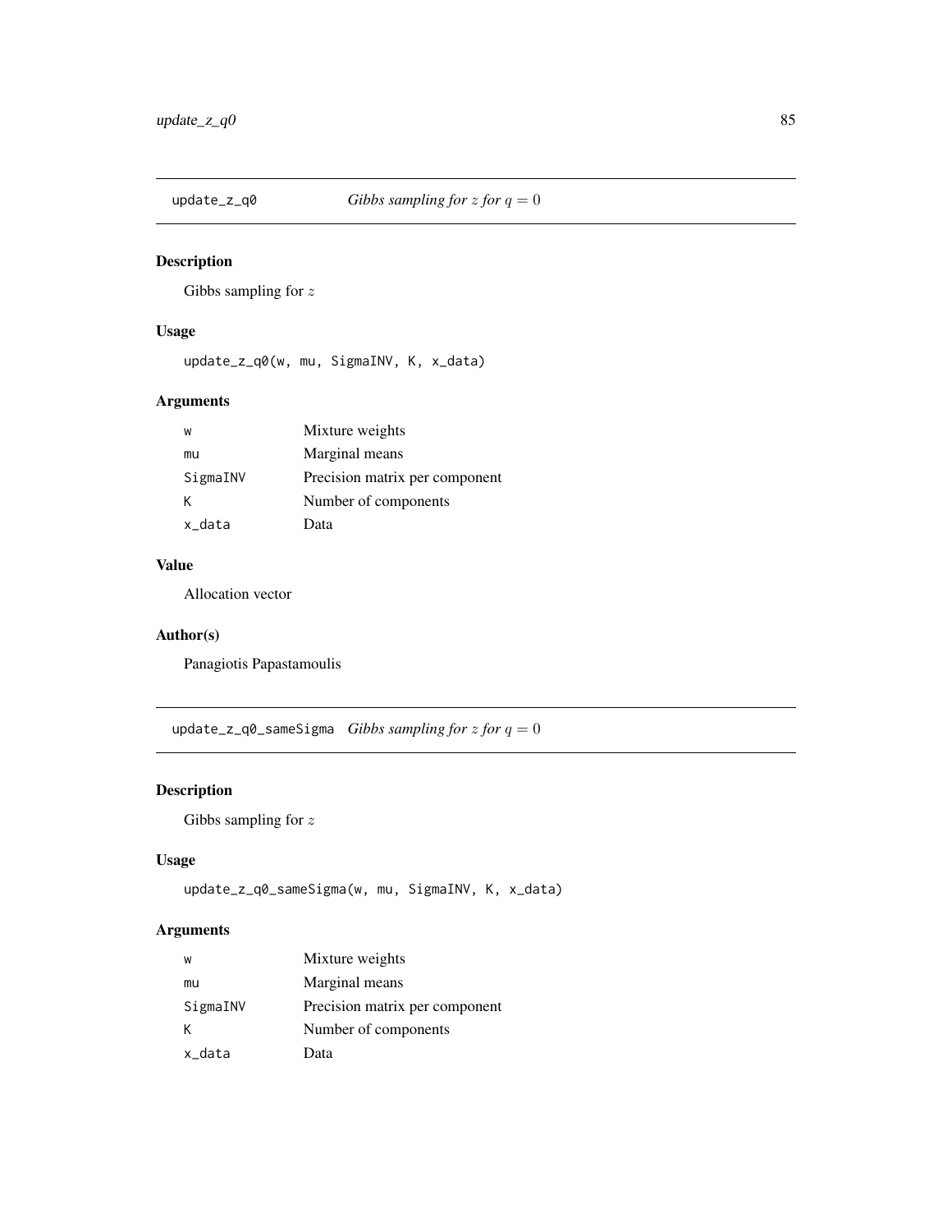## update_z_q0 — *Gibbs sampling for $z$ for $q = 0$*

### Description

Gibbs sampling for $z$

### Usage

```
update_z_q0(w, mu, SigmaINV, K, x_data)
```

### Arguments

| | |
|---|---|
| w | Mixture weights |
| mu | Marginal means |
| SigmaINV | Precision matrix per component |
| K | Number of components |
| x_data | Data |

### Value

Allocation vector

### Author(s)

Panagiotis Papastamoulis

## update_z_q0_sameSigma — *Gibbs sampling for $z$ for $q = 0$*

### Description

Gibbs sampling for $z$

### Usage

```
update_z_q0_sameSigma(w, mu, SigmaINV, K, x_data)
```

### Arguments

| | |
|---|---|
| w | Mixture weights |
| mu | Marginal means |
| SigmaINV | Precision matrix per component |
| K | Number of components |
| x_data | Data |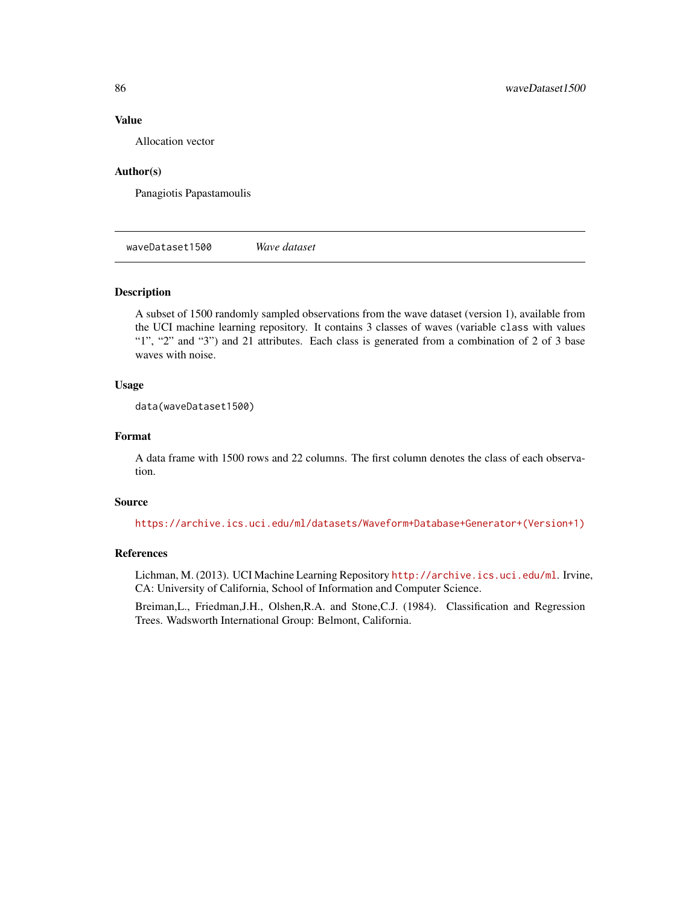### Value

Allocation vector

### Author(s)

Panagiotis Papastamoulis

---

## waveDataset1500 *Wave dataset*

---

### Description

A subset of 1500 randomly sampled observations from the wave dataset (version 1), available from the UCI machine learning repository. It contains 3 classes of waves (variable `class` with values "1", "2" and "3") and 21 attributes. Each class is generated from a combination of 2 of 3 base waves with noise.

### Usage

```
data(waveDataset1500)
```

### Format

A data frame with 1500 rows and 22 columns. The first column denotes the class of each observation.

### Source

https://archive.ics.uci.edu/ml/datasets/Waveform+Database+Generator+(Version+1)

### References

Lichman, M. (2013). UCI Machine Learning Repository http://archive.ics.uci.edu/ml. Irvine, CA: University of California, School of Information and Computer Science.

Breiman,L., Friedman,J.H., Olshen,R.A. and Stone,C.J. (1984). Classification and Regression Trees. Wadsworth International Group: Belmont, California.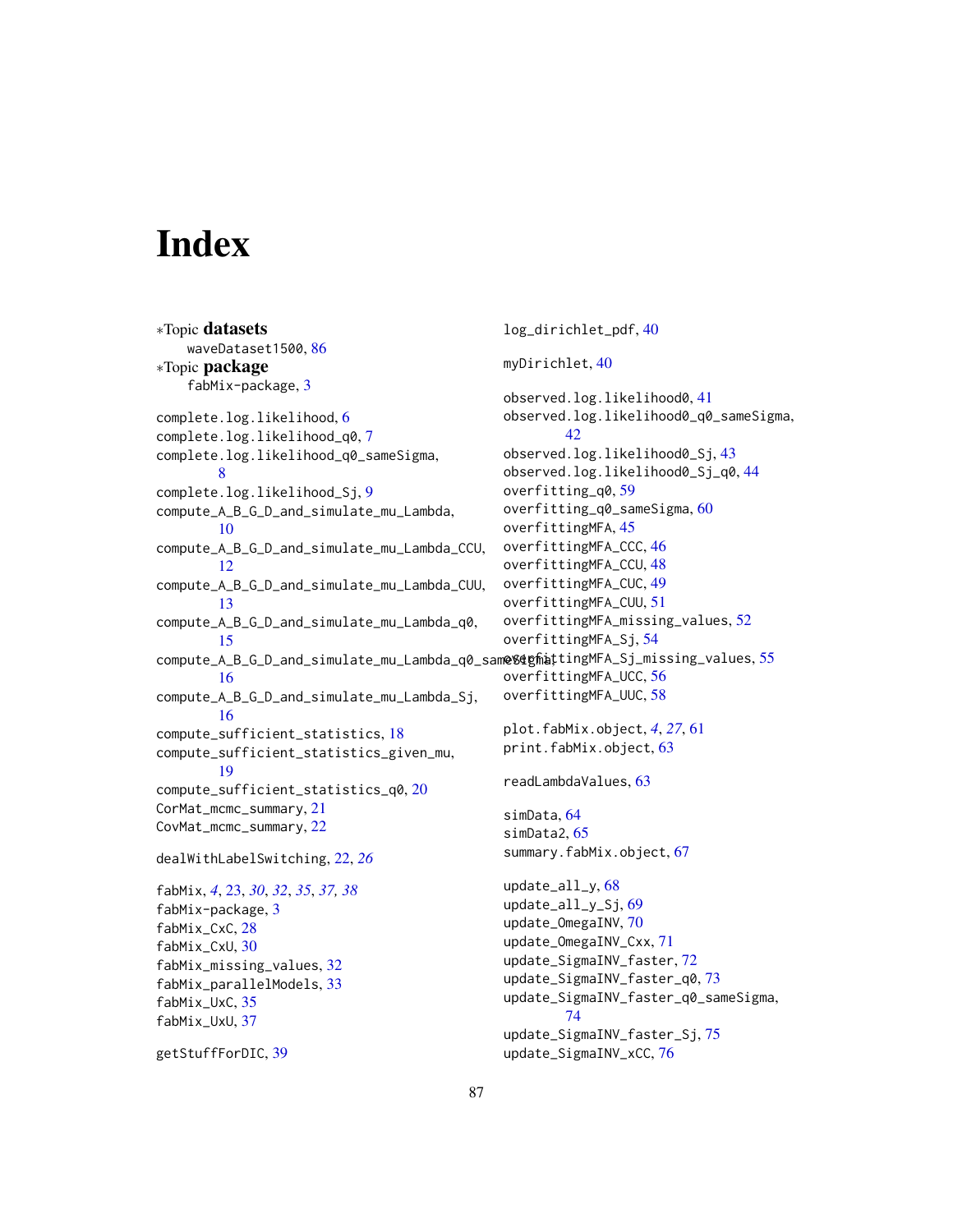# Index

*Topic **datasets**
  waveDataset1500, 86
*Topic **package**
  fabMix-package, 3

complete.log.likelihood, 6
complete.log.likelihood_q0, 7
complete.log.likelihood_q0_sameSigma, 8
complete.log.likelihood_Sj, 9
compute_A_B_G_D_and_simulate_mu_Lambda, 10
compute_A_B_G_D_and_simulate_mu_Lambda_CCU, 12
compute_A_B_G_D_and_simulate_mu_Lambda_CUU, 13
compute_A_B_G_D_and_simulate_mu_Lambda_q0, 15
compute_A_B_G_D_and_simulate_mu_Lambda_q0_sameSigma, 16
compute_A_B_G_D_and_simulate_mu_Lambda_Sj, 16
compute_sufficient_statistics, 18
compute_sufficient_statistics_given_mu, 19
compute_sufficient_statistics_q0, 20
CorMat_mcmc_summary, 21
CovMat_mcmc_summary, 22

dealWithLabelSwitching, 22, *26*

fabMix, *4*, 23, *30*, *32*, *35*, *37*, *38*
fabMix-package, 3
fabMix_CxC, 28
fabMix_CxU, 30
fabMix_missing_values, 32
fabMix_parallelModels, 33
fabMix_UxC, 35
fabMix_UxU, 37

getStuffForDIC, 39

log_dirichlet_pdf, 40

myDirichlet, 40

observed.log.likelihood0, 41
observed.log.likelihood0_q0_sameSigma, 42
observed.log.likelihood0_Sj, 43
observed.log.likelihood0_Sj_q0, 44
overfitting_q0, 59
overfitting_q0_sameSigma, 60
overfittingMFA, 45
overfittingMFA_CCC, 46
overfittingMFA_CCU, 48
overfittingMFA_CUC, 49
overfittingMFA_CUU, 51
overfittingMFA_missing_values, 52
overfittingMFA_Sj, 54
overfittingMFA_Sj_missing_values, 55
overfittingMFA_UCC, 56
overfittingMFA_UUC, 58

plot.fabMix.object, *4*, *27*, 61
print.fabMix.object, 63

readLambdaValues, 63

simData, 64
simData2, 65
summary.fabMix.object, 67

update_all_y, 68
update_all_y_Sj, 69
update_OmegaINV, 70
update_OmegaINV_Cxx, 71
update_SigmaINV_faster, 72
update_SigmaINV_faster_q0, 73
update_SigmaINV_faster_q0_sameSigma, 74
update_SigmaINV_faster_Sj, 75
update_SigmaINV_xCC, 76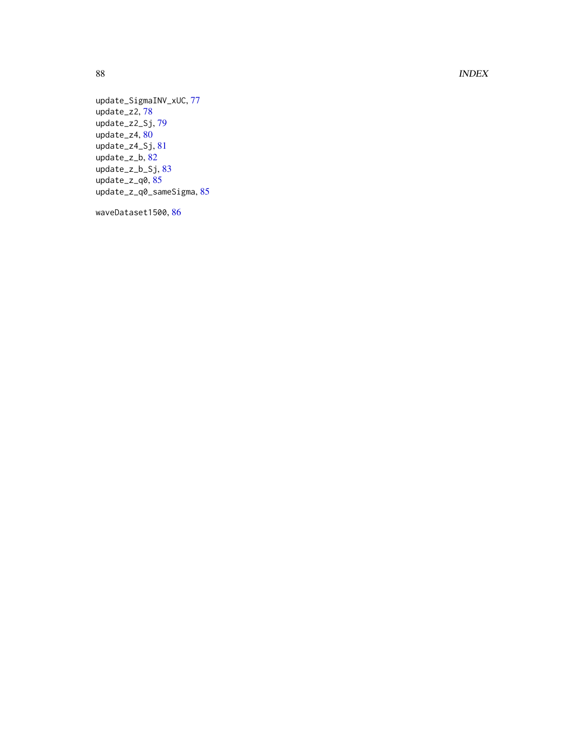update_SigmaINV_xUC, 77
update_z2, 78
update_z2_Sj, 79
update_z4, 80
update_z4_Sj, 81
update_z_b, 82
update_z_b_Sj, 83
update_z_q0, 85
update_z_q0_sameSigma, 85

waveDataset1500, 86